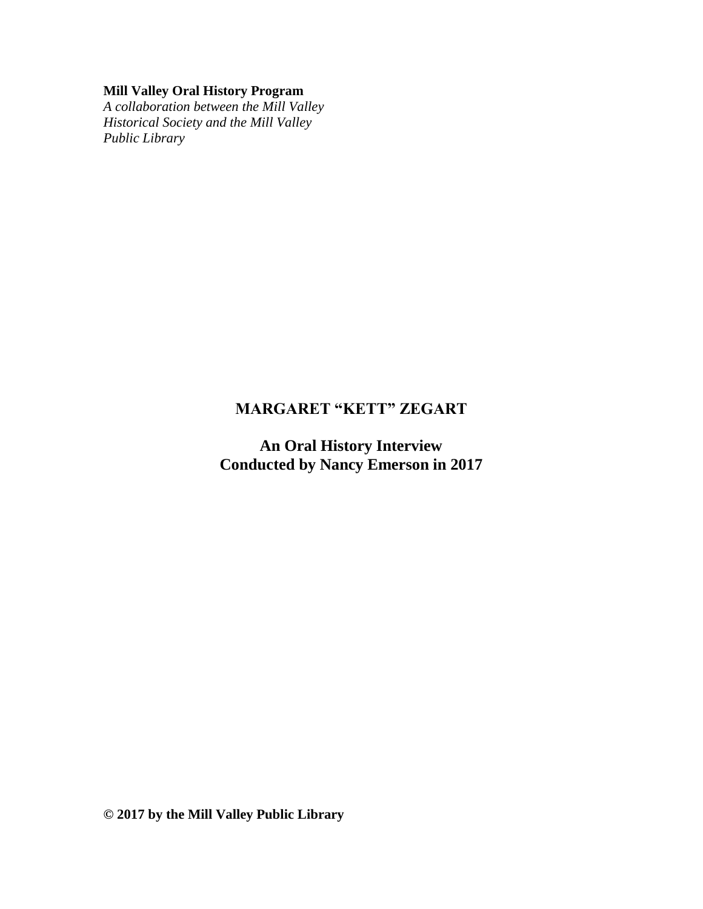**Mill Valley Oral History Program**
*A collaboration between the Mill Valley Historical Society and the Mill Valley Public Library*

# MARGARET "KETT" ZEGART

## An Oral History Interview
## Conducted by Nancy Emerson in 2017

**© 2017 by the Mill Valley Public Library**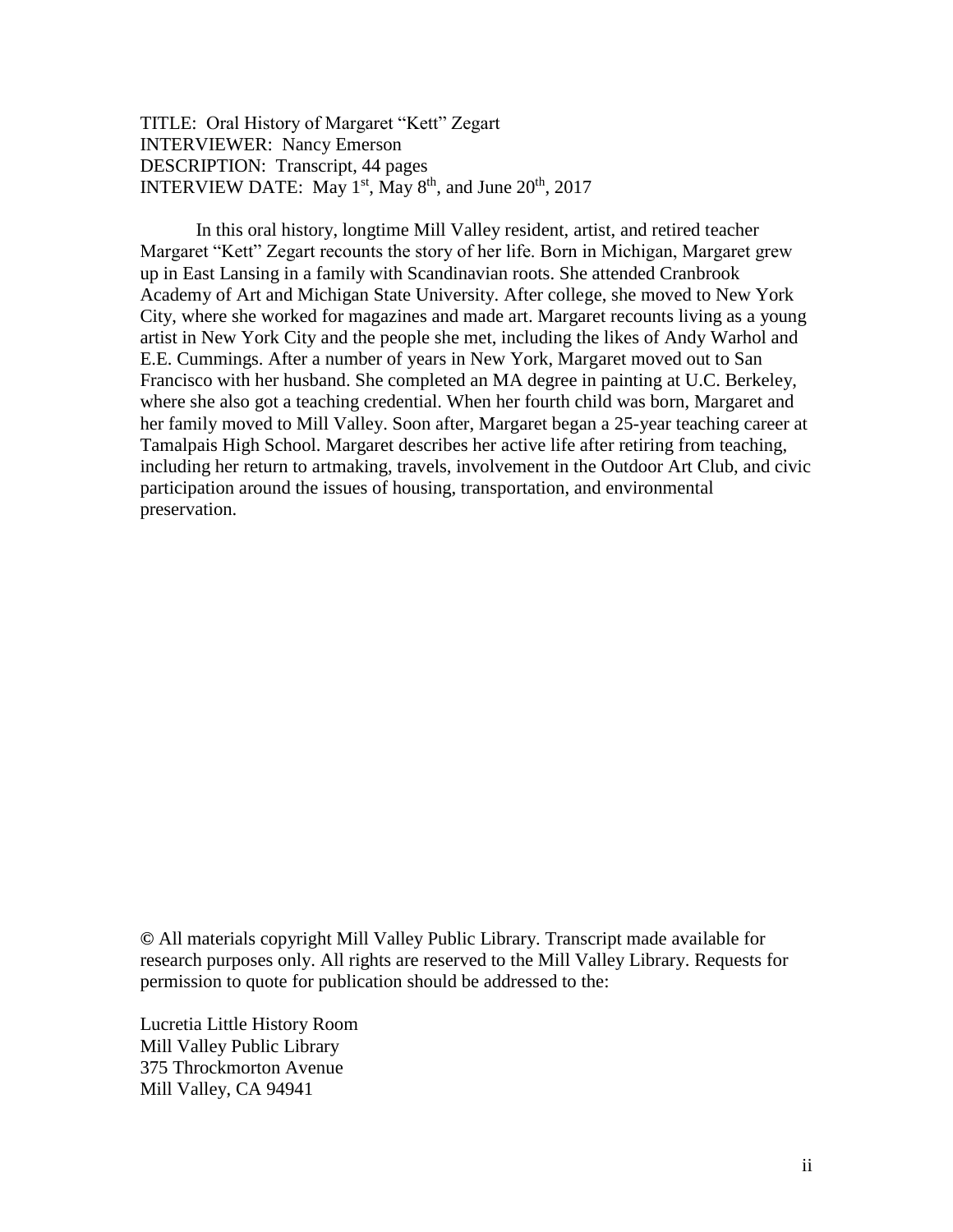TITLE: Oral History of Margaret "Kett" Zegart
INTERVIEWER: Nancy Emerson
DESCRIPTION: Transcript, 44 pages
INTERVIEW DATE: May 1st, May 8th, and June 20th, 2017

In this oral history, longtime Mill Valley resident, artist, and retired teacher Margaret "Kett" Zegart recounts the story of her life. Born in Michigan, Margaret grew up in East Lansing in a family with Scandinavian roots. She attended Cranbrook Academy of Art and Michigan State University. After college, she moved to New York City, where she worked for magazines and made art. Margaret recounts living as a young artist in New York City and the people she met, including the likes of Andy Warhol and E.E. Cummings. After a number of years in New York, Margaret moved out to San Francisco with her husband. She completed an MA degree in painting at U.C. Berkeley, where she also got a teaching credential. When her fourth child was born, Margaret and her family moved to Mill Valley. Soon after, Margaret began a 25-year teaching career at Tamalpais High School. Margaret describes her active life after retiring from teaching, including her return to artmaking, travels, involvement in the Outdoor Art Club, and civic participation around the issues of housing, transportation, and environmental preservation.

© All materials copyright Mill Valley Public Library. Transcript made available for research purposes only. All rights are reserved to the Mill Valley Library. Requests for permission to quote for publication should be addressed to the:

Lucretia Little History Room
Mill Valley Public Library
375 Throckmorton Avenue
Mill Valley, CA 94941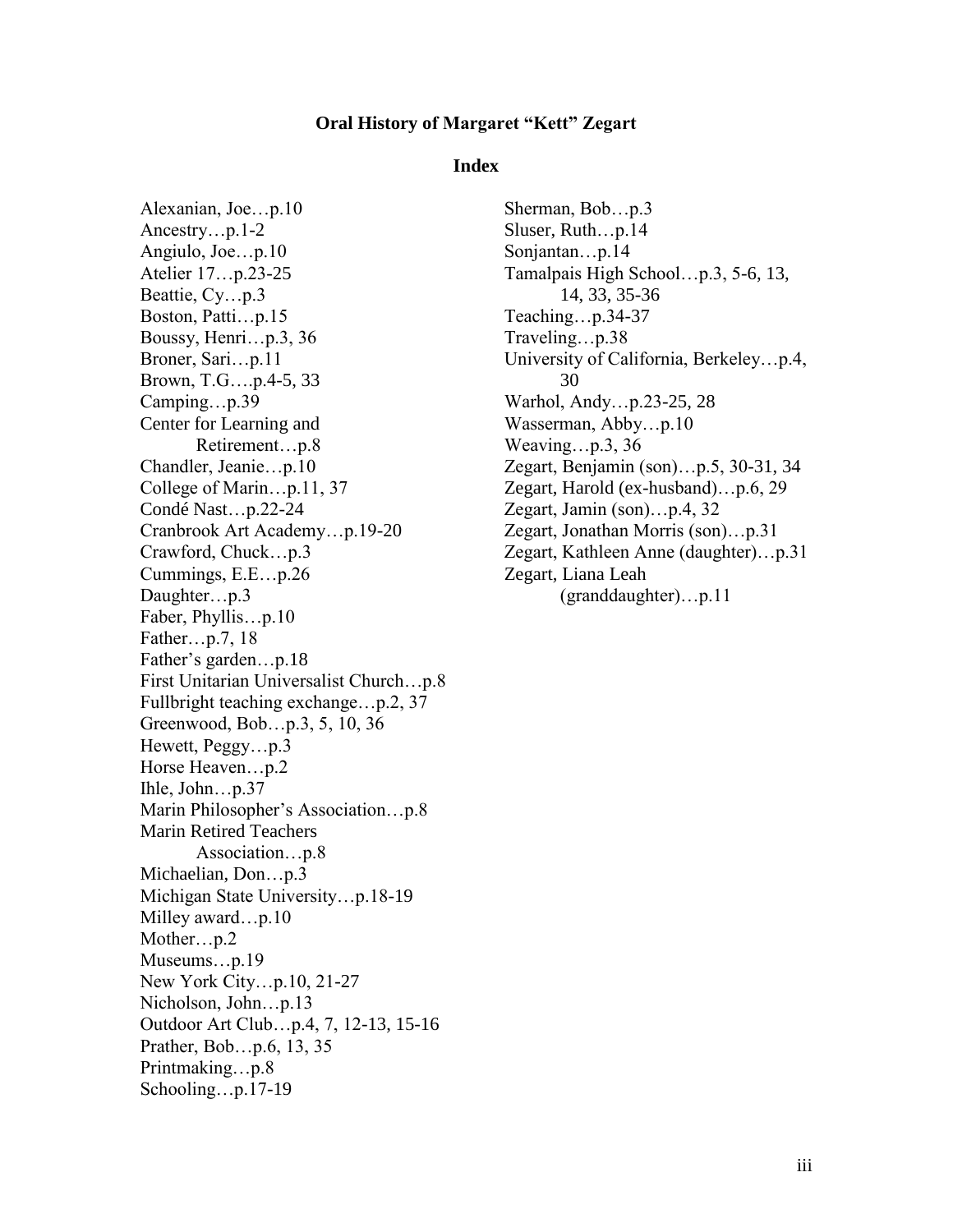**Oral History of Margaret "Kett" Zegart**

**Index**

Alexanian, Joe…p.10
Ancestry…p.1-2
Angiulo, Joe…p.10
Atelier 17…p.23-25
Beattie, Cy…p.3
Boston, Patti…p.15
Boussy, Henri…p.3, 36
Broner, Sari…p.11
Brown, T.G….p.4-5, 33
Camping…p.39
Center for Learning and Retirement…p.8
Chandler, Jeanie…p.10
College of Marin…p.11, 37
Condé Nast…p.22-24
Cranbrook Art Academy…p.19-20
Crawford, Chuck…p.3
Cummings, E.E…p.26
Daughter…p.3
Faber, Phyllis…p.10
Father…p.7, 18
Father's garden…p.18
First Unitarian Universalist Church…p.8
Fullbright teaching exchange…p.2, 37
Greenwood, Bob…p.3, 5, 10, 36
Hewett, Peggy…p.3
Horse Heaven…p.2
Ihle, John…p.37
Marin Philosopher's Association…p.8
Marin Retired Teachers Association…p.8
Michaelian, Don…p.3
Michigan State University…p.18-19
Milley award…p.10
Mother…p.2
Museums…p.19
New York City…p.10, 21-27
Nicholson, John…p.13
Outdoor Art Club…p.4, 7, 12-13, 15-16
Prather, Bob…p.6, 13, 35
Printmaking…p.8
Schooling…p.17-19
Sherman, Bob…p.3
Sluser, Ruth…p.14
Sonjantan…p.14
Tamalpais High School…p.3, 5-6, 13, 14, 33, 35-36
Teaching…p.34-37
Traveling…p.38
University of California, Berkeley…p.4, 30
Warhol, Andy…p.23-25, 28
Wasserman, Abby…p.10
Weaving…p.3, 36
Zegart, Benjamin (son)…p.5, 30-31, 34
Zegart, Harold (ex-husband)…p.6, 29
Zegart, Jamin (son)…p.4, 32
Zegart, Jonathan Morris (son)…p.31
Zegart, Kathleen Anne (daughter)…p.31
Zegart, Liana Leah (granddaughter)…p.11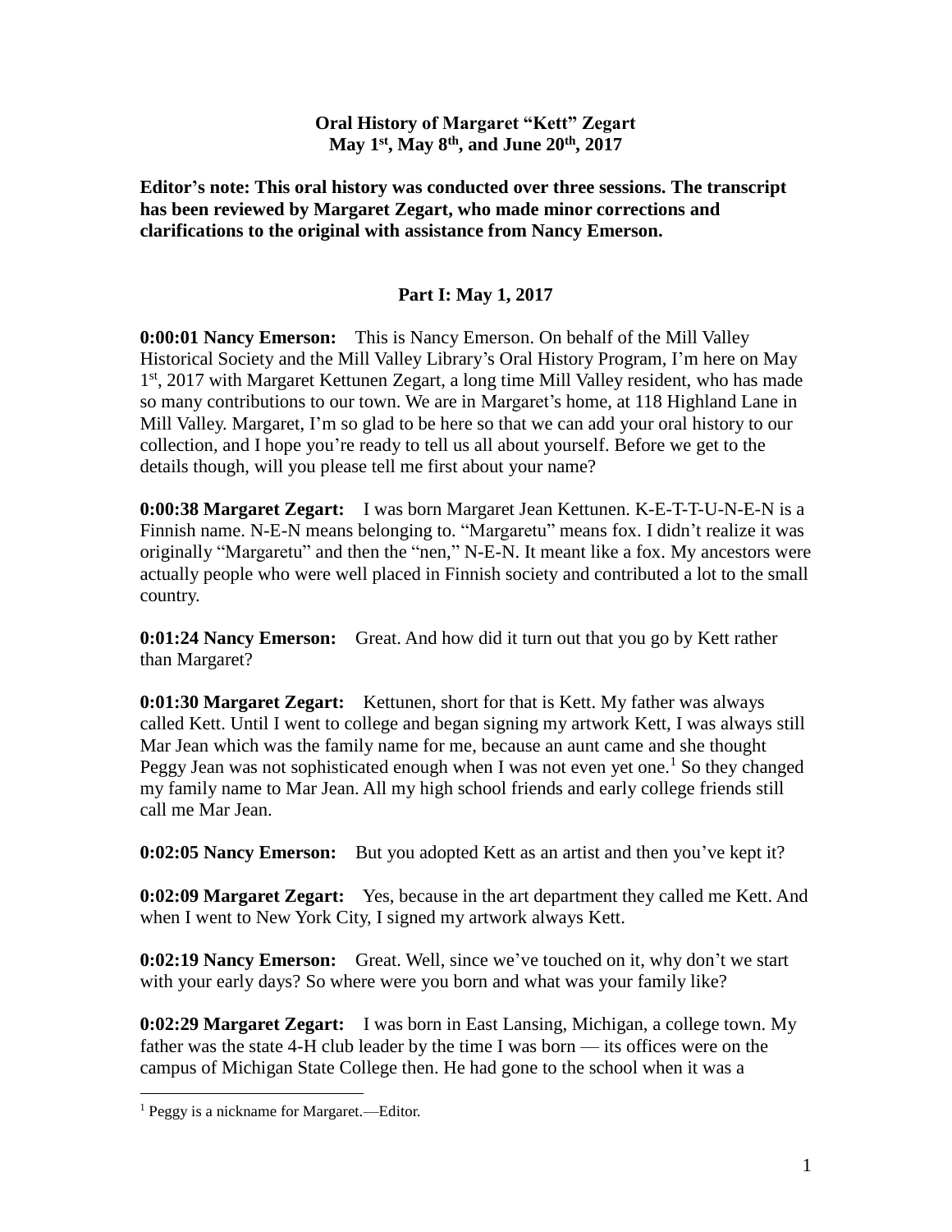**Oral History of Margaret "Kett" Zegart**
**May 1st, May 8th, and June 20th, 2017**

**Editor's note: This oral history was conducted over three sessions. The transcript has been reviewed by Margaret Zegart, who made minor corrections and clarifications to the original with assistance from Nancy Emerson.**

## Part I: May 1, 2017

**0:00:01 Nancy Emerson:** This is Nancy Emerson. On behalf of the Mill Valley Historical Society and the Mill Valley Library's Oral History Program, I'm here on May 1st, 2017 with Margaret Kettunen Zegart, a long time Mill Valley resident, who has made so many contributions to our town. We are in Margaret's home, at 118 Highland Lane in Mill Valley. Margaret, I'm so glad to be here so that we can add your oral history to our collection, and I hope you're ready to tell us all about yourself. Before we get to the details though, will you please tell me first about your name?

**0:00:38 Margaret Zegart:** I was born Margaret Jean Kettunen. K-E-T-T-U-N-E-N is a Finnish name. N-E-N means belonging to. "Margaretu" means fox. I didn't realize it was originally "Margaretu" and then the "nen," N-E-N. It meant like a fox. My ancestors were actually people who were well placed in Finnish society and contributed a lot to the small country.

**0:01:24 Nancy Emerson:** Great. And how did it turn out that you go by Kett rather than Margaret?

**0:01:30 Margaret Zegart:** Kettunen, short for that is Kett. My father was always called Kett. Until I went to college and began signing my artwork Kett, I was always still Mar Jean which was the family name for me, because an aunt came and she thought Peggy Jean was not sophisticated enough when I was not even yet one.[1] So they changed my family name to Mar Jean. All my high school friends and early college friends still call me Mar Jean.

**0:02:05 Nancy Emerson:** But you adopted Kett as an artist and then you've kept it?

**0:02:09 Margaret Zegart:** Yes, because in the art department they called me Kett. And when I went to New York City, I signed my artwork always Kett.

**0:02:19 Nancy Emerson:** Great. Well, since we've touched on it, why don't we start with your early days? So where were you born and what was your family like?

**0:02:29 Margaret Zegart:** I was born in East Lansing, Michigan, a college town. My father was the state 4-H club leader by the time I was born — its offices were on the campus of Michigan State College then. He had gone to the school when it was a

[1] Peggy is a nickname for Margaret.—Editor.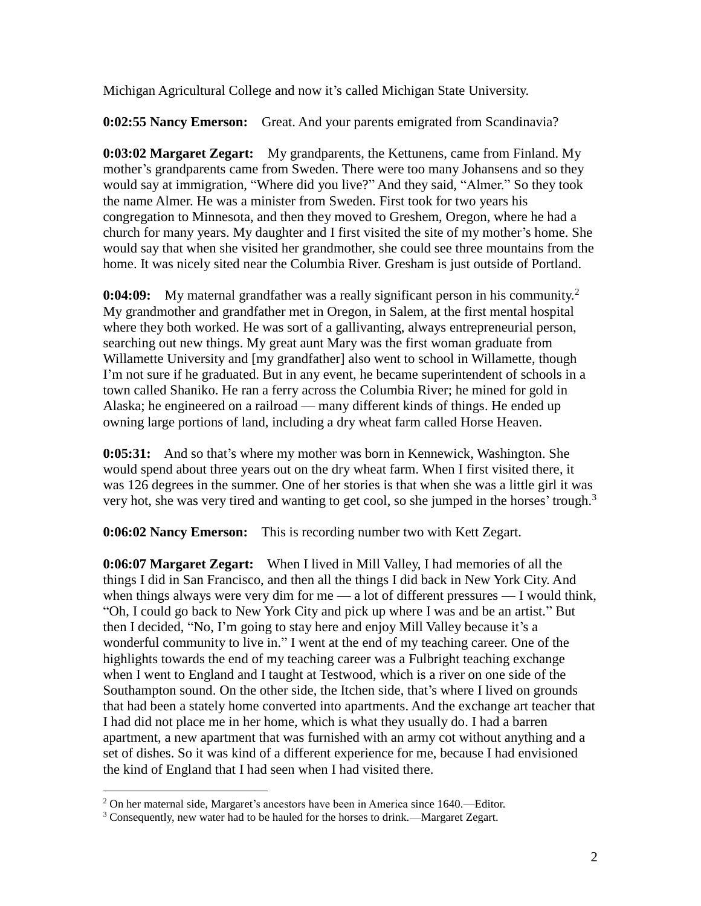Michigan Agricultural College and now it's called Michigan State University.

**0:02:55 Nancy Emerson:** Great. And your parents emigrated from Scandinavia?

**0:03:02 Margaret Zegart:** My grandparents, the Kettunens, came from Finland. My mother's grandparents came from Sweden. There were too many Johansens and so they would say at immigration, "Where did you live?" And they said, "Almer." So they took the name Almer. He was a minister from Sweden. First took for two years his congregation to Minnesota, and then they moved to Greshem, Oregon, where he had a church for many years. My daughter and I first visited the site of my mother's home. She would say that when she visited her grandmother, she could see three mountains from the home. It was nicely sited near the Columbia River. Gresham is just outside of Portland.

**0:04:09:** My maternal grandfather was a really significant person in his community.[2] My grandmother and grandfather met in Oregon, in Salem, at the first mental hospital where they both worked. He was sort of a gallivanting, always entrepreneurial person, searching out new things. My great aunt Mary was the first woman graduate from Willamette University and [my grandfather] also went to school in Willamette, though I'm not sure if he graduated. But in any event, he became superintendent of schools in a town called Shaniko. He ran a ferry across the Columbia River; he mined for gold in Alaska; he engineered on a railroad — many different kinds of things. He ended up owning large portions of land, including a dry wheat farm called Horse Heaven.

**0:05:31:** And so that's where my mother was born in Kennewick, Washington. She would spend about three years out on the dry wheat farm. When I first visited there, it was 126 degrees in the summer. One of her stories is that when she was a little girl it was very hot, she was very tired and wanting to get cool, so she jumped in the horses' trough.[3]

**0:06:02 Nancy Emerson:** This is recording number two with Kett Zegart.

**0:06:07 Margaret Zegart:** When I lived in Mill Valley, I had memories of all the things I did in San Francisco, and then all the things I did back in New York City. And when things always were very dim for me — a lot of different pressures — I would think, "Oh, I could go back to New York City and pick up where I was and be an artist." But then I decided, "No, I'm going to stay here and enjoy Mill Valley because it's a wonderful community to live in." I went at the end of my teaching career. One of the highlights towards the end of my teaching career was a Fulbright teaching exchange when I went to England and I taught at Testwood, which is a river on one side of the Southampton sound. On the other side, the Itchen side, that's where I lived on grounds that had been a stately home converted into apartments. And the exchange art teacher that I had did not place me in her home, which is what they usually do. I had a barren apartment, a new apartment that was furnished with an army cot without anything and a set of dishes. So it was kind of a different experience for me, because I had envisioned the kind of England that I had seen when I had visited there.

---

[2] On her maternal side, Margaret's ancestors have been in America since 1640.—Editor.

[3] Consequently, new water had to be hauled for the horses to drink.—Margaret Zegart.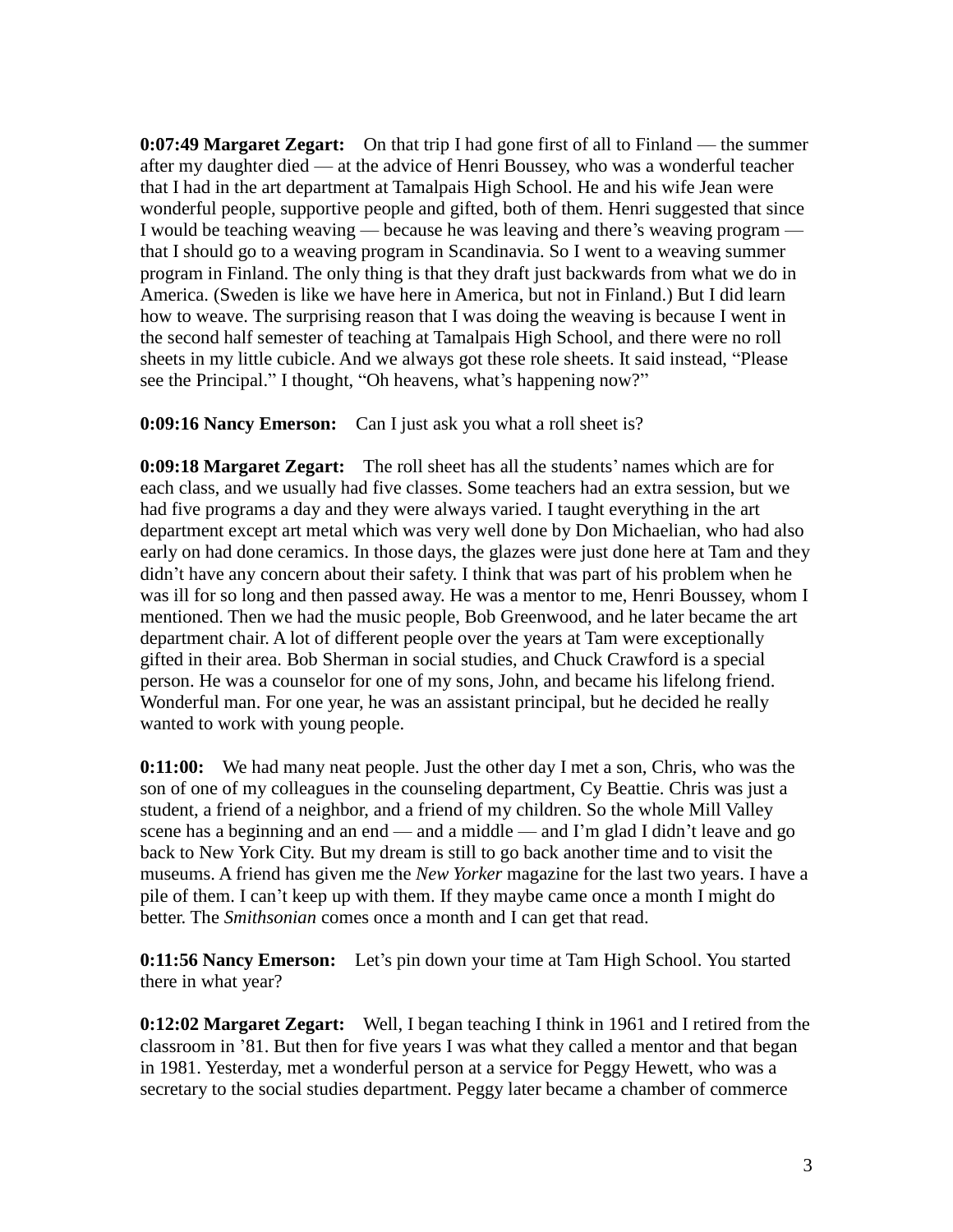**0:07:49 Margaret Zegart:** On that trip I had gone first of all to Finland — the summer after my daughter died — at the advice of Henri Boussey, who was a wonderful teacher that I had in the art department at Tamalpais High School. He and his wife Jean were wonderful people, supportive people and gifted, both of them. Henri suggested that since I would be teaching weaving — because he was leaving and there's weaving program — that I should go to a weaving program in Scandinavia. So I went to a weaving summer program in Finland. The only thing is that they draft just backwards from what we do in America. (Sweden is like we have here in America, but not in Finland.) But I did learn how to weave. The surprising reason that I was doing the weaving is because I went in the second half semester of teaching at Tamalpais High School, and there were no roll sheets in my little cubicle. And we always got these role sheets. It said instead, "Please see the Principal." I thought, "Oh heavens, what's happening now?"

**0:09:16 Nancy Emerson:** Can I just ask you what a roll sheet is?

**0:09:18 Margaret Zegart:** The roll sheet has all the students' names which are for each class, and we usually had five classes. Some teachers had an extra session, but we had five programs a day and they were always varied. I taught everything in the art department except art metal which was very well done by Don Michaelian, who had also early on had done ceramics. In those days, the glazes were just done here at Tam and they didn't have any concern about their safety. I think that was part of his problem when he was ill for so long and then passed away. He was a mentor to me, Henri Boussey, whom I mentioned. Then we had the music people, Bob Greenwood, and he later became the art department chair. A lot of different people over the years at Tam were exceptionally gifted in their area. Bob Sherman in social studies, and Chuck Crawford is a special person. He was a counselor for one of my sons, John, and became his lifelong friend. Wonderful man. For one year, he was an assistant principal, but he decided he really wanted to work with young people.

**0:11:00:** We had many neat people. Just the other day I met a son, Chris, who was the son of one of my colleagues in the counseling department, Cy Beattie. Chris was just a student, a friend of a neighbor, and a friend of my children. So the whole Mill Valley scene has a beginning and an end — and a middle — and I'm glad I didn't leave and go back to New York City. But my dream is still to go back another time and to visit the museums. A friend has given me the *New Yorker* magazine for the last two years. I have a pile of them. I can't keep up with them. If they maybe came once a month I might do better. The *Smithsonian* comes once a month and I can get that read.

**0:11:56 Nancy Emerson:** Let's pin down your time at Tam High School. You started there in what year?

**0:12:02 Margaret Zegart:** Well, I began teaching I think in 1961 and I retired from the classroom in '81. But then for five years I was what they called a mentor and that began in 1981. Yesterday, met a wonderful person at a service for Peggy Hewett, who was a secretary to the social studies department. Peggy later became a chamber of commerce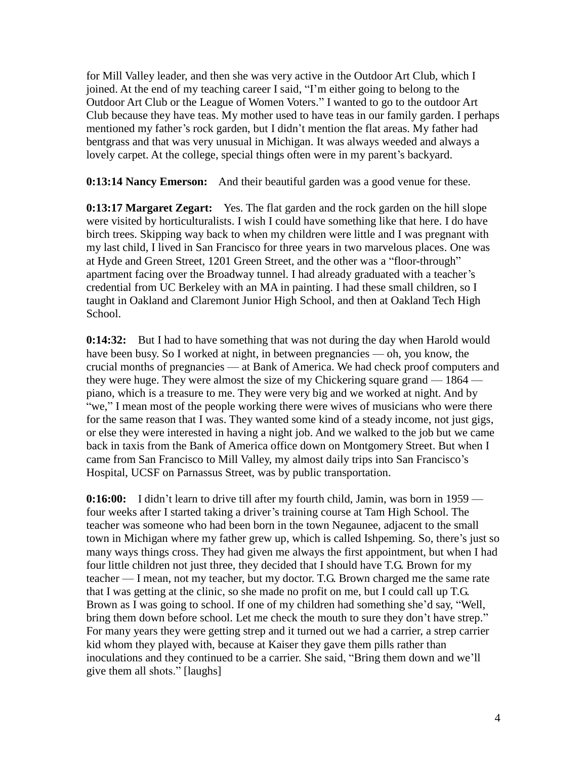for Mill Valley leader, and then she was very active in the Outdoor Art Club, which I joined. At the end of my teaching career I said, "I'm either going to belong to the Outdoor Art Club or the League of Women Voters." I wanted to go to the outdoor Art Club because they have teas. My mother used to have teas in our family garden. I perhaps mentioned my father's rock garden, but I didn't mention the flat areas. My father had bentgrass and that was very unusual in Michigan. It was always weeded and always a lovely carpet. At the college, special things often were in my parent's backyard.

**0:13:14 Nancy Emerson:** And their beautiful garden was a good venue for these.

**0:13:17 Margaret Zegart:** Yes. The flat garden and the rock garden on the hill slope were visited by horticulturalists. I wish I could have something like that here. I do have birch trees. Skipping way back to when my children were little and I was pregnant with my last child, I lived in San Francisco for three years in two marvelous places. One was at Hyde and Green Street, 1201 Green Street, and the other was a "floor-through" apartment facing over the Broadway tunnel. I had already graduated with a teacher's credential from UC Berkeley with an MA in painting. I had these small children, so I taught in Oakland and Claremont Junior High School, and then at Oakland Tech High School.

**0:14:32:** But I had to have something that was not during the day when Harold would have been busy. So I worked at night, in between pregnancies — oh, you know, the crucial months of pregnancies — at Bank of America. We had check proof computers and they were huge. They were almost the size of my Chickering square grand — 1864 — piano, which is a treasure to me. They were very big and we worked at night. And by "we," I mean most of the people working there were wives of musicians who were there for the same reason that I was. They wanted some kind of a steady income, not just gigs, or else they were interested in having a night job. And we walked to the job but we came back in taxis from the Bank of America office down on Montgomery Street. But when I came from San Francisco to Mill Valley, my almost daily trips into San Francisco's Hospital, UCSF on Parnassus Street, was by public transportation.

**0:16:00:** I didn't learn to drive till after my fourth child, Jamin, was born in 1959 — four weeks after I started taking a driver's training course at Tam High School. The teacher was someone who had been born in the town Negaunee, adjacent to the small town in Michigan where my father grew up, which is called Ishpeming. So, there's just so many ways things cross. They had given me always the first appointment, but when I had four little children not just three, they decided that I should have T.G. Brown for my teacher — I mean, not my teacher, but my doctor. T.G. Brown charged me the same rate that I was getting at the clinic, so she made no profit on me, but I could call up T.G. Brown as I was going to school. If one of my children had something she'd say, "Well, bring them down before school. Let me check the mouth to sure they don't have strep." For many years they were getting strep and it turned out we had a carrier, a strep carrier kid whom they played with, because at Kaiser they gave them pills rather than inoculations and they continued to be a carrier. She said, "Bring them down and we'll give them all shots." [laughs]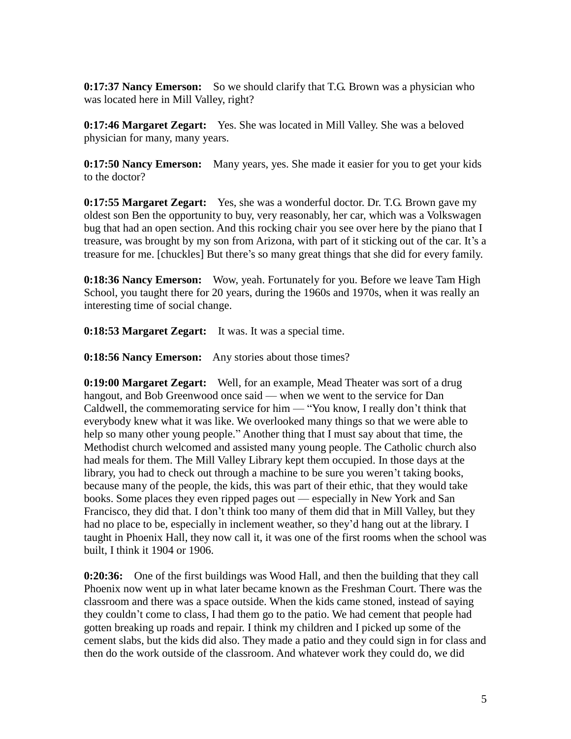**0:17:37 Nancy Emerson:** So we should clarify that T.G. Brown was a physician who was located here in Mill Valley, right?

**0:17:46 Margaret Zegart:** Yes. She was located in Mill Valley. She was a beloved physician for many, many years.

**0:17:50 Nancy Emerson:** Many years, yes. She made it easier for you to get your kids to the doctor?

**0:17:55 Margaret Zegart:** Yes, she was a wonderful doctor. Dr. T.G. Brown gave my oldest son Ben the opportunity to buy, very reasonably, her car, which was a Volkswagen bug that had an open section. And this rocking chair you see over here by the piano that I treasure, was brought by my son from Arizona, with part of it sticking out of the car. It's a treasure for me. [chuckles] But there's so many great things that she did for every family.

**0:18:36 Nancy Emerson:** Wow, yeah. Fortunately for you. Before we leave Tam High School, you taught there for 20 years, during the 1960s and 1970s, when it was really an interesting time of social change.

**0:18:53 Margaret Zegart:** It was. It was a special time.

**0:18:56 Nancy Emerson:** Any stories about those times?

**0:19:00 Margaret Zegart:** Well, for an example, Mead Theater was sort of a drug hangout, and Bob Greenwood once said — when we went to the service for Dan Caldwell, the commemorating service for him — "You know, I really don't think that everybody knew what it was like. We overlooked many things so that we were able to help so many other young people." Another thing that I must say about that time, the Methodist church welcomed and assisted many young people. The Catholic church also had meals for them. The Mill Valley Library kept them occupied. In those days at the library, you had to check out through a machine to be sure you weren't taking books, because many of the people, the kids, this was part of their ethic, that they would take books. Some places they even ripped pages out — especially in New York and San Francisco, they did that. I don't think too many of them did that in Mill Valley, but they had no place to be, especially in inclement weather, so they'd hang out at the library. I taught in Phoenix Hall, they now call it, it was one of the first rooms when the school was built, I think it 1904 or 1906.

**0:20:36:** One of the first buildings was Wood Hall, and then the building that they call Phoenix now went up in what later became known as the Freshman Court. There was the classroom and there was a space outside. When the kids came stoned, instead of saying they couldn't come to class, I had them go to the patio. We had cement that people had gotten breaking up roads and repair. I think my children and I picked up some of the cement slabs, but the kids did also. They made a patio and they could sign in for class and then do the work outside of the classroom. And whatever work they could do, we did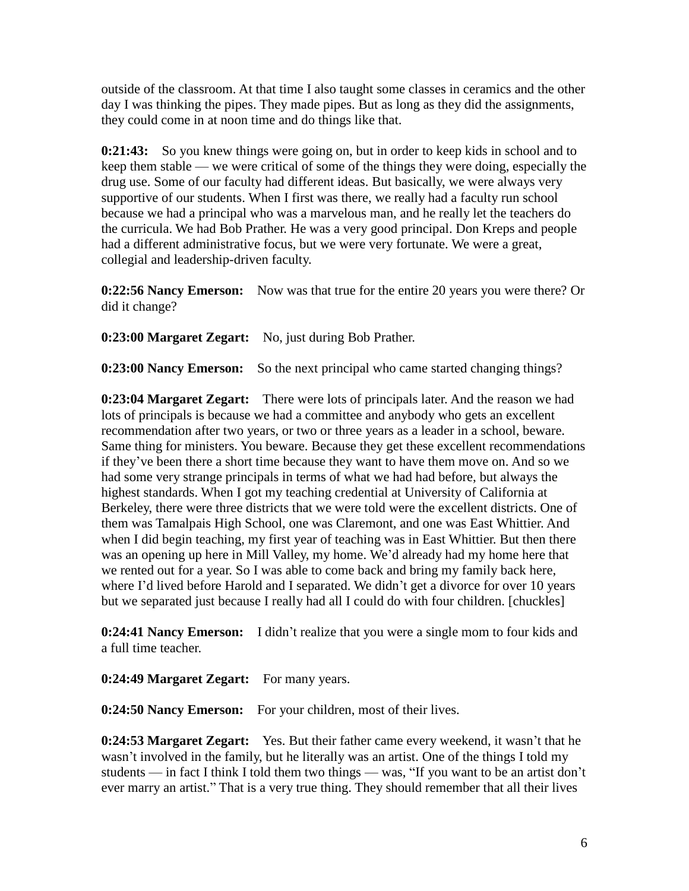outside of the classroom. At that time I also taught some classes in ceramics and the other day I was thinking the pipes. They made pipes. But as long as they did the assignments, they could come in at noon time and do things like that.

**0:21:43:** So you knew things were going on, but in order to keep kids in school and to keep them stable — we were critical of some of the things they were doing, especially the drug use. Some of our faculty had different ideas. But basically, we were always very supportive of our students. When I first was there, we really had a faculty run school because we had a principal who was a marvelous man, and he really let the teachers do the curricula. We had Bob Prather. He was a very good principal. Don Kreps and people had a different administrative focus, but we were very fortunate. We were a great, collegial and leadership-driven faculty.

**0:22:56 Nancy Emerson:** Now was that true for the entire 20 years you were there? Or did it change?

**0:23:00 Margaret Zegart:** No, just during Bob Prather.

**0:23:00 Nancy Emerson:** So the next principal who came started changing things?

**0:23:04 Margaret Zegart:** There were lots of principals later. And the reason we had lots of principals is because we had a committee and anybody who gets an excellent recommendation after two years, or two or three years as a leader in a school, beware. Same thing for ministers. You beware. Because they get these excellent recommendations if they've been there a short time because they want to have them move on. And so we had some very strange principals in terms of what we had had before, but always the highest standards. When I got my teaching credential at University of California at Berkeley, there were three districts that we were told were the excellent districts. One of them was Tamalpais High School, one was Claremont, and one was East Whittier. And when I did begin teaching, my first year of teaching was in East Whittier. But then there was an opening up here in Mill Valley, my home. We'd already had my home here that we rented out for a year. So I was able to come back and bring my family back here, where I'd lived before Harold and I separated. We didn't get a divorce for over 10 years but we separated just because I really had all I could do with four children. [chuckles]

**0:24:41 Nancy Emerson:** I didn't realize that you were a single mom to four kids and a full time teacher.

**0:24:49 Margaret Zegart:** For many years.

**0:24:50 Nancy Emerson:** For your children, most of their lives.

**0:24:53 Margaret Zegart:** Yes. But their father came every weekend, it wasn't that he wasn't involved in the family, but he literally was an artist. One of the things I told my students — in fact I think I told them two things — was, "If you want to be an artist don't ever marry an artist." That is a very true thing. They should remember that all their lives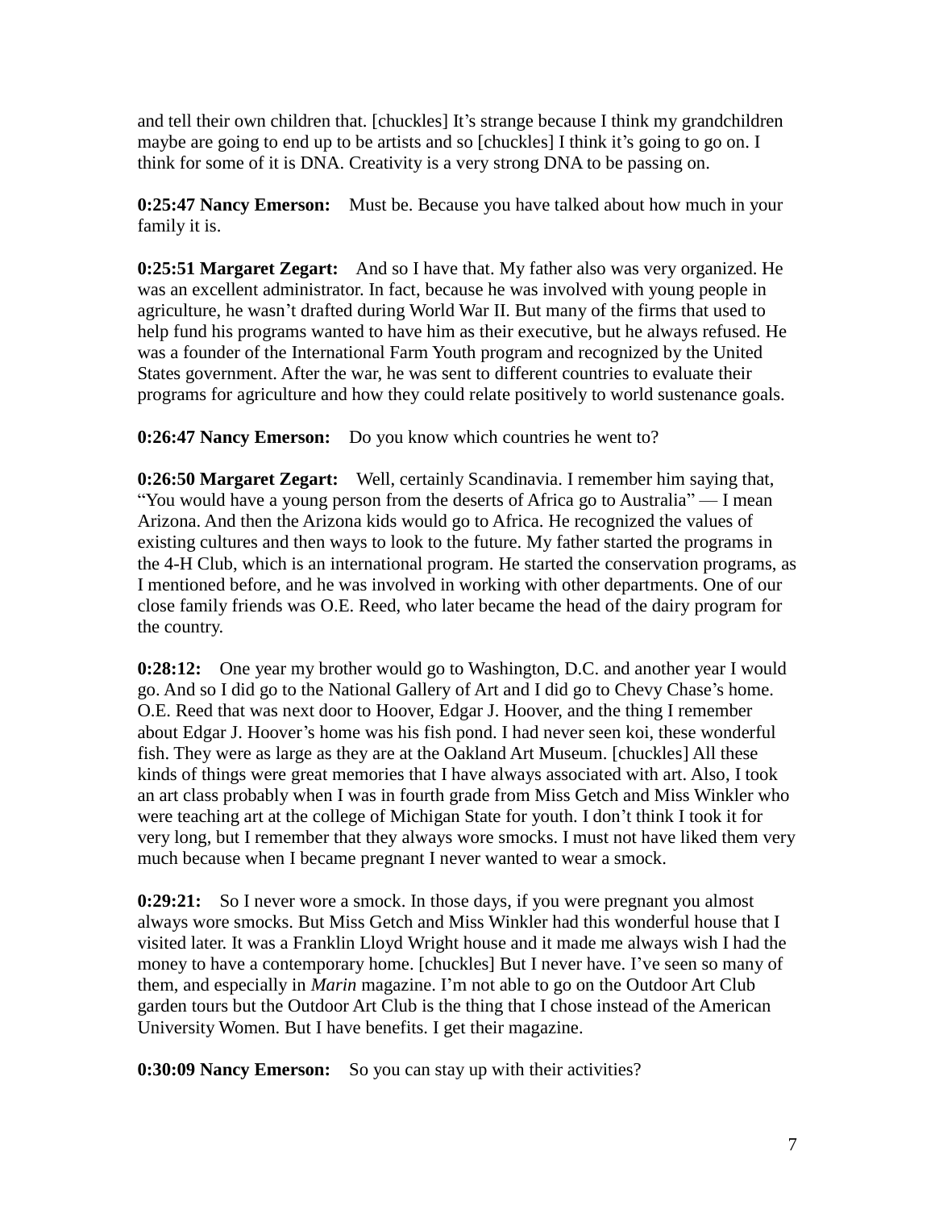and tell their own children that. [chuckles] It's strange because I think my grandchildren maybe are going to end up to be artists and so [chuckles] I think it's going to go on. I think for some of it is DNA. Creativity is a very strong DNA to be passing on.

**0:25:47 Nancy Emerson:** Must be. Because you have talked about how much in your family it is.

**0:25:51 Margaret Zegart:** And so I have that. My father also was very organized. He was an excellent administrator. In fact, because he was involved with young people in agriculture, he wasn't drafted during World War II. But many of the firms that used to help fund his programs wanted to have him as their executive, but he always refused. He was a founder of the International Farm Youth program and recognized by the United States government. After the war, he was sent to different countries to evaluate their programs for agriculture and how they could relate positively to world sustenance goals.

**0:26:47 Nancy Emerson:** Do you know which countries he went to?

**0:26:50 Margaret Zegart:** Well, certainly Scandinavia. I remember him saying that, "You would have a young person from the deserts of Africa go to Australia" — I mean Arizona. And then the Arizona kids would go to Africa. He recognized the values of existing cultures and then ways to look to the future. My father started the programs in the 4-H Club, which is an international program. He started the conservation programs, as I mentioned before, and he was involved in working with other departments. One of our close family friends was O.E. Reed, who later became the head of the dairy program for the country.

**0:28:12:** One year my brother would go to Washington, D.C. and another year I would go. And so I did go to the National Gallery of Art and I did go to Chevy Chase's home. O.E. Reed that was next door to Hoover, Edgar J. Hoover, and the thing I remember about Edgar J. Hoover's home was his fish pond. I had never seen koi, these wonderful fish. They were as large as they are at the Oakland Art Museum. [chuckles] All these kinds of things were great memories that I have always associated with art. Also, I took an art class probably when I was in fourth grade from Miss Getch and Miss Winkler who were teaching art at the college of Michigan State for youth. I don't think I took it for very long, but I remember that they always wore smocks. I must not have liked them very much because when I became pregnant I never wanted to wear a smock.

**0:29:21:** So I never wore a smock. In those days, if you were pregnant you almost always wore smocks. But Miss Getch and Miss Winkler had this wonderful house that I visited later. It was a Franklin Lloyd Wright house and it made me always wish I had the money to have a contemporary home. [chuckles] But I never have. I've seen so many of them, and especially in *Marin* magazine. I'm not able to go on the Outdoor Art Club garden tours but the Outdoor Art Club is the thing that I chose instead of the American University Women. But I have benefits. I get their magazine.

**0:30:09 Nancy Emerson:** So you can stay up with their activities?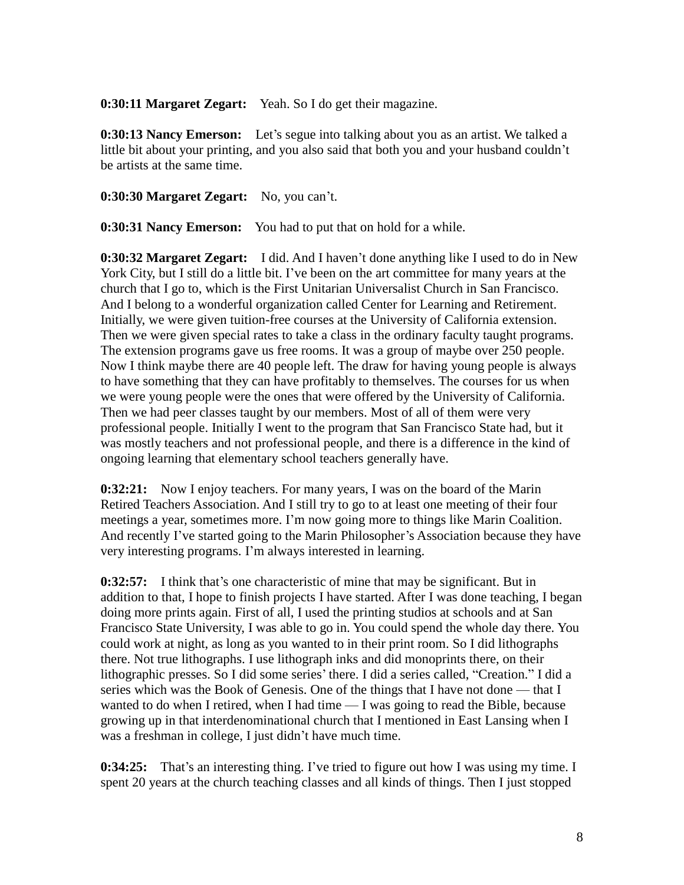**0:30:11 Margaret Zegart:** Yeah. So I do get their magazine.

**0:30:13 Nancy Emerson:** Let's segue into talking about you as an artist. We talked a little bit about your printing, and you also said that both you and your husband couldn't be artists at the same time.

**0:30:30 Margaret Zegart:** No, you can't.

**0:30:31 Nancy Emerson:** You had to put that on hold for a while.

**0:30:32 Margaret Zegart:** I did. And I haven't done anything like I used to do in New York City, but I still do a little bit. I've been on the art committee for many years at the church that I go to, which is the First Unitarian Universalist Church in San Francisco. And I belong to a wonderful organization called Center for Learning and Retirement. Initially, we were given tuition-free courses at the University of California extension. Then we were given special rates to take a class in the ordinary faculty taught programs. The extension programs gave us free rooms. It was a group of maybe over 250 people. Now I think maybe there are 40 people left. The draw for having young people is always to have something that they can have profitably to themselves. The courses for us when we were young people were the ones that were offered by the University of California. Then we had peer classes taught by our members. Most of all of them were very professional people. Initially I went to the program that San Francisco State had, but it was mostly teachers and not professional people, and there is a difference in the kind of ongoing learning that elementary school teachers generally have.

**0:32:21:** Now I enjoy teachers. For many years, I was on the board of the Marin Retired Teachers Association. And I still try to go to at least one meeting of their four meetings a year, sometimes more. I'm now going more to things like Marin Coalition. And recently I've started going to the Marin Philosopher's Association because they have very interesting programs. I'm always interested in learning.

**0:32:57:** I think that's one characteristic of mine that may be significant. But in addition to that, I hope to finish projects I have started. After I was done teaching, I began doing more prints again. First of all, I used the printing studios at schools and at San Francisco State University, I was able to go in. You could spend the whole day there. You could work at night, as long as you wanted to in their print room. So I did lithographs there. Not true lithographs. I use lithograph inks and did monoprints there, on their lithographic presses. So I did some series' there. I did a series called, "Creation." I did a series which was the Book of Genesis. One of the things that I have not done — that I wanted to do when I retired, when I had time — I was going to read the Bible, because growing up in that interdenominational church that I mentioned in East Lansing when I was a freshman in college, I just didn't have much time.

**0:34:25:** That's an interesting thing. I've tried to figure out how I was using my time. I spent 20 years at the church teaching classes and all kinds of things. Then I just stopped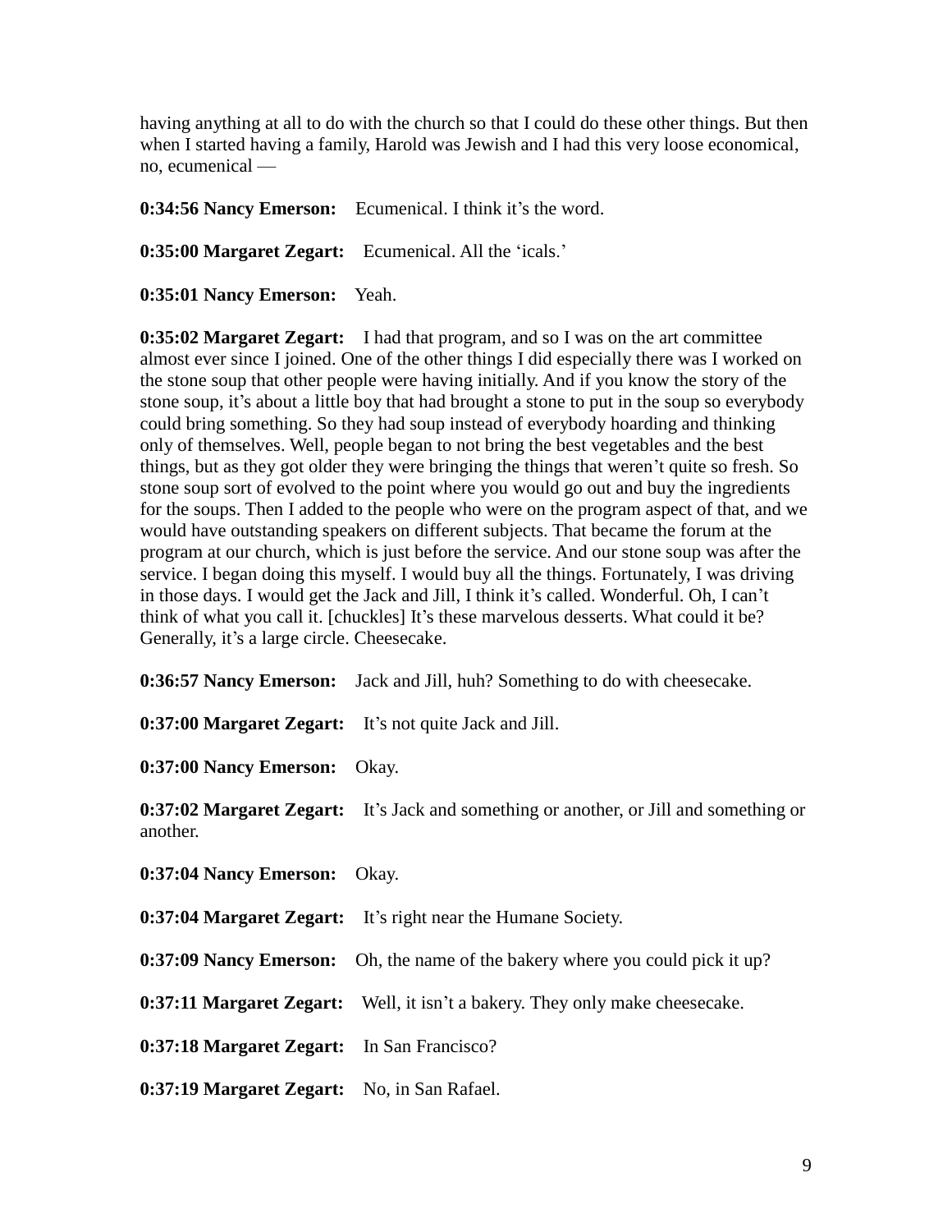having anything at all to do with the church so that I could do these other things. But then when I started having a family, Harold was Jewish and I had this very loose economical, no, ecumenical —

**0:34:56 Nancy Emerson:** Ecumenical. I think it's the word.

**0:35:00 Margaret Zegart:** Ecumenical. All the 'icals.'

**0:35:01 Nancy Emerson:** Yeah.

**0:35:02 Margaret Zegart:** I had that program, and so I was on the art committee almost ever since I joined. One of the other things I did especially there was I worked on the stone soup that other people were having initially. And if you know the story of the stone soup, it's about a little boy that had brought a stone to put in the soup so everybody could bring something. So they had soup instead of everybody hoarding and thinking only of themselves. Well, people began to not bring the best vegetables and the best things, but as they got older they were bringing the things that weren't quite so fresh. So stone soup sort of evolved to the point where you would go out and buy the ingredients for the soups. Then I added to the people who were on the program aspect of that, and we would have outstanding speakers on different subjects. That became the forum at the program at our church, which is just before the service. And our stone soup was after the service. I began doing this myself. I would buy all the things. Fortunately, I was driving in those days. I would get the Jack and Jill, I think it's called. Wonderful. Oh, I can't think of what you call it. [chuckles] It's these marvelous desserts. What could it be? Generally, it's a large circle. Cheesecake.

**0:36:57 Nancy Emerson:** Jack and Jill, huh? Something to do with cheesecake.

**0:37:00 Margaret Zegart:** It's not quite Jack and Jill.

**0:37:00 Nancy Emerson:** Okay.

**0:37:02 Margaret Zegart:** It's Jack and something or another, or Jill and something or another.

**0:37:04 Nancy Emerson:** Okay.

**0:37:04 Margaret Zegart:** It's right near the Humane Society.

**0:37:09 Nancy Emerson:** Oh, the name of the bakery where you could pick it up?

**0:37:11 Margaret Zegart:** Well, it isn't a bakery. They only make cheesecake.

**0:37:18 Margaret Zegart:** In San Francisco?

**0:37:19 Margaret Zegart:** No, in San Rafael.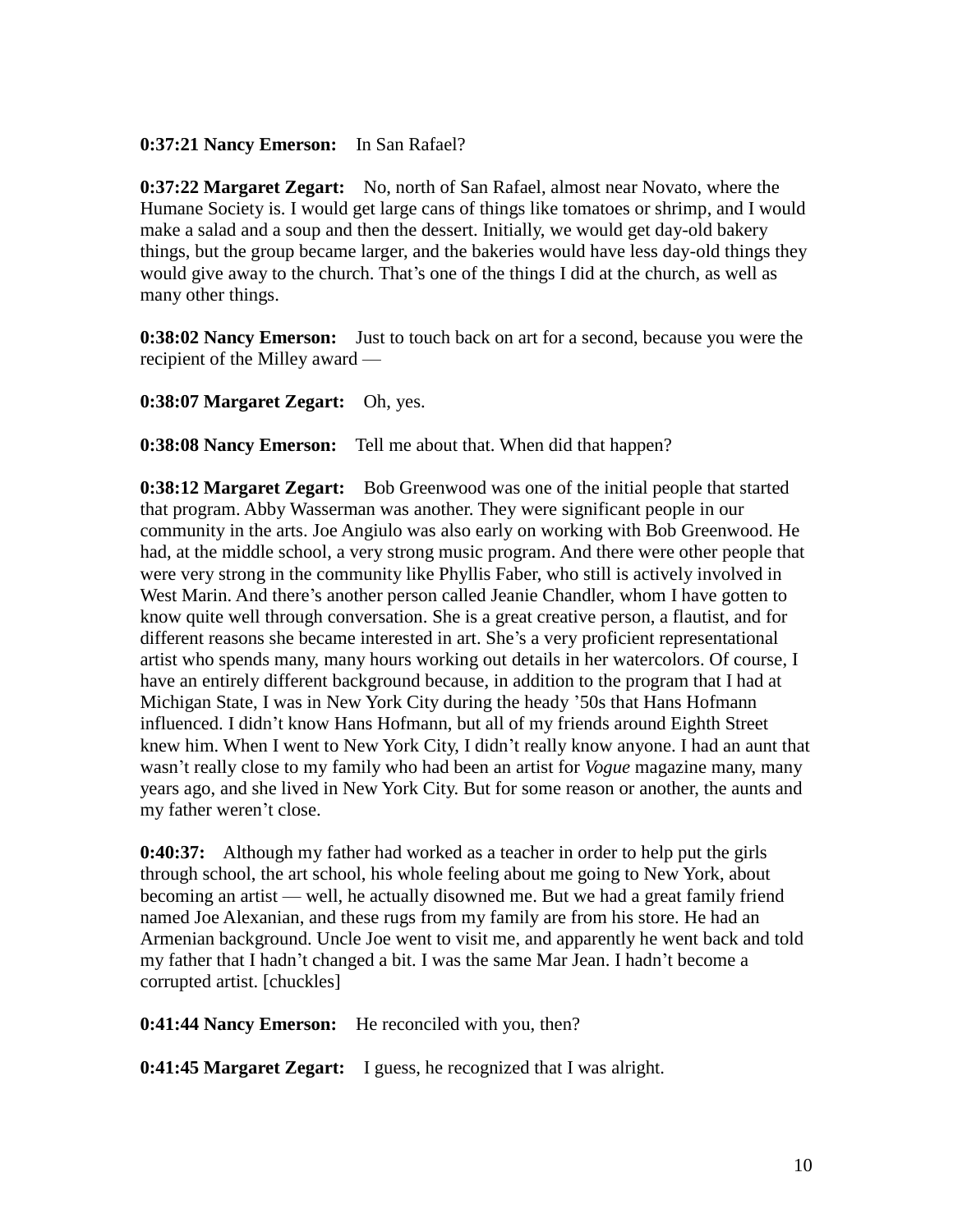**0:37:21 Nancy Emerson:** In San Rafael?

**0:37:22 Margaret Zegart:** No, north of San Rafael, almost near Novato, where the Humane Society is. I would get large cans of things like tomatoes or shrimp, and I would make a salad and a soup and then the dessert. Initially, we would get day-old bakery things, but the group became larger, and the bakeries would have less day-old things they would give away to the church. That's one of the things I did at the church, as well as many other things.

**0:38:02 Nancy Emerson:** Just to touch back on art for a second, because you were the recipient of the Milley award —

**0:38:07 Margaret Zegart:** Oh, yes.

**0:38:08 Nancy Emerson:** Tell me about that. When did that happen?

**0:38:12 Margaret Zegart:** Bob Greenwood was one of the initial people that started that program. Abby Wasserman was another. They were significant people in our community in the arts. Joe Angiulo was also early on working with Bob Greenwood. He had, at the middle school, a very strong music program. And there were other people that were very strong in the community like Phyllis Faber, who still is actively involved in West Marin. And there's another person called Jeanie Chandler, whom I have gotten to know quite well through conversation. She is a great creative person, a flautist, and for different reasons she became interested in art. She's a very proficient representational artist who spends many, many hours working out details in her watercolors. Of course, I have an entirely different background because, in addition to the program that I had at Michigan State, I was in New York City during the heady '50s that Hans Hofmann influenced. I didn't know Hans Hofmann, but all of my friends around Eighth Street knew him. When I went to New York City, I didn't really know anyone. I had an aunt that wasn't really close to my family who had been an artist for *Vogue* magazine many, many years ago, and she lived in New York City. But for some reason or another, the aunts and my father weren't close.

**0:40:37:** Although my father had worked as a teacher in order to help put the girls through school, the art school, his whole feeling about me going to New York, about becoming an artist — well, he actually disowned me. But we had a great family friend named Joe Alexanian, and these rugs from my family are from his store. He had an Armenian background. Uncle Joe went to visit me, and apparently he went back and told my father that I hadn't changed a bit. I was the same Mar Jean. I hadn't become a corrupted artist. [chuckles]

**0:41:44 Nancy Emerson:** He reconciled with you, then?

**0:41:45 Margaret Zegart:** I guess, he recognized that I was alright.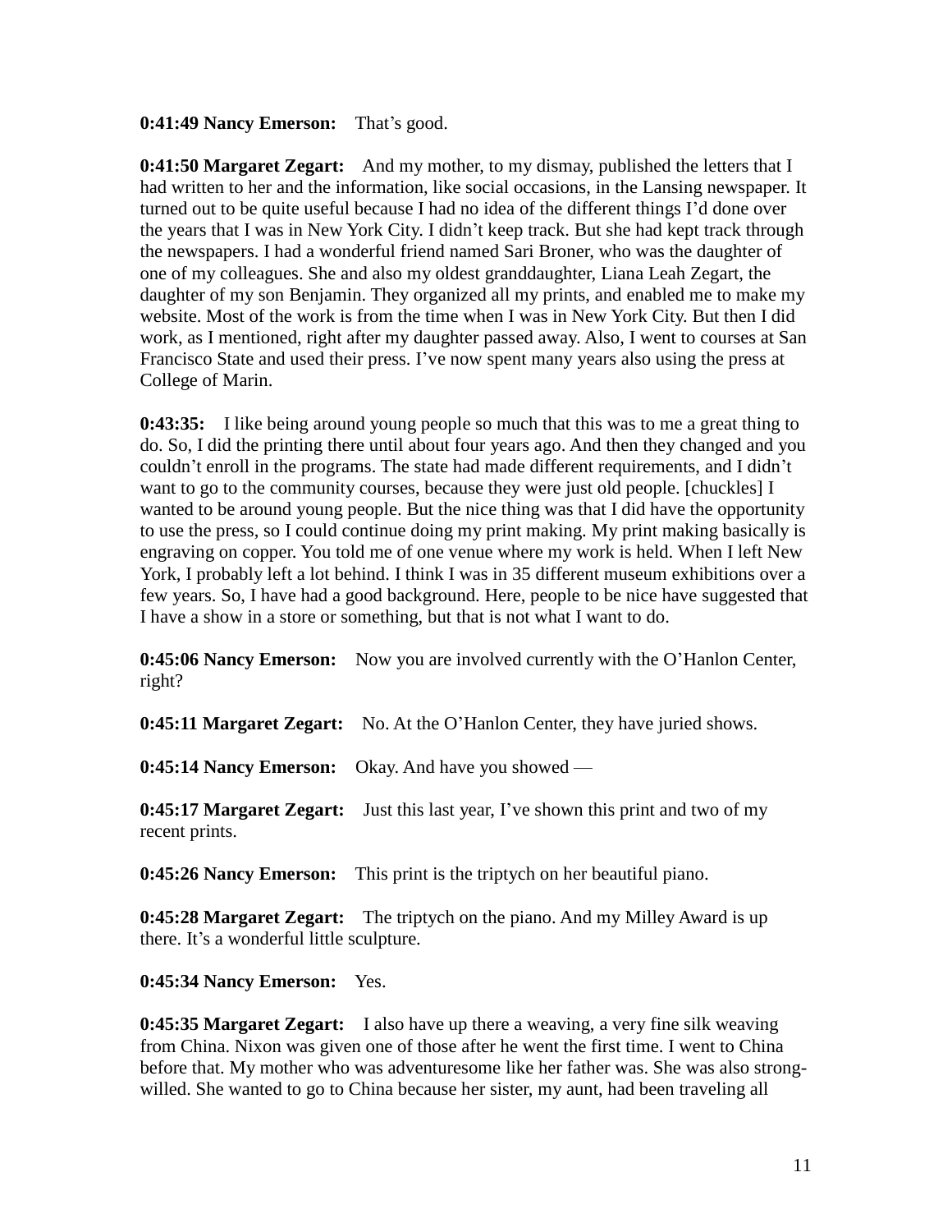**0:41:49 Nancy Emerson:** That's good.

**0:41:50 Margaret Zegart:** And my mother, to my dismay, published the letters that I had written to her and the information, like social occasions, in the Lansing newspaper. It turned out to be quite useful because I had no idea of the different things I'd done over the years that I was in New York City. I didn't keep track. But she had kept track through the newspapers. I had a wonderful friend named Sari Broner, who was the daughter of one of my colleagues. She and also my oldest granddaughter, Liana Leah Zegart, the daughter of my son Benjamin. They organized all my prints, and enabled me to make my website. Most of the work is from the time when I was in New York City. But then I did work, as I mentioned, right after my daughter passed away. Also, I went to courses at San Francisco State and used their press. I've now spent many years also using the press at College of Marin.

**0:43:35:** I like being around young people so much that this was to me a great thing to do. So, I did the printing there until about four years ago. And then they changed and you couldn't enroll in the programs. The state had made different requirements, and I didn't want to go to the community courses, because they were just old people. [chuckles] I wanted to be around young people. But the nice thing was that I did have the opportunity to use the press, so I could continue doing my print making. My print making basically is engraving on copper. You told me of one venue where my work is held. When I left New York, I probably left a lot behind. I think I was in 35 different museum exhibitions over a few years. So, I have had a good background. Here, people to be nice have suggested that I have a show in a store or something, but that is not what I want to do.

**0:45:06 Nancy Emerson:** Now you are involved currently with the O'Hanlon Center, right?

**0:45:11 Margaret Zegart:** No. At the O'Hanlon Center, they have juried shows.

**0:45:14 Nancy Emerson:** Okay. And have you showed —

**0:45:17 Margaret Zegart:** Just this last year, I've shown this print and two of my recent prints.

**0:45:26 Nancy Emerson:** This print is the triptych on her beautiful piano.

**0:45:28 Margaret Zegart:** The triptych on the piano. And my Milley Award is up there. It's a wonderful little sculpture.

**0:45:34 Nancy Emerson:** Yes.

**0:45:35 Margaret Zegart:** I also have up there a weaving, a very fine silk weaving from China. Nixon was given one of those after he went the first time. I went to China before that. My mother who was adventuresome like her father was. She was also strong-willed. She wanted to go to China because her sister, my aunt, had been traveling all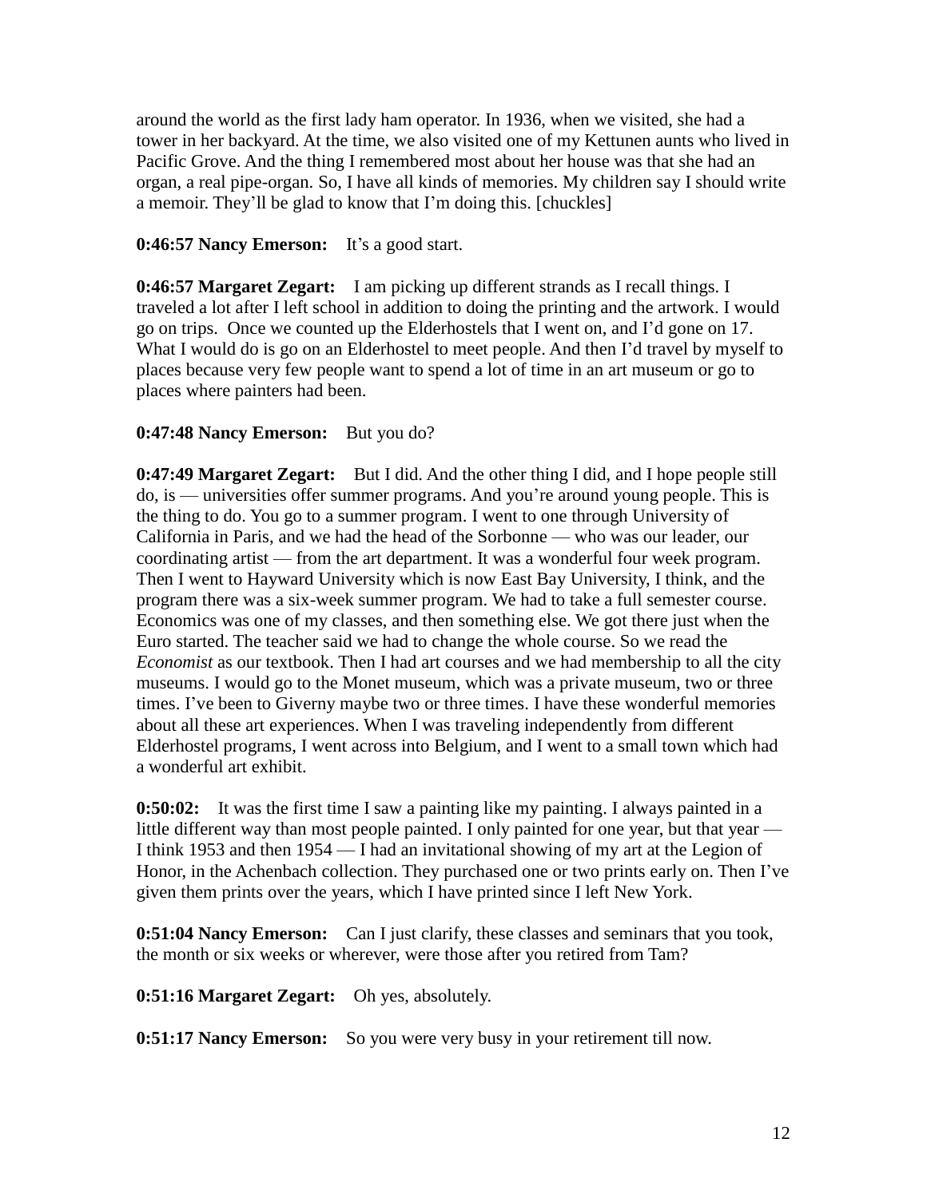around the world as the first lady ham operator. In 1936, when we visited, she had a tower in her backyard. At the time, we also visited one of my Kettunen aunts who lived in Pacific Grove. And the thing I remembered most about her house was that she had an organ, a real pipe-organ. So, I have all kinds of memories. My children say I should write a memoir. They'll be glad to know that I'm doing this. [chuckles]

**0:46:57 Nancy Emerson:** It's a good start.

**0:46:57 Margaret Zegart:** I am picking up different strands as I recall things. I traveled a lot after I left school in addition to doing the printing and the artwork. I would go on trips. Once we counted up the Elderhostels that I went on, and I'd gone on 17. What I would do is go on an Elderhostel to meet people. And then I'd travel by myself to places because very few people want to spend a lot of time in an art museum or go to places where painters had been.

**0:47:48 Nancy Emerson:** But you do?

**0:47:49 Margaret Zegart:** But I did. And the other thing I did, and I hope people still do, is — universities offer summer programs. And you're around young people. This is the thing to do. You go to a summer program. I went to one through University of California in Paris, and we had the head of the Sorbonne — who was our leader, our coordinating artist — from the art department. It was a wonderful four week program. Then I went to Hayward University which is now East Bay University, I think, and the program there was a six-week summer program. We had to take a full semester course. Economics was one of my classes, and then something else. We got there just when the Euro started. The teacher said we had to change the whole course. So we read the *Economist* as our textbook. Then I had art courses and we had membership to all the city museums. I would go to the Monet museum, which was a private museum, two or three times. I've been to Giverny maybe two or three times. I have these wonderful memories about all these art experiences. When I was traveling independently from different Elderhostel programs, I went across into Belgium, and I went to a small town which had a wonderful art exhibit.

**0:50:02:** It was the first time I saw a painting like my painting. I always painted in a little different way than most people painted. I only painted for one year, but that year — I think 1953 and then 1954 — I had an invitational showing of my art at the Legion of Honor, in the Achenbach collection. They purchased one or two prints early on. Then I've given them prints over the years, which I have printed since I left New York.

**0:51:04 Nancy Emerson:** Can I just clarify, these classes and seminars that you took, the month or six weeks or wherever, were those after you retired from Tam?

**0:51:16 Margaret Zegart:** Oh yes, absolutely.

**0:51:17 Nancy Emerson:** So you were very busy in your retirement till now.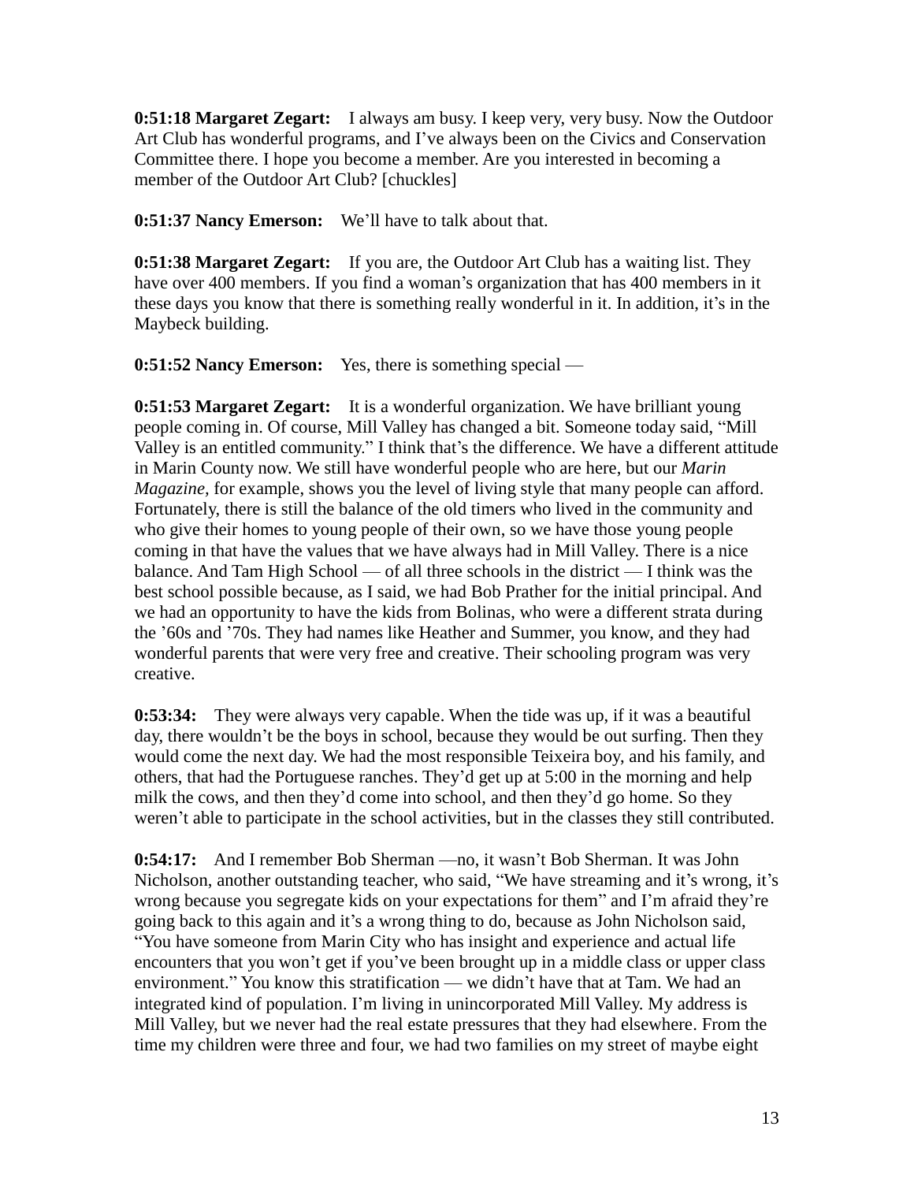**0:51:18 Margaret Zegart:** I always am busy. I keep very, very busy. Now the Outdoor Art Club has wonderful programs, and I've always been on the Civics and Conservation Committee there. I hope you become a member. Are you interested in becoming a member of the Outdoor Art Club? [chuckles]

**0:51:37 Nancy Emerson:** We'll have to talk about that.

**0:51:38 Margaret Zegart:** If you are, the Outdoor Art Club has a waiting list. They have over 400 members. If you find a woman's organization that has 400 members in it these days you know that there is something really wonderful in it. In addition, it's in the Maybeck building.

**0:51:52 Nancy Emerson:** Yes, there is something special —

**0:51:53 Margaret Zegart:** It is a wonderful organization. We have brilliant young people coming in. Of course, Mill Valley has changed a bit. Someone today said, "Mill Valley is an entitled community." I think that's the difference. We have a different attitude in Marin County now. We still have wonderful people who are here, but our *Marin Magazine*, for example, shows you the level of living style that many people can afford. Fortunately, there is still the balance of the old timers who lived in the community and who give their homes to young people of their own, so we have those young people coming in that have the values that we have always had in Mill Valley. There is a nice balance. And Tam High School — of all three schools in the district — I think was the best school possible because, as I said, we had Bob Prather for the initial principal. And we had an opportunity to have the kids from Bolinas, who were a different strata during the '60s and '70s. They had names like Heather and Summer, you know, and they had wonderful parents that were very free and creative. Their schooling program was very creative.

**0:53:34:** They were always very capable. When the tide was up, if it was a beautiful day, there wouldn't be the boys in school, because they would be out surfing. Then they would come the next day. We had the most responsible Teixeira boy, and his family, and others, that had the Portuguese ranches. They'd get up at 5:00 in the morning and help milk the cows, and then they'd come into school, and then they'd go home. So they weren't able to participate in the school activities, but in the classes they still contributed.

**0:54:17:** And I remember Bob Sherman —no, it wasn't Bob Sherman. It was John Nicholson, another outstanding teacher, who said, "We have streaming and it's wrong, it's wrong because you segregate kids on your expectations for them" and I'm afraid they're going back to this again and it's a wrong thing to do, because as John Nicholson said, "You have someone from Marin City who has insight and experience and actual life encounters that you won't get if you've been brought up in a middle class or upper class environment." You know this stratification — we didn't have that at Tam. We had an integrated kind of population. I'm living in unincorporated Mill Valley. My address is Mill Valley, but we never had the real estate pressures that they had elsewhere. From the time my children were three and four, we had two families on my street of maybe eight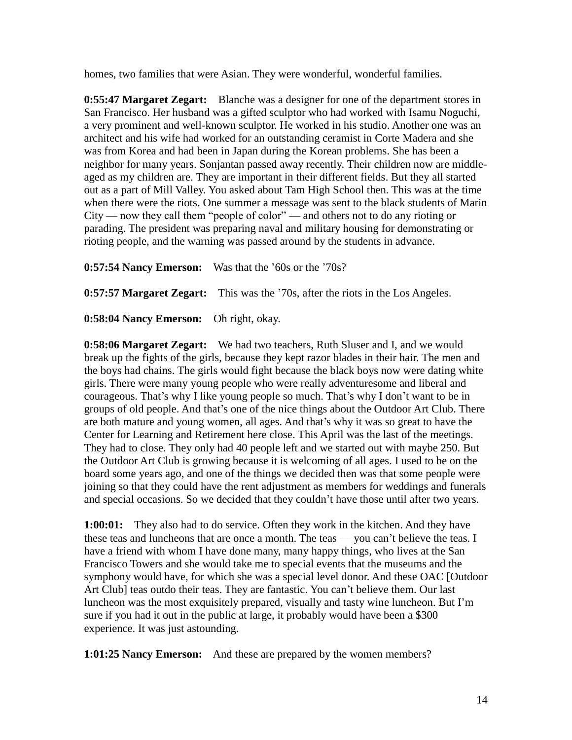homes, two families that were Asian. They were wonderful, wonderful families.

**0:55:47 Margaret Zegart:** Blanche was a designer for one of the department stores in San Francisco. Her husband was a gifted sculptor who had worked with Isamu Noguchi, a very prominent and well-known sculptor. He worked in his studio. Another one was an architect and his wife had worked for an outstanding ceramist in Corte Madera and she was from Korea and had been in Japan during the Korean problems. She has been a neighbor for many years. Sonjantan passed away recently. Their children now are middle-aged as my children are. They are important in their different fields. But they all started out as a part of Mill Valley. You asked about Tam High School then. This was at the time when there were the riots. One summer a message was sent to the black students of Marin City — now they call them "people of color" — and others not to do any rioting or parading. The president was preparing naval and military housing for demonstrating or rioting people, and the warning was passed around by the students in advance.

**0:57:54 Nancy Emerson:** Was that the '60s or the '70s?

**0:57:57 Margaret Zegart:** This was the '70s, after the riots in the Los Angeles.

**0:58:04 Nancy Emerson:** Oh right, okay.

**0:58:06 Margaret Zegart:** We had two teachers, Ruth Sluser and I, and we would break up the fights of the girls, because they kept razor blades in their hair. The men and the boys had chains. The girls would fight because the black boys now were dating white girls. There were many young people who were really adventuresome and liberal and courageous. That's why I like young people so much. That's why I don't want to be in groups of old people. And that's one of the nice things about the Outdoor Art Club. There are both mature and young women, all ages. And that's why it was so great to have the Center for Learning and Retirement here close. This April was the last of the meetings. They had to close. They only had 40 people left and we started out with maybe 250. But the Outdoor Art Club is growing because it is welcoming of all ages. I used to be on the board some years ago, and one of the things we decided then was that some people were joining so that they could have the rent adjustment as members for weddings and funerals and special occasions. So we decided that they couldn't have those until after two years.

**1:00:01:** They also had to do service. Often they work in the kitchen. And they have these teas and luncheons that are once a month. The teas — you can't believe the teas. I have a friend with whom I have done many, many happy things, who lives at the San Francisco Towers and she would take me to special events that the museums and the symphony would have, for which she was a special level donor. And these OAC [Outdoor Art Club] teas outdo their teas. They are fantastic. You can't believe them. Our last luncheon was the most exquisitely prepared, visually and tasty wine luncheon. But I'm sure if you had it out in the public at large, it probably would have been a $300 experience. It was just astounding.

**1:01:25 Nancy Emerson:** And these are prepared by the women members?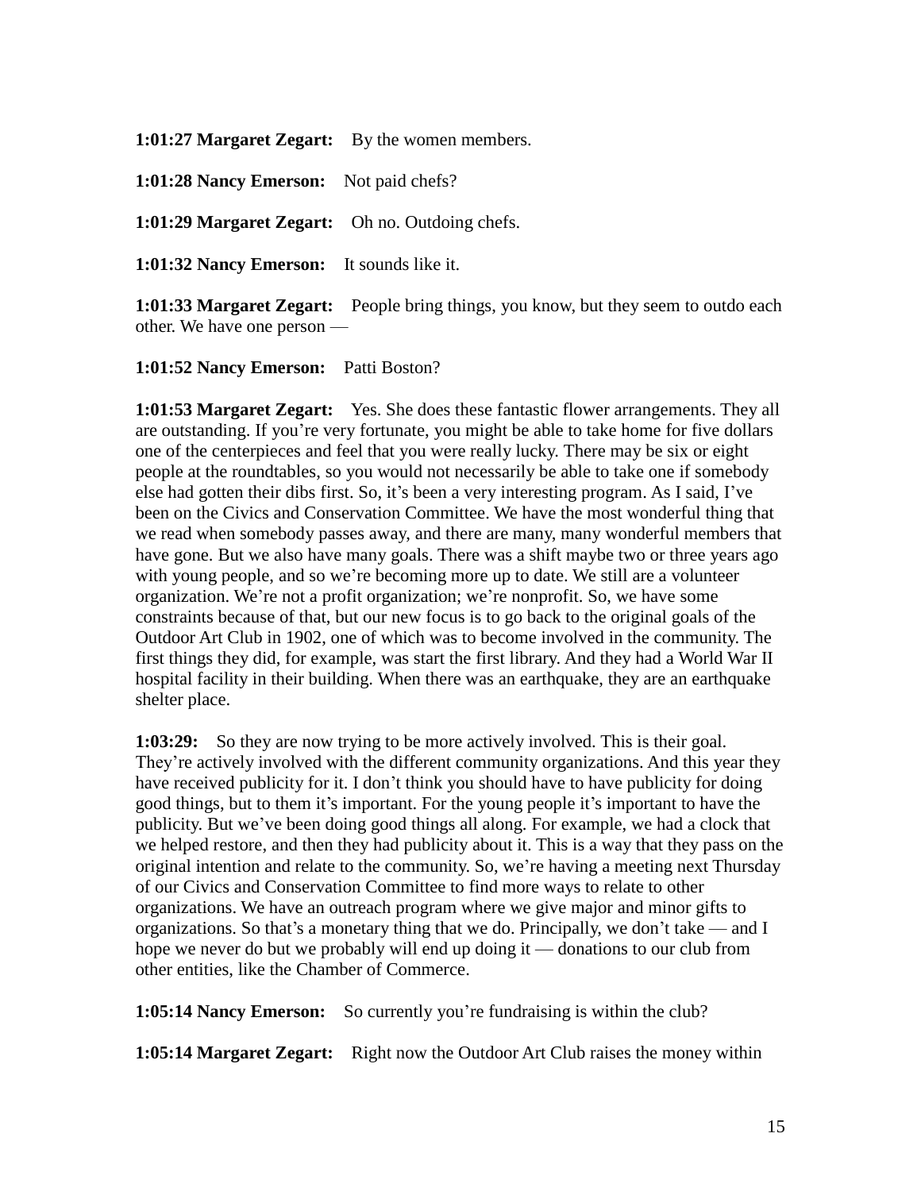**1:01:27 Margaret Zegart:** By the women members.

**1:01:28 Nancy Emerson:** Not paid chefs?

**1:01:29 Margaret Zegart:** Oh no. Outdoing chefs.

**1:01:32 Nancy Emerson:** It sounds like it.

**1:01:33 Margaret Zegart:** People bring things, you know, but they seem to outdo each other. We have one person —

**1:01:52 Nancy Emerson:** Patti Boston?

**1:01:53 Margaret Zegart:** Yes. She does these fantastic flower arrangements. They all are outstanding. If you're very fortunate, you might be able to take home for five dollars one of the centerpieces and feel that you were really lucky. There may be six or eight people at the roundtables, so you would not necessarily be able to take one if somebody else had gotten their dibs first. So, it's been a very interesting program. As I said, I've been on the Civics and Conservation Committee. We have the most wonderful thing that we read when somebody passes away, and there are many, many wonderful members that have gone. But we also have many goals. There was a shift maybe two or three years ago with young people, and so we're becoming more up to date. We still are a volunteer organization. We're not a profit organization; we're nonprofit. So, we have some constraints because of that, but our new focus is to go back to the original goals of the Outdoor Art Club in 1902, one of which was to become involved in the community. The first things they did, for example, was start the first library. And they had a World War II hospital facility in their building. When there was an earthquake, they are an earthquake shelter place.

**1:03:29:** So they are now trying to be more actively involved. This is their goal. They're actively involved with the different community organizations. And this year they have received publicity for it. I don't think you should have to have publicity for doing good things, but to them it's important. For the young people it's important to have the publicity. But we've been doing good things all along. For example, we had a clock that we helped restore, and then they had publicity about it. This is a way that they pass on the original intention and relate to the community. So, we're having a meeting next Thursday of our Civics and Conservation Committee to find more ways to relate to other organizations. We have an outreach program where we give major and minor gifts to organizations. So that's a monetary thing that we do. Principally, we don't take — and I hope we never do but we probably will end up doing it — donations to our club from other entities, like the Chamber of Commerce.

**1:05:14 Nancy Emerson:** So currently you're fundraising is within the club?

**1:05:14 Margaret Zegart:** Right now the Outdoor Art Club raises the money within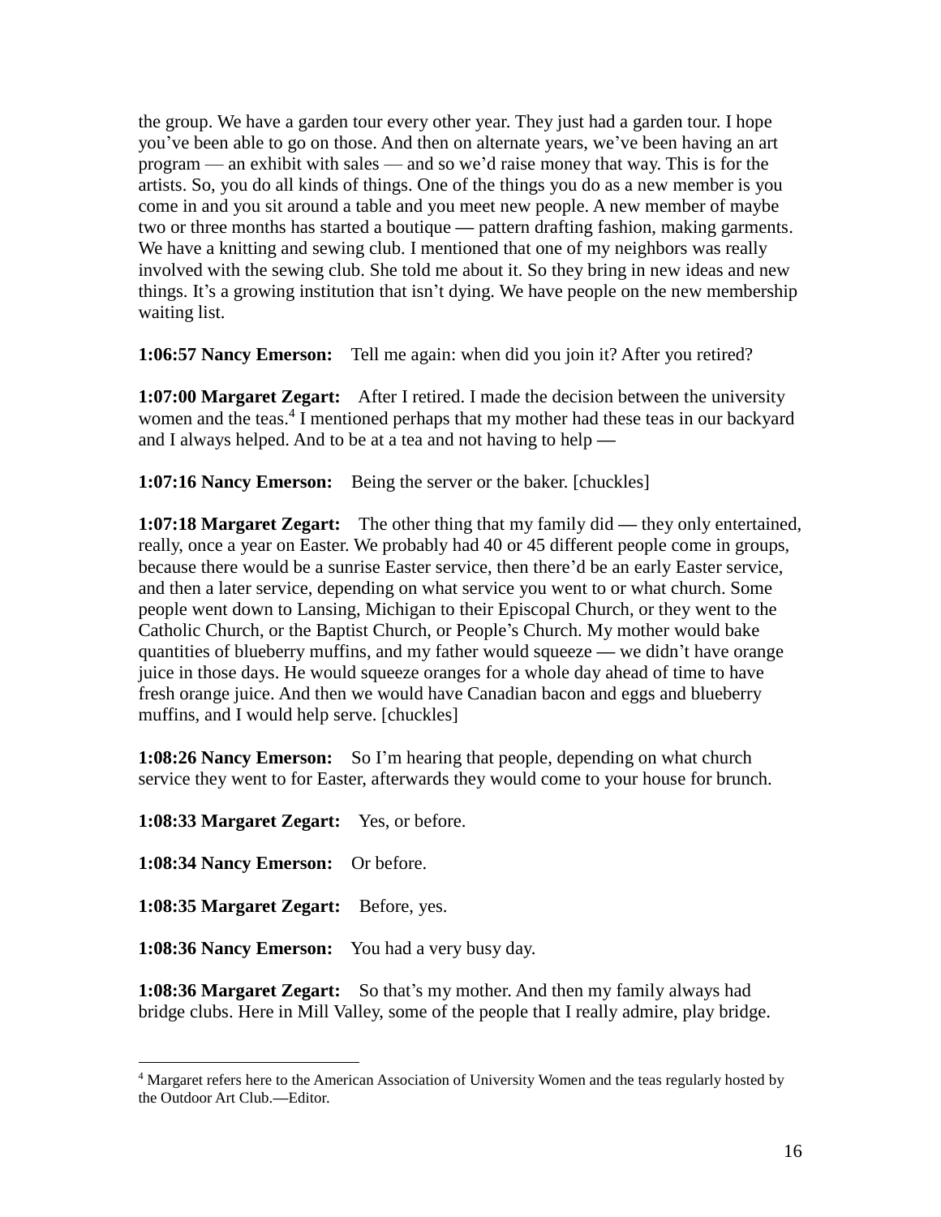the group. We have a garden tour every other year. They just had a garden tour. I hope you've been able to go on those. And then on alternate years, we've been having an art program — an exhibit with sales — and so we'd raise money that way. This is for the artists. So, you do all kinds of things. One of the things you do as a new member is you come in and you sit around a table and you meet new people. A new member of maybe two or three months has started a boutique — pattern drafting fashion, making garments. We have a knitting and sewing club. I mentioned that one of my neighbors was really involved with the sewing club. She told me about it. So they bring in new ideas and new things. It's a growing institution that isn't dying. We have people on the new membership waiting list.

**1:06:57 Nancy Emerson:** Tell me again: when did you join it? After you retired?

**1:07:00 Margaret Zegart:** After I retired. I made the decision between the university women and the teas.[4] I mentioned perhaps that my mother had these teas in our backyard and I always helped. And to be at a tea and not having to help —

**1:07:16 Nancy Emerson:** Being the server or the baker. [chuckles]

**1:07:18 Margaret Zegart:** The other thing that my family did — they only entertained, really, once a year on Easter. We probably had 40 or 45 different people come in groups, because there would be a sunrise Easter service, then there'd be an early Easter service, and then a later service, depending on what service you went to or what church. Some people went down to Lansing, Michigan to their Episcopal Church, or they went to the Catholic Church, or the Baptist Church, or People's Church. My mother would bake quantities of blueberry muffins, and my father would squeeze — we didn't have orange juice in those days. He would squeeze oranges for a whole day ahead of time to have fresh orange juice. And then we would have Canadian bacon and eggs and blueberry muffins, and I would help serve. [chuckles]

**1:08:26 Nancy Emerson:** So I'm hearing that people, depending on what church service they went to for Easter, afterwards they would come to your house for brunch.

**1:08:33 Margaret Zegart:** Yes, or before.

**1:08:34 Nancy Emerson:** Or before.

**1:08:35 Margaret Zegart:** Before, yes.

**1:08:36 Nancy Emerson:** You had a very busy day.

**1:08:36 Margaret Zegart:** So that's my mother. And then my family always had bridge clubs. Here in Mill Valley, some of the people that I really admire, play bridge.

---

[4] Margaret refers here to the American Association of University Women and the teas regularly hosted by the Outdoor Art Club.—Editor.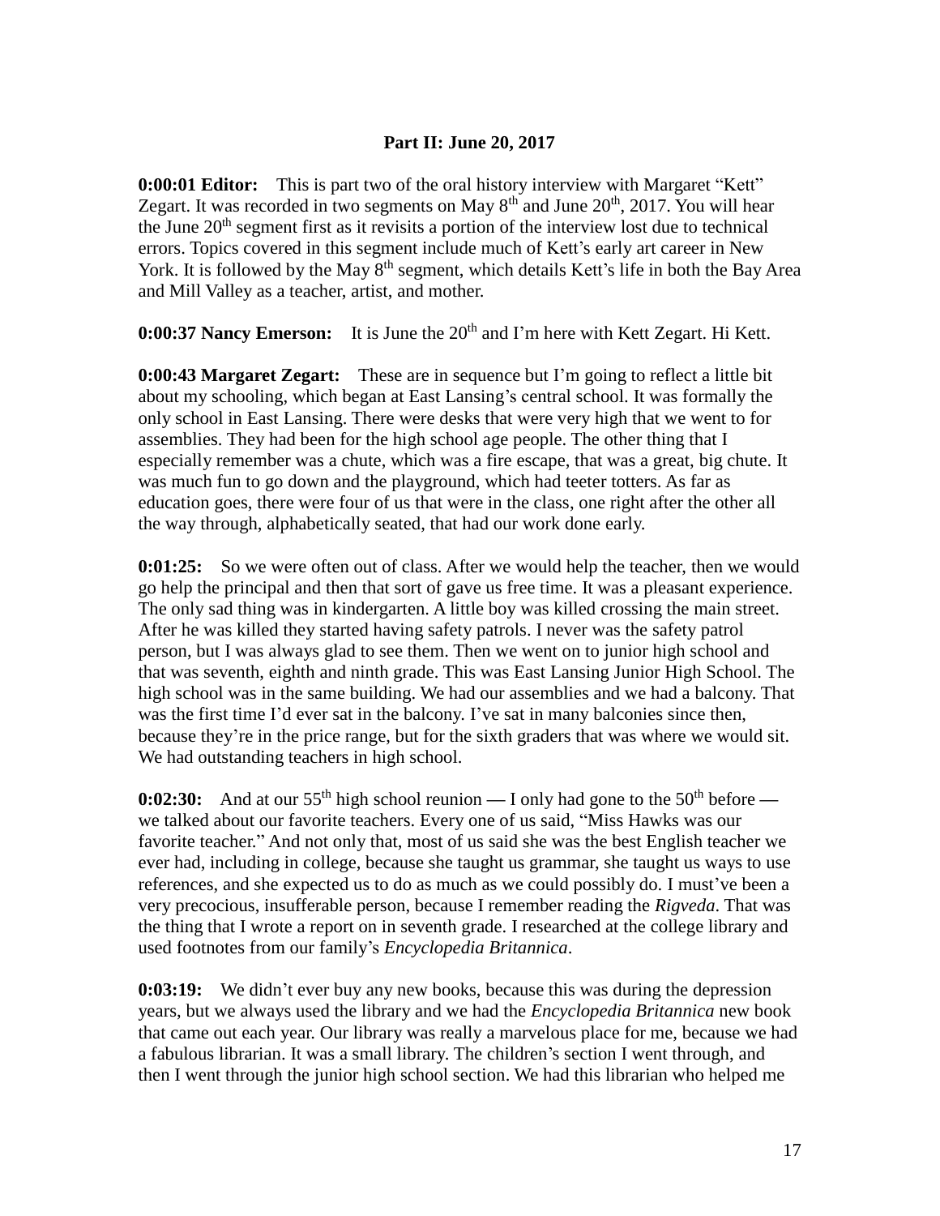**Part II: June 20, 2017**

**0:00:01 Editor:** This is part two of the oral history interview with Margaret "Kett" Zegart. It was recorded in two segments on May 8th and June 20th, 2017. You will hear the June 20th segment first as it revisits a portion of the interview lost due to technical errors. Topics covered in this segment include much of Kett's early art career in New York. It is followed by the May 8th segment, which details Kett's life in both the Bay Area and Mill Valley as a teacher, artist, and mother.

**0:00:37 Nancy Emerson:** It is June the 20th and I'm here with Kett Zegart. Hi Kett.

**0:00:43 Margaret Zegart:** These are in sequence but I'm going to reflect a little bit about my schooling, which began at East Lansing's central school. It was formally the only school in East Lansing. There were desks that were very high that we went to for assemblies. They had been for the high school age people. The other thing that I especially remember was a chute, which was a fire escape, that was a great, big chute. It was much fun to go down and the playground, which had teeter totters. As far as education goes, there were four of us that were in the class, one right after the other all the way through, alphabetically seated, that had our work done early.

**0:01:25:** So we were often out of class. After we would help the teacher, then we would go help the principal and then that sort of gave us free time. It was a pleasant experience. The only sad thing was in kindergarten. A little boy was killed crossing the main street. After he was killed they started having safety patrols. I never was the safety patrol person, but I was always glad to see them. Then we went on to junior high school and that was seventh, eighth and ninth grade. This was East Lansing Junior High School. The high school was in the same building. We had our assemblies and we had a balcony. That was the first time I'd ever sat in the balcony. I've sat in many balconies since then, because they're in the price range, but for the sixth graders that was where we would sit. We had outstanding teachers in high school.

**0:02:30:** And at our 55th high school reunion — I only had gone to the 50th before — we talked about our favorite teachers. Every one of us said, "Miss Hawks was our favorite teacher." And not only that, most of us said she was the best English teacher we ever had, including in college, because she taught us grammar, she taught us ways to use references, and she expected us to do as much as we could possibly do. I must've been a very precocious, insufferable person, because I remember reading the *Rigveda*. That was the thing that I wrote a report on in seventh grade. I researched at the college library and used footnotes from our family's *Encyclopedia Britannica*.

**0:03:19:** We didn't ever buy any new books, because this was during the depression years, but we always used the library and we had the *Encyclopedia Britannica* new book that came out each year. Our library was really a marvelous place for me, because we had a fabulous librarian. It was a small library. The children's section I went through, and then I went through the junior high school section. We had this librarian who helped me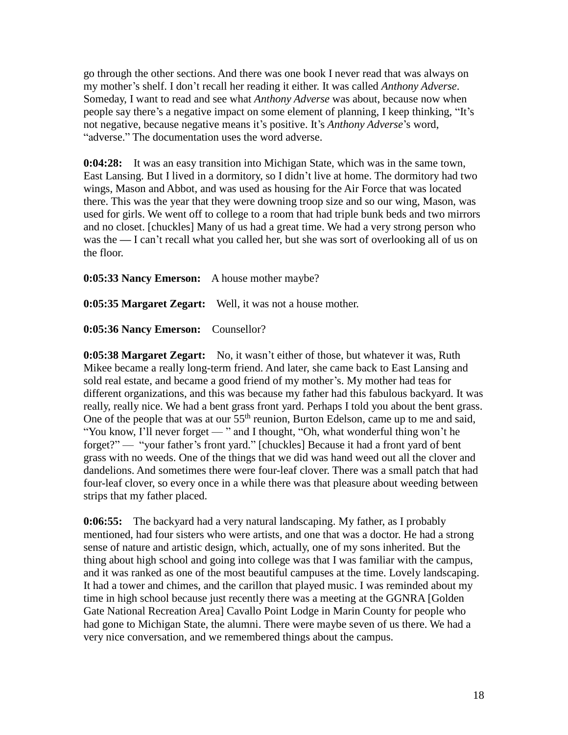go through the other sections. And there was one book I never read that was always on my mother's shelf. I don't recall her reading it either. It was called *Anthony Adverse*. Someday, I want to read and see what *Anthony Adverse* was about, because now when people say there's a negative impact on some element of planning, I keep thinking, "It's not negative, because negative means it's positive. It's *Anthony Adverse*'s word, "adverse." The documentation uses the word adverse.

**0:04:28:** It was an easy transition into Michigan State, which was in the same town, East Lansing. But I lived in a dormitory, so I didn't live at home. The dormitory had two wings, Mason and Abbot, and was used as housing for the Air Force that was located there. This was the year that they were downing troop size and so our wing, Mason, was used for girls. We went off to college to a room that had triple bunk beds and two mirrors and no closet. [chuckles] Many of us had a great time. We had a very strong person who was the — I can't recall what you called her, but she was sort of overlooking all of us on the floor.

**0:05:33 Nancy Emerson:** A house mother maybe?

**0:05:35 Margaret Zegart:** Well, it was not a house mother.

**0:05:36 Nancy Emerson:** Counsellor?

**0:05:38 Margaret Zegart:** No, it wasn't either of those, but whatever it was, Ruth Mikee became a really long-term friend. And later, she came back to East Lansing and sold real estate, and became a good friend of my mother's. My mother had teas for different organizations, and this was because my father had this fabulous backyard. It was really, really nice. We had a bent grass front yard. Perhaps I told you about the bent grass. One of the people that was at our 55th reunion, Burton Edelson, came up to me and said, "You know, I'll never forget — " and I thought, "Oh, what wonderful thing won't he forget?" — "your father's front yard." [chuckles] Because it had a front yard of bent grass with no weeds. One of the things that we did was hand weed out all the clover and dandelions. And sometimes there were four-leaf clover. There was a small patch that had four-leaf clover, so every once in a while there was that pleasure about weeding between strips that my father placed.

**0:06:55:** The backyard had a very natural landscaping. My father, as I probably mentioned, had four sisters who were artists, and one that was a doctor. He had a strong sense of nature and artistic design, which, actually, one of my sons inherited. But the thing about high school and going into college was that I was familiar with the campus, and it was ranked as one of the most beautiful campuses at the time. Lovely landscaping. It had a tower and chimes, and the carillon that played music. I was reminded about my time in high school because just recently there was a meeting at the GGNRA [Golden Gate National Recreation Area] Cavallo Point Lodge in Marin County for people who had gone to Michigan State, the alumni. There were maybe seven of us there. We had a very nice conversation, and we remembered things about the campus.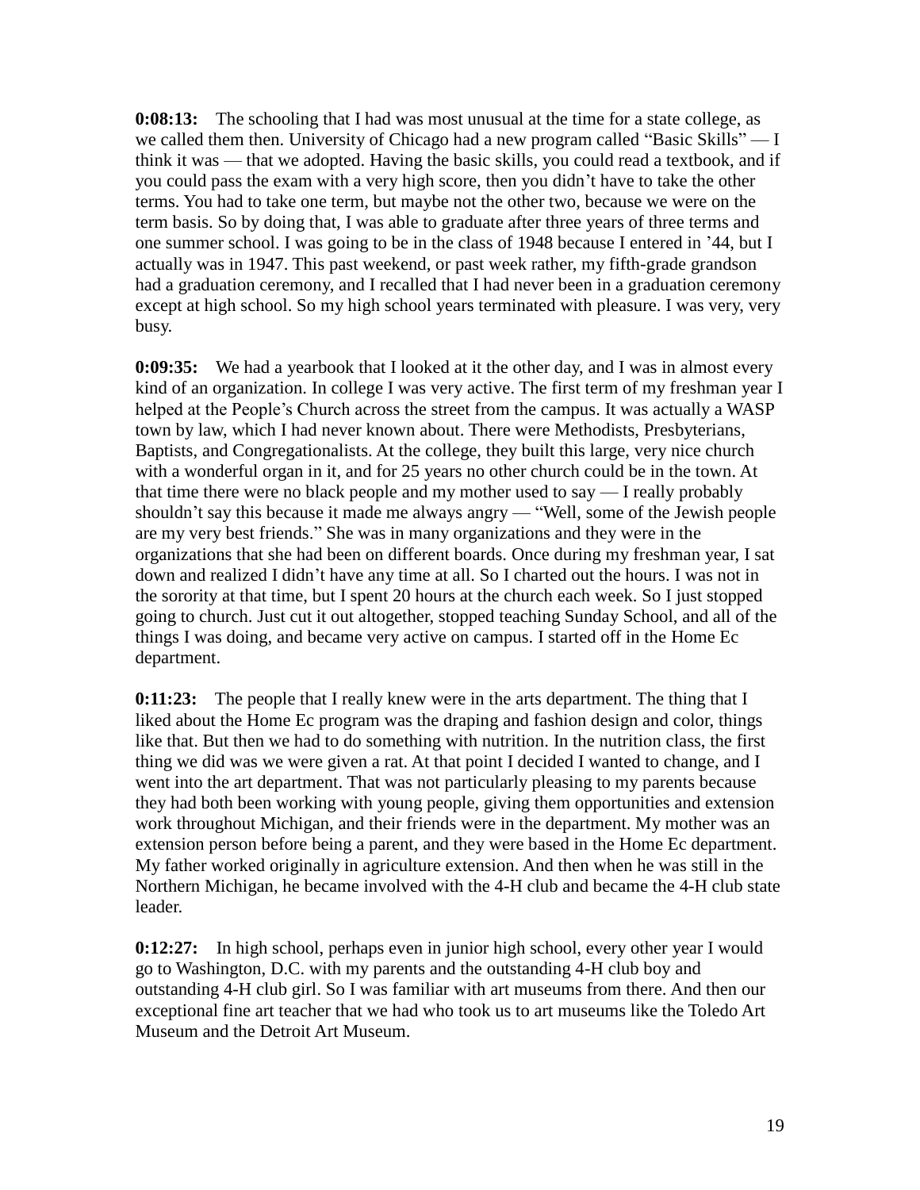**0:08:13:** The schooling that I had was most unusual at the time for a state college, as we called them then. University of Chicago had a new program called "Basic Skills" — I think it was — that we adopted. Having the basic skills, you could read a textbook, and if you could pass the exam with a very high score, then you didn't have to take the other terms. You had to take one term, but maybe not the other two, because we were on the term basis. So by doing that, I was able to graduate after three years of three terms and one summer school. I was going to be in the class of 1948 because I entered in '44, but I actually was in 1947. This past weekend, or past week rather, my fifth-grade grandson had a graduation ceremony, and I recalled that I had never been in a graduation ceremony except at high school. So my high school years terminated with pleasure. I was very, very busy.

**0:09:35:** We had a yearbook that I looked at it the other day, and I was in almost every kind of an organization. In college I was very active. The first term of my freshman year I helped at the People's Church across the street from the campus. It was actually a WASP town by law, which I had never known about. There were Methodists, Presbyterians, Baptists, and Congregationalists. At the college, they built this large, very nice church with a wonderful organ in it, and for 25 years no other church could be in the town. At that time there were no black people and my mother used to say — I really probably shouldn't say this because it made me always angry — "Well, some of the Jewish people are my very best friends." She was in many organizations and they were in the organizations that she had been on different boards. Once during my freshman year, I sat down and realized I didn't have any time at all. So I charted out the hours. I was not in the sorority at that time, but I spent 20 hours at the church each week. So I just stopped going to church. Just cut it out altogether, stopped teaching Sunday School, and all of the things I was doing, and became very active on campus. I started off in the Home Ec department.

**0:11:23:** The people that I really knew were in the arts department. The thing that I liked about the Home Ec program was the draping and fashion design and color, things like that. But then we had to do something with nutrition. In the nutrition class, the first thing we did was we were given a rat. At that point I decided I wanted to change, and I went into the art department. That was not particularly pleasing to my parents because they had both been working with young people, giving them opportunities and extension work throughout Michigan, and their friends were in the department. My mother was an extension person before being a parent, and they were based in the Home Ec department. My father worked originally in agriculture extension. And then when he was still in the Northern Michigan, he became involved with the 4-H club and became the 4-H club state leader.

**0:12:27:** In high school, perhaps even in junior high school, every other year I would go to Washington, D.C. with my parents and the outstanding 4-H club boy and outstanding 4-H club girl. So I was familiar with art museums from there. And then our exceptional fine art teacher that we had who took us to art museums like the Toledo Art Museum and the Detroit Art Museum.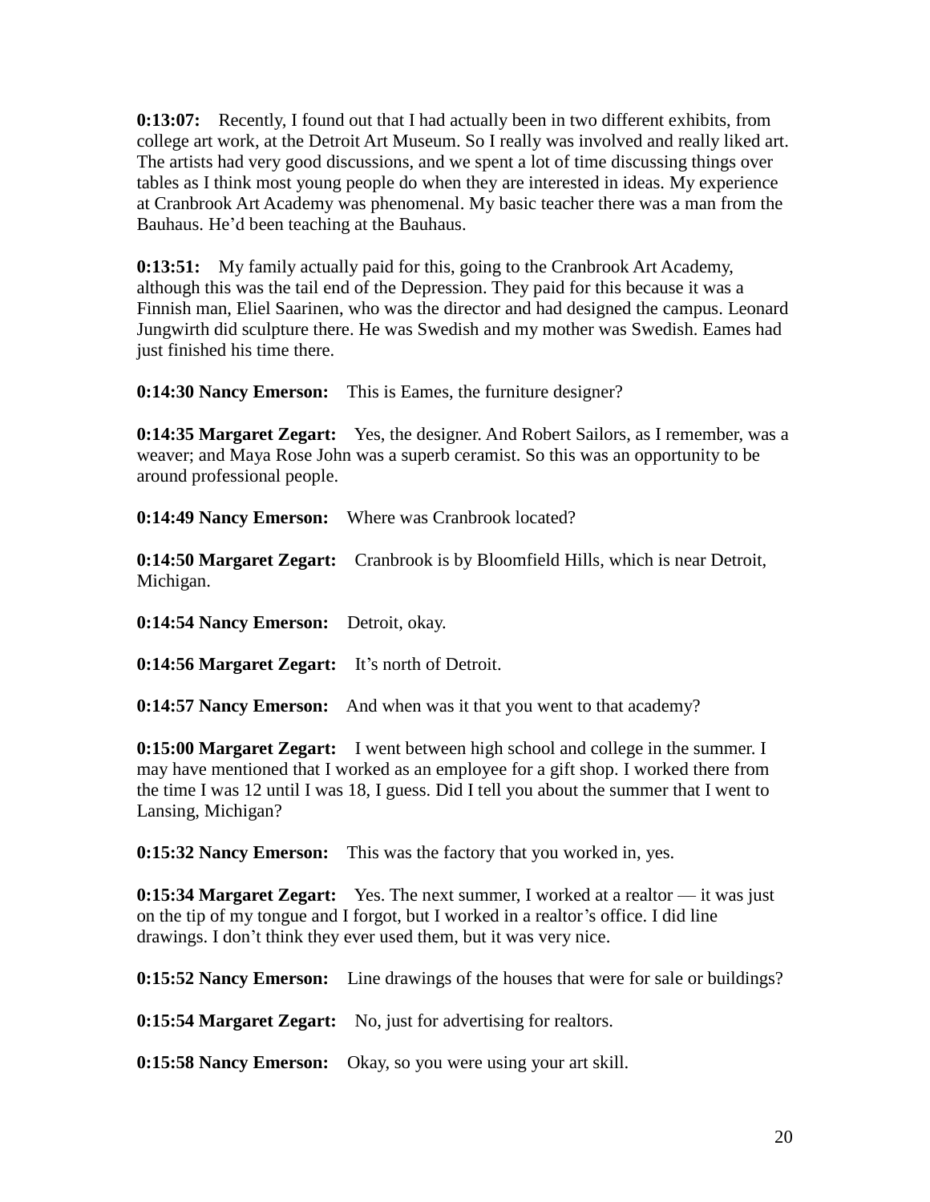**0:13:07:** Recently, I found out that I had actually been in two different exhibits, from college art work, at the Detroit Art Museum. So I really was involved and really liked art. The artists had very good discussions, and we spent a lot of time discussing things over tables as I think most young people do when they are interested in ideas. My experience at Cranbrook Art Academy was phenomenal. My basic teacher there was a man from the Bauhaus. He'd been teaching at the Bauhaus.

**0:13:51:** My family actually paid for this, going to the Cranbrook Art Academy, although this was the tail end of the Depression. They paid for this because it was a Finnish man, Eliel Saarinen, who was the director and had designed the campus. Leonard Jungwirth did sculpture there. He was Swedish and my mother was Swedish. Eames had just finished his time there.

**0:14:30 Nancy Emerson:** This is Eames, the furniture designer?

**0:14:35 Margaret Zegart:** Yes, the designer. And Robert Sailors, as I remember, was a weaver; and Maya Rose John was a superb ceramist. So this was an opportunity to be around professional people.

**0:14:49 Nancy Emerson:** Where was Cranbrook located?

**0:14:50 Margaret Zegart:** Cranbrook is by Bloomfield Hills, which is near Detroit, Michigan.

**0:14:54 Nancy Emerson:** Detroit, okay.

**0:14:56 Margaret Zegart:** It's north of Detroit.

**0:14:57 Nancy Emerson:** And when was it that you went to that academy?

**0:15:00 Margaret Zegart:** I went between high school and college in the summer. I may have mentioned that I worked as an employee for a gift shop. I worked there from the time I was 12 until I was 18, I guess. Did I tell you about the summer that I went to Lansing, Michigan?

**0:15:32 Nancy Emerson:** This was the factory that you worked in, yes.

**0:15:34 Margaret Zegart:** Yes. The next summer, I worked at a realtor — it was just on the tip of my tongue and I forgot, but I worked in a realtor's office. I did line drawings. I don't think they ever used them, but it was very nice.

**0:15:52 Nancy Emerson:** Line drawings of the houses that were for sale or buildings?

**0:15:54 Margaret Zegart:** No, just for advertising for realtors.

**0:15:58 Nancy Emerson:** Okay, so you were using your art skill.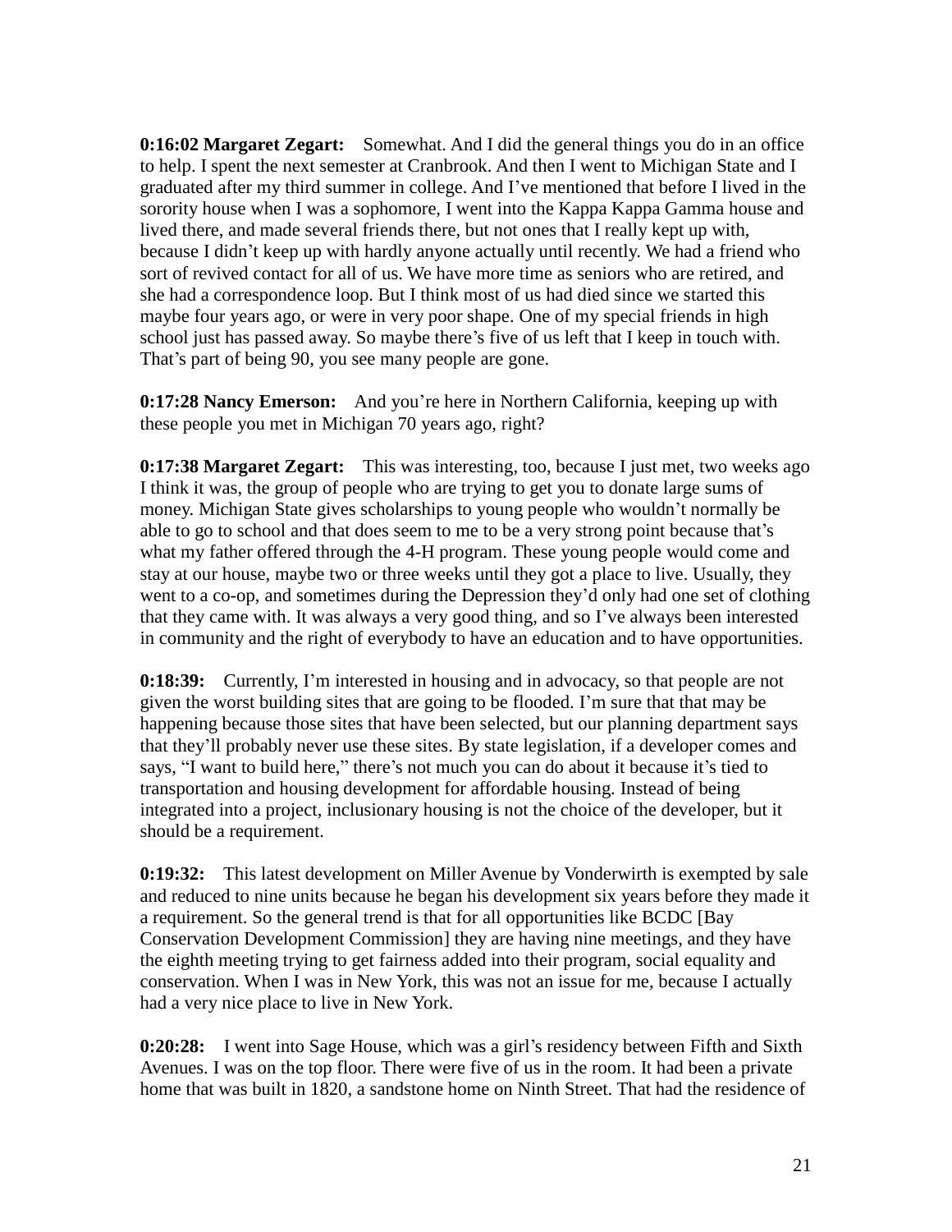**0:16:02 Margaret Zegart:** Somewhat. And I did the general things you do in an office to help. I spent the next semester at Cranbrook. And then I went to Michigan State and I graduated after my third summer in college. And I've mentioned that before I lived in the sorority house when I was a sophomore, I went into the Kappa Kappa Gamma house and lived there, and made several friends there, but not ones that I really kept up with, because I didn't keep up with hardly anyone actually until recently. We had a friend who sort of revived contact for all of us. We have more time as seniors who are retired, and she had a correspondence loop. But I think most of us had died since we started this maybe four years ago, or were in very poor shape. One of my special friends in high school just has passed away. So maybe there's five of us left that I keep in touch with. That's part of being 90, you see many people are gone.

**0:17:28 Nancy Emerson:** And you're here in Northern California, keeping up with these people you met in Michigan 70 years ago, right?

**0:17:38 Margaret Zegart:** This was interesting, too, because I just met, two weeks ago I think it was, the group of people who are trying to get you to donate large sums of money. Michigan State gives scholarships to young people who wouldn't normally be able to go to school and that does seem to me to be a very strong point because that's what my father offered through the 4-H program. These young people would come and stay at our house, maybe two or three weeks until they got a place to live. Usually, they went to a co-op, and sometimes during the Depression they'd only had one set of clothing that they came with. It was always a very good thing, and so I've always been interested in community and the right of everybody to have an education and to have opportunities.

**0:18:39:** Currently, I'm interested in housing and in advocacy, so that people are not given the worst building sites that are going to be flooded. I'm sure that that may be happening because those sites that have been selected, but our planning department says that they'll probably never use these sites. By state legislation, if a developer comes and says, "I want to build here," there's not much you can do about it because it's tied to transportation and housing development for affordable housing. Instead of being integrated into a project, inclusionary housing is not the choice of the developer, but it should be a requirement.

**0:19:32:** This latest development on Miller Avenue by Vonderwirth is exempted by sale and reduced to nine units because he began his development six years before they made it a requirement. So the general trend is that for all opportunities like BCDC [Bay Conservation Development Commission] they are having nine meetings, and they have the eighth meeting trying to get fairness added into their program, social equality and conservation. When I was in New York, this was not an issue for me, because I actually had a very nice place to live in New York.

**0:20:28:** I went into Sage House, which was a girl's residency between Fifth and Sixth Avenues. I was on the top floor. There were five of us in the room. It had been a private home that was built in 1820, a sandstone home on Ninth Street. That had the residence of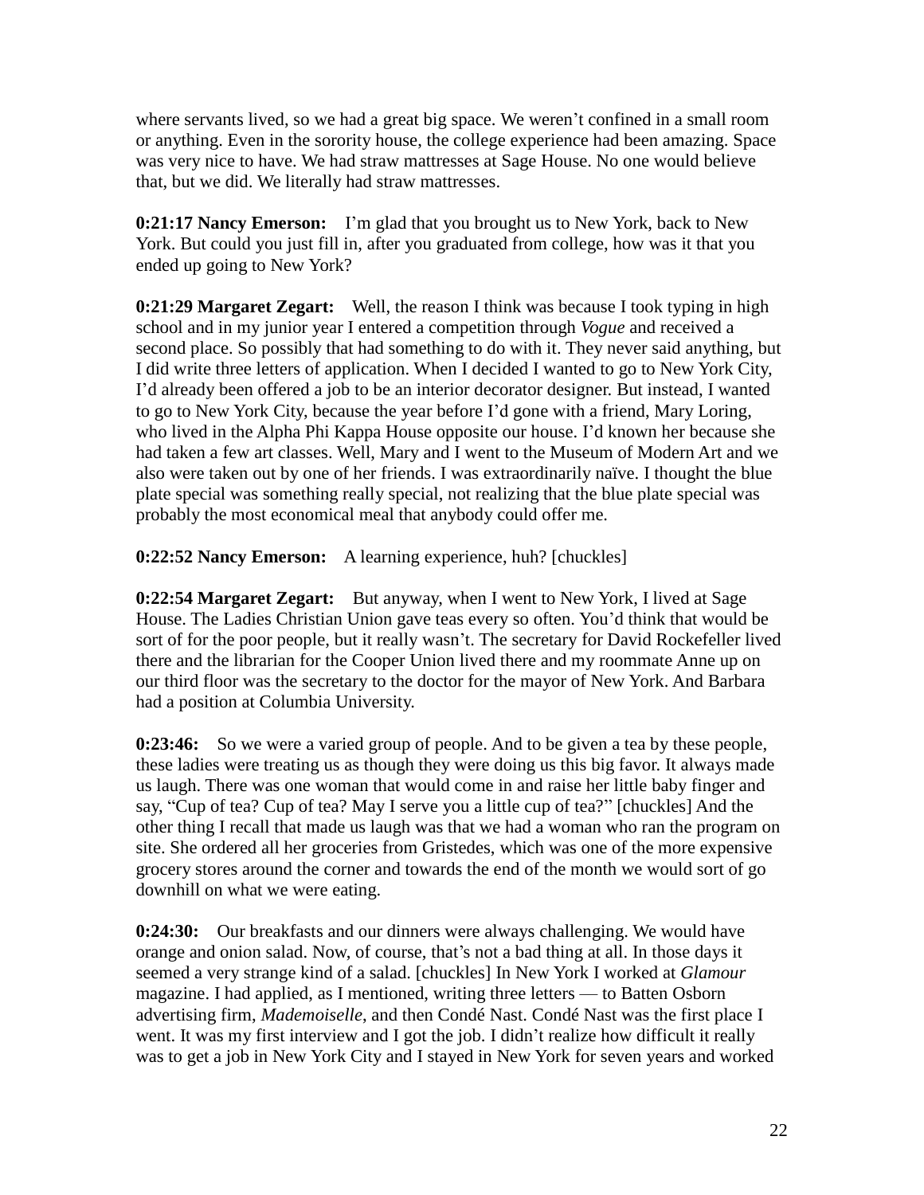where servants lived, so we had a great big space. We weren't confined in a small room or anything. Even in the sorority house, the college experience had been amazing. Space was very nice to have. We had straw mattresses at Sage House. No one would believe that, but we did. We literally had straw mattresses.

**0:21:17 Nancy Emerson:** I'm glad that you brought us to New York, back to New York. But could you just fill in, after you graduated from college, how was it that you ended up going to New York?

**0:21:29 Margaret Zegart:** Well, the reason I think was because I took typing in high school and in my junior year I entered a competition through *Vogue* and received a second place. So possibly that had something to do with it. They never said anything, but I did write three letters of application. When I decided I wanted to go to New York City, I'd already been offered a job to be an interior decorator designer. But instead, I wanted to go to New York City, because the year before I'd gone with a friend, Mary Loring, who lived in the Alpha Phi Kappa House opposite our house. I'd known her because she had taken a few art classes. Well, Mary and I went to the Museum of Modern Art and we also were taken out by one of her friends. I was extraordinarily naïve. I thought the blue plate special was something really special, not realizing that the blue plate special was probably the most economical meal that anybody could offer me.

**0:22:52 Nancy Emerson:** A learning experience, huh? [chuckles]

**0:22:54 Margaret Zegart:** But anyway, when I went to New York, I lived at Sage House. The Ladies Christian Union gave teas every so often. You'd think that would be sort of for the poor people, but it really wasn't. The secretary for David Rockefeller lived there and the librarian for the Cooper Union lived there and my roommate Anne up on our third floor was the secretary to the doctor for the mayor of New York. And Barbara had a position at Columbia University.

**0:23:46:** So we were a varied group of people. And to be given a tea by these people, these ladies were treating us as though they were doing us this big favor. It always made us laugh. There was one woman that would come in and raise her little baby finger and say, "Cup of tea? Cup of tea? May I serve you a little cup of tea?" [chuckles] And the other thing I recall that made us laugh was that we had a woman who ran the program on site. She ordered all her groceries from Gristedes, which was one of the more expensive grocery stores around the corner and towards the end of the month we would sort of go downhill on what we were eating.

**0:24:30:** Our breakfasts and our dinners were always challenging. We would have orange and onion salad. Now, of course, that's not a bad thing at all. In those days it seemed a very strange kind of a salad. [chuckles] In New York I worked at *Glamour* magazine. I had applied, as I mentioned, writing three letters — to Batten Osborn advertising firm, *Mademoiselle*, and then Condé Nast. Condé Nast was the first place I went. It was my first interview and I got the job. I didn't realize how difficult it really was to get a job in New York City and I stayed in New York for seven years and worked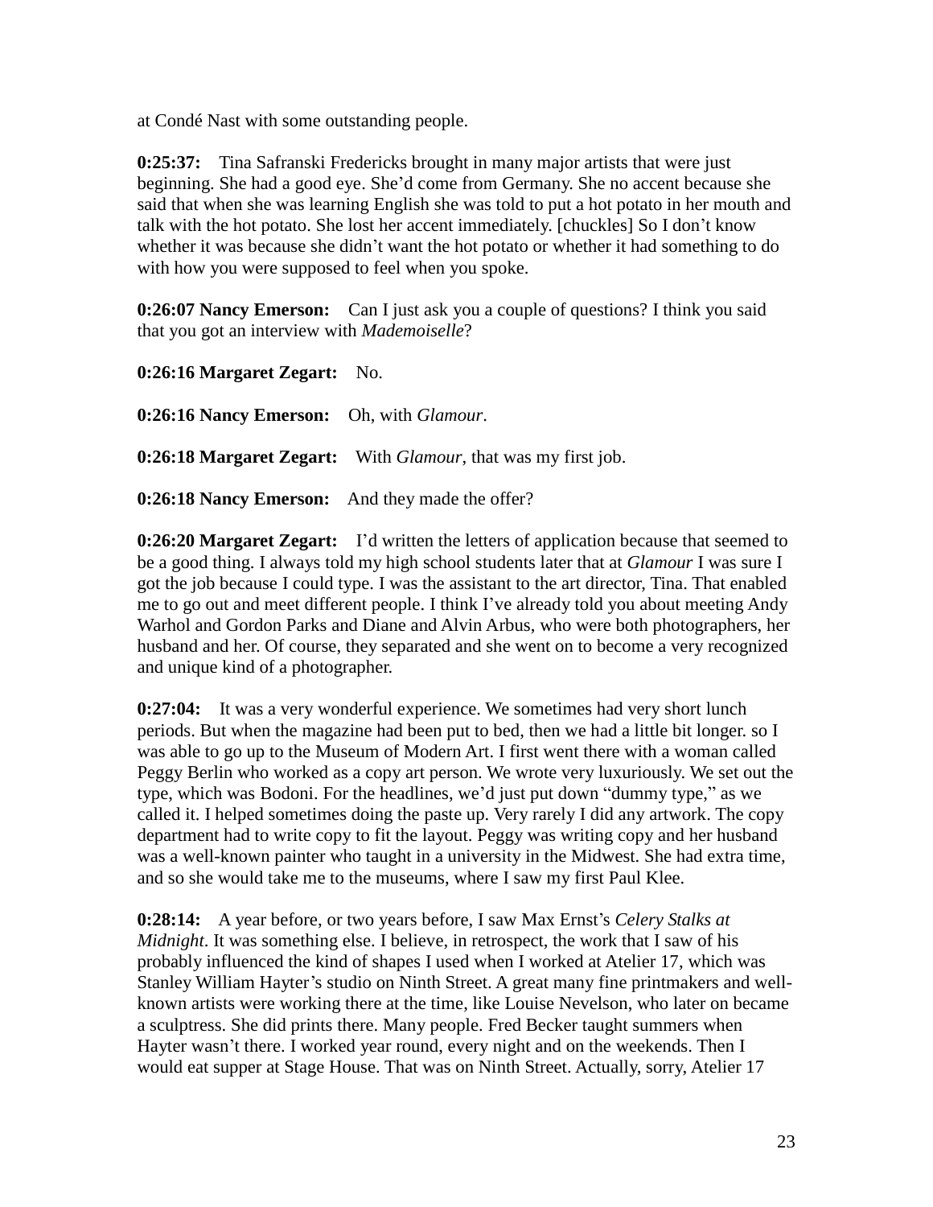at Condé Nast with some outstanding people.

**0:25:37:** Tina Safranski Fredericks brought in many major artists that were just beginning. She had a good eye. She'd come from Germany. She no accent because she said that when she was learning English she was told to put a hot potato in her mouth and talk with the hot potato. She lost her accent immediately. [chuckles] So I don't know whether it was because she didn't want the hot potato or whether it had something to do with how you were supposed to feel when you spoke.

**0:26:07 Nancy Emerson:** Can I just ask you a couple of questions? I think you said that you got an interview with *Mademoiselle*?

**0:26:16 Margaret Zegart:** No.

**0:26:16 Nancy Emerson:** Oh, with *Glamour*.

**0:26:18 Margaret Zegart:** With *Glamour*, that was my first job.

**0:26:18 Nancy Emerson:** And they made the offer?

**0:26:20 Margaret Zegart:** I'd written the letters of application because that seemed to be a good thing. I always told my high school students later that at *Glamour* I was sure I got the job because I could type. I was the assistant to the art director, Tina. That enabled me to go out and meet different people. I think I've already told you about meeting Andy Warhol and Gordon Parks and Diane and Alvin Arbus, who were both photographers, her husband and her. Of course, they separated and she went on to become a very recognized and unique kind of a photographer.

**0:27:04:** It was a very wonderful experience. We sometimes had very short lunch periods. But when the magazine had been put to bed, then we had a little bit longer. so I was able to go up to the Museum of Modern Art. I first went there with a woman called Peggy Berlin who worked as a copy art person. We wrote very luxuriously. We set out the type, which was Bodoni. For the headlines, we'd just put down "dummy type," as we called it. I helped sometimes doing the paste up. Very rarely I did any artwork. The copy department had to write copy to fit the layout. Peggy was writing copy and her husband was a well-known painter who taught in a university in the Midwest. She had extra time, and so she would take me to the museums, where I saw my first Paul Klee.

**0:28:14:** A year before, or two years before, I saw Max Ernst's *Celery Stalks at Midnight*. It was something else. I believe, in retrospect, the work that I saw of his probably influenced the kind of shapes I used when I worked at Atelier 17, which was Stanley William Hayter's studio on Ninth Street. A great many fine printmakers and well-known artists were working there at the time, like Louise Nevelson, who later on became a sculptress. She did prints there. Many people. Fred Becker taught summers when Hayter wasn't there. I worked year round, every night and on the weekends. Then I would eat supper at Stage House. That was on Ninth Street. Actually, sorry, Atelier 17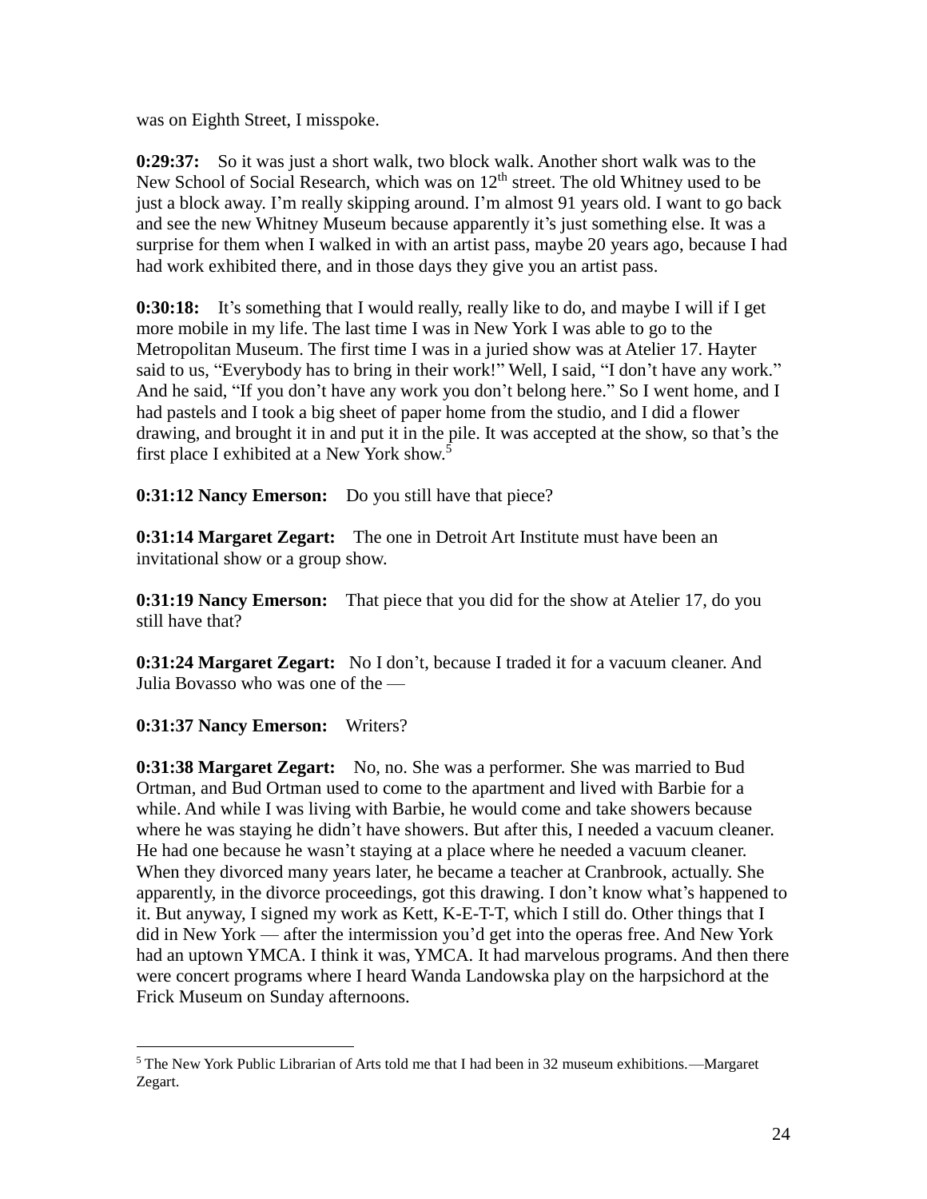was on Eighth Street, I misspoke.

**0:29:37:** So it was just a short walk, two block walk. Another short walk was to the New School of Social Research, which was on 12th street. The old Whitney used to be just a block away. I'm really skipping around. I'm almost 91 years old. I want to go back and see the new Whitney Museum because apparently it's just something else. It was a surprise for them when I walked in with an artist pass, maybe 20 years ago, because I had had work exhibited there, and in those days they give you an artist pass.

**0:30:18:** It's something that I would really, really like to do, and maybe I will if I get more mobile in my life. The last time I was in New York I was able to go to the Metropolitan Museum. The first time I was in a juried show was at Atelier 17. Hayter said to us, "Everybody has to bring in their work!" Well, I said, "I don't have any work." And he said, "If you don't have any work you don't belong here." So I went home, and I had pastels and I took a big sheet of paper home from the studio, and I did a flower drawing, and brought it in and put it in the pile. It was accepted at the show, so that's the first place I exhibited at a New York show.[5]

**0:31:12 Nancy Emerson:** Do you still have that piece?

**0:31:14 Margaret Zegart:** The one in Detroit Art Institute must have been an invitational show or a group show.

**0:31:19 Nancy Emerson:** That piece that you did for the show at Atelier 17, do you still have that?

**0:31:24 Margaret Zegart:** No I don't, because I traded it for a vacuum cleaner. And Julia Bovasso who was one of the —

**0:31:37 Nancy Emerson:** Writers?

**0:31:38 Margaret Zegart:** No, no. She was a performer. She was married to Bud Ortman, and Bud Ortman used to come to the apartment and lived with Barbie for a while. And while I was living with Barbie, he would come and take showers because where he was staying he didn't have showers. But after this, I needed a vacuum cleaner. He had one because he wasn't staying at a place where he needed a vacuum cleaner. When they divorced many years later, he became a teacher at Cranbrook, actually. She apparently, in the divorce proceedings, got this drawing. I don't know what's happened to it. But anyway, I signed my work as Kett, K-E-T-T, which I still do. Other things that I did in New York — after the intermission you'd get into the operas free. And New York had an uptown YMCA. I think it was, YMCA. It had marvelous programs. And then there were concert programs where I heard Wanda Landowska play on the harpsichord at the Frick Museum on Sunday afternoons.

---

[5] The New York Public Librarian of Arts told me that I had been in 32 museum exhibitions.—Margaret Zegart.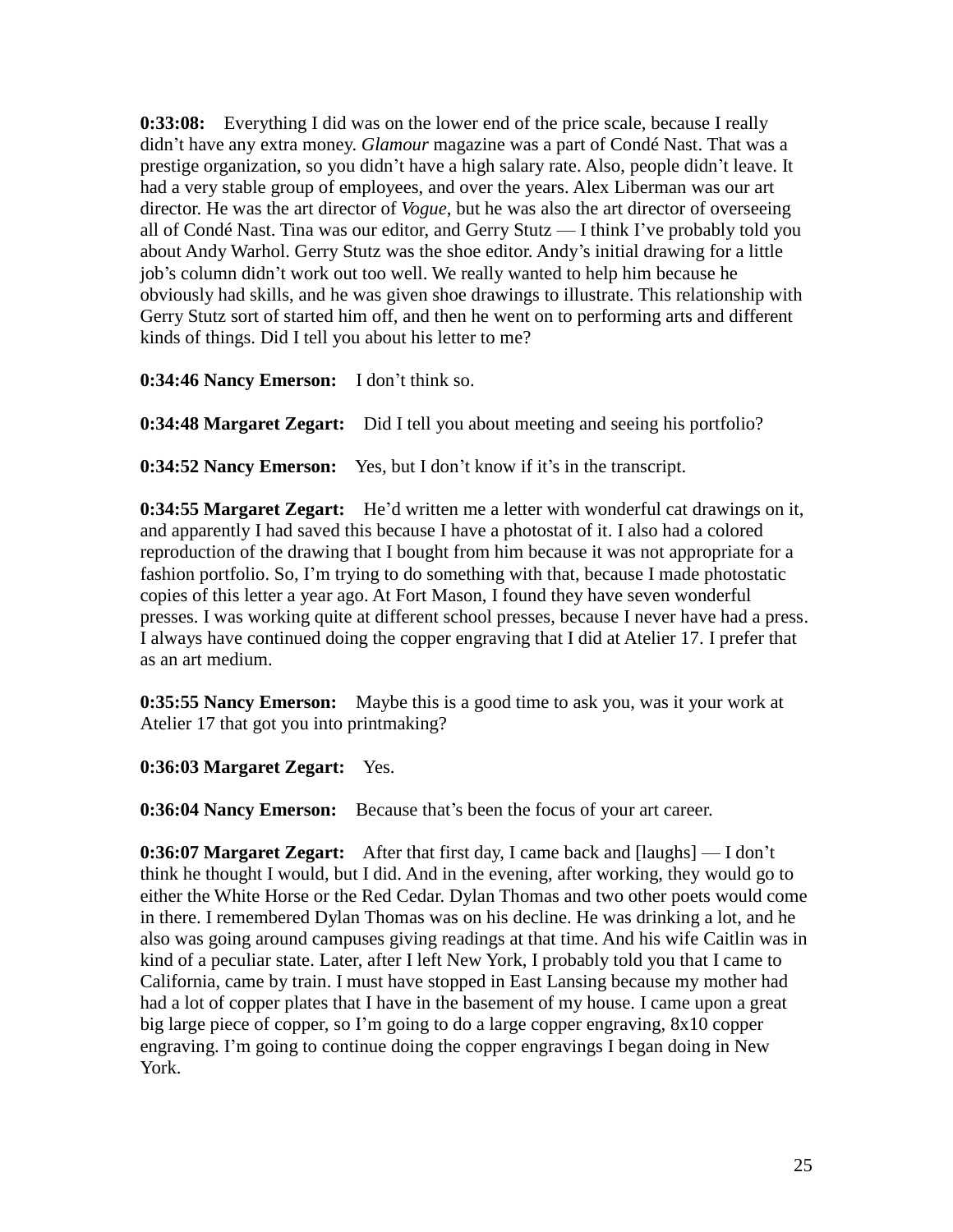**0:33:08:** Everything I did was on the lower end of the price scale, because I really didn't have any extra money. *Glamour* magazine was a part of Condé Nast. That was a prestige organization, so you didn't have a high salary rate. Also, people didn't leave. It had a very stable group of employees, and over the years. Alex Liberman was our art director. He was the art director of *Vogue*, but he was also the art director of overseeing all of Condé Nast. Tina was our editor, and Gerry Stutz — I think I've probably told you about Andy Warhol. Gerry Stutz was the shoe editor. Andy's initial drawing for a little job's column didn't work out too well. We really wanted to help him because he obviously had skills, and he was given shoe drawings to illustrate. This relationship with Gerry Stutz sort of started him off, and then he went on to performing arts and different kinds of things. Did I tell you about his letter to me?

**0:34:46 Nancy Emerson:** I don't think so.

**0:34:48 Margaret Zegart:** Did I tell you about meeting and seeing his portfolio?

**0:34:52 Nancy Emerson:** Yes, but I don't know if it's in the transcript.

**0:34:55 Margaret Zegart:** He'd written me a letter with wonderful cat drawings on it, and apparently I had saved this because I have a photostat of it. I also had a colored reproduction of the drawing that I bought from him because it was not appropriate for a fashion portfolio. So, I'm trying to do something with that, because I made photostatic copies of this letter a year ago. At Fort Mason, I found they have seven wonderful presses. I was working quite at different school presses, because I never have had a press. I always have continued doing the copper engraving that I did at Atelier 17. I prefer that as an art medium.

**0:35:55 Nancy Emerson:** Maybe this is a good time to ask you, was it your work at Atelier 17 that got you into printmaking?

**0:36:03 Margaret Zegart:** Yes.

**0:36:04 Nancy Emerson:** Because that's been the focus of your art career.

**0:36:07 Margaret Zegart:** After that first day, I came back and [laughs] — I don't think he thought I would, but I did. And in the evening, after working, they would go to either the White Horse or the Red Cedar. Dylan Thomas and two other poets would come in there. I remembered Dylan Thomas was on his decline. He was drinking a lot, and he also was going around campuses giving readings at that time. And his wife Caitlin was in kind of a peculiar state. Later, after I left New York, I probably told you that I came to California, came by train. I must have stopped in East Lansing because my mother had had a lot of copper plates that I have in the basement of my house. I came upon a great big large piece of copper, so I'm going to do a large copper engraving, 8x10 copper engraving. I'm going to continue doing the copper engravings I began doing in New York.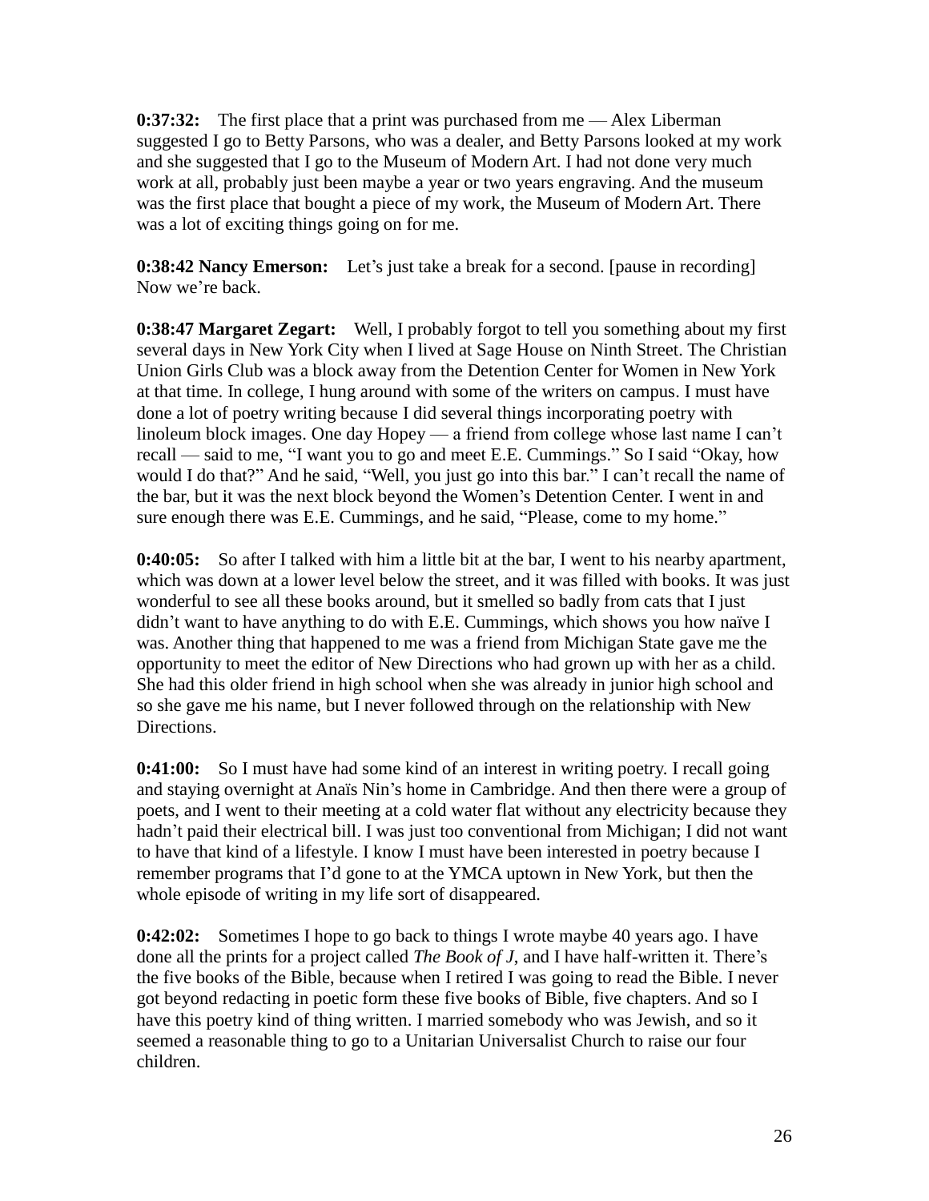**0:37:32:** The first place that a print was purchased from me — Alex Liberman suggested I go to Betty Parsons, who was a dealer, and Betty Parsons looked at my work and she suggested that I go to the Museum of Modern Art. I had not done very much work at all, probably just been maybe a year or two years engraving. And the museum was the first place that bought a piece of my work, the Museum of Modern Art. There was a lot of exciting things going on for me.

**0:38:42 Nancy Emerson:** Let's just take a break for a second. [pause in recording] Now we're back.

**0:38:47 Margaret Zegart:** Well, I probably forgot to tell you something about my first several days in New York City when I lived at Sage House on Ninth Street. The Christian Union Girls Club was a block away from the Detention Center for Women in New York at that time. In college, I hung around with some of the writers on campus. I must have done a lot of poetry writing because I did several things incorporating poetry with linoleum block images. One day Hopey — a friend from college whose last name I can't recall — said to me, "I want you to go and meet E.E. Cummings." So I said "Okay, how would I do that?" And he said, "Well, you just go into this bar." I can't recall the name of the bar, but it was the next block beyond the Women's Detention Center. I went in and sure enough there was E.E. Cummings, and he said, "Please, come to my home."

**0:40:05:** So after I talked with him a little bit at the bar, I went to his nearby apartment, which was down at a lower level below the street, and it was filled with books. It was just wonderful to see all these books around, but it smelled so badly from cats that I just didn't want to have anything to do with E.E. Cummings, which shows you how naïve I was. Another thing that happened to me was a friend from Michigan State gave me the opportunity to meet the editor of New Directions who had grown up with her as a child. She had this older friend in high school when she was already in junior high school and so she gave me his name, but I never followed through on the relationship with New Directions.

**0:41:00:** So I must have had some kind of an interest in writing poetry. I recall going and staying overnight at Anaïs Nin's home in Cambridge. And then there were a group of poets, and I went to their meeting at a cold water flat without any electricity because they hadn't paid their electrical bill. I was just too conventional from Michigan; I did not want to have that kind of a lifestyle. I know I must have been interested in poetry because I remember programs that I'd gone to at the YMCA uptown in New York, but then the whole episode of writing in my life sort of disappeared.

**0:42:02:** Sometimes I hope to go back to things I wrote maybe 40 years ago. I have done all the prints for a project called *The Book of J*, and I have half-written it. There's the five books of the Bible, because when I retired I was going to read the Bible. I never got beyond redacting in poetic form these five books of Bible, five chapters. And so I have this poetry kind of thing written. I married somebody who was Jewish, and so it seemed a reasonable thing to go to a Unitarian Universalist Church to raise our four children.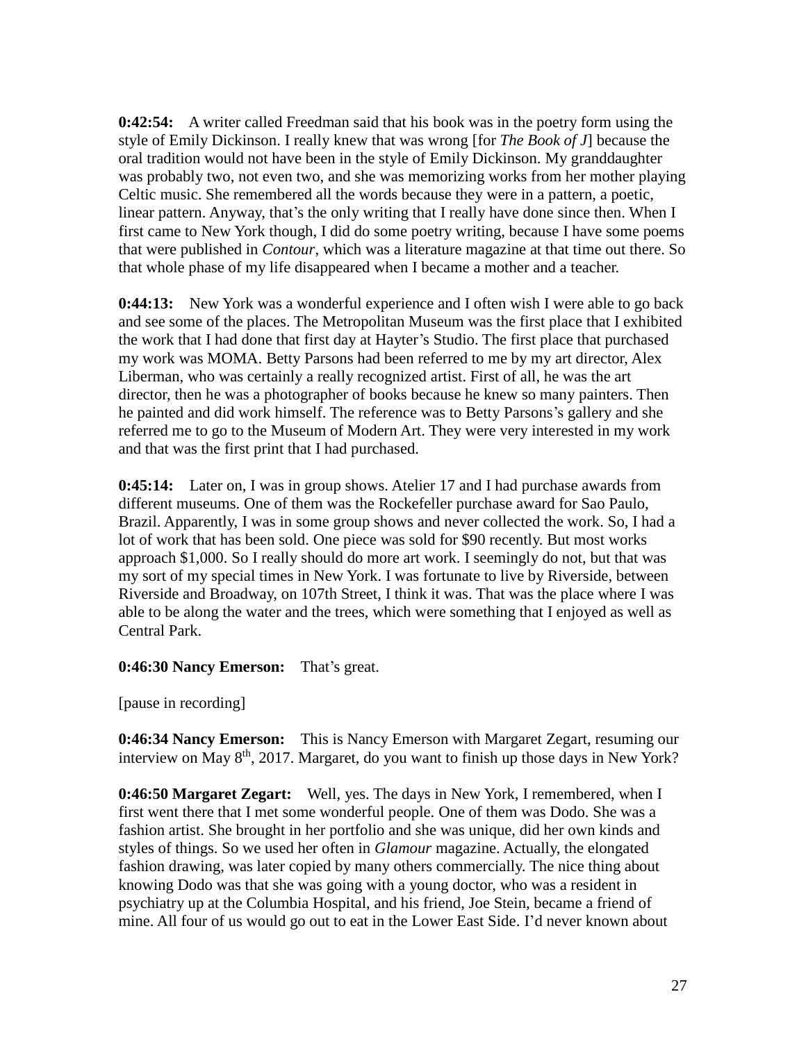**0:42:54:** A writer called Freedman said that his book was in the poetry form using the style of Emily Dickinson. I really knew that was wrong [for *The Book of J*] because the oral tradition would not have been in the style of Emily Dickinson. My granddaughter was probably two, not even two, and she was memorizing works from her mother playing Celtic music. She remembered all the words because they were in a pattern, a poetic, linear pattern. Anyway, that's the only writing that I really have done since then. When I first came to New York though, I did do some poetry writing, because I have some poems that were published in *Contour*, which was a literature magazine at that time out there. So that whole phase of my life disappeared when I became a mother and a teacher.

**0:44:13:** New York was a wonderful experience and I often wish I were able to go back and see some of the places. The Metropolitan Museum was the first place that I exhibited the work that I had done that first day at Hayter's Studio. The first place that purchased my work was MOMA. Betty Parsons had been referred to me by my art director, Alex Liberman, who was certainly a really recognized artist. First of all, he was the art director, then he was a photographer of books because he knew so many painters. Then he painted and did work himself. The reference was to Betty Parsons's gallery and she referred me to go to the Museum of Modern Art. They were very interested in my work and that was the first print that I had purchased.

**0:45:14:** Later on, I was in group shows. Atelier 17 and I had purchase awards from different museums. One of them was the Rockefeller purchase award for Sao Paulo, Brazil. Apparently, I was in some group shows and never collected the work. So, I had a lot of work that has been sold. One piece was sold for $90 recently. But most works approach $1,000. So I really should do more art work. I seemingly do not, but that was my sort of my special times in New York. I was fortunate to live by Riverside, between Riverside and Broadway, on 107th Street, I think it was. That was the place where I was able to be along the water and the trees, which were something that I enjoyed as well as Central Park.

**0:46:30 Nancy Emerson:** That's great.

[pause in recording]

**0:46:34 Nancy Emerson:** This is Nancy Emerson with Margaret Zegart, resuming our interview on May 8th, 2017. Margaret, do you want to finish up those days in New York?

**0:46:50 Margaret Zegart:** Well, yes. The days in New York, I remembered, when I first went there that I met some wonderful people. One of them was Dodo. She was a fashion artist. She brought in her portfolio and she was unique, did her own kinds and styles of things. So we used her often in *Glamour* magazine. Actually, the elongated fashion drawing, was later copied by many others commercially. The nice thing about knowing Dodo was that she was going with a young doctor, who was a resident in psychiatry up at the Columbia Hospital, and his friend, Joe Stein, became a friend of mine. All four of us would go out to eat in the Lower East Side. I'd never known about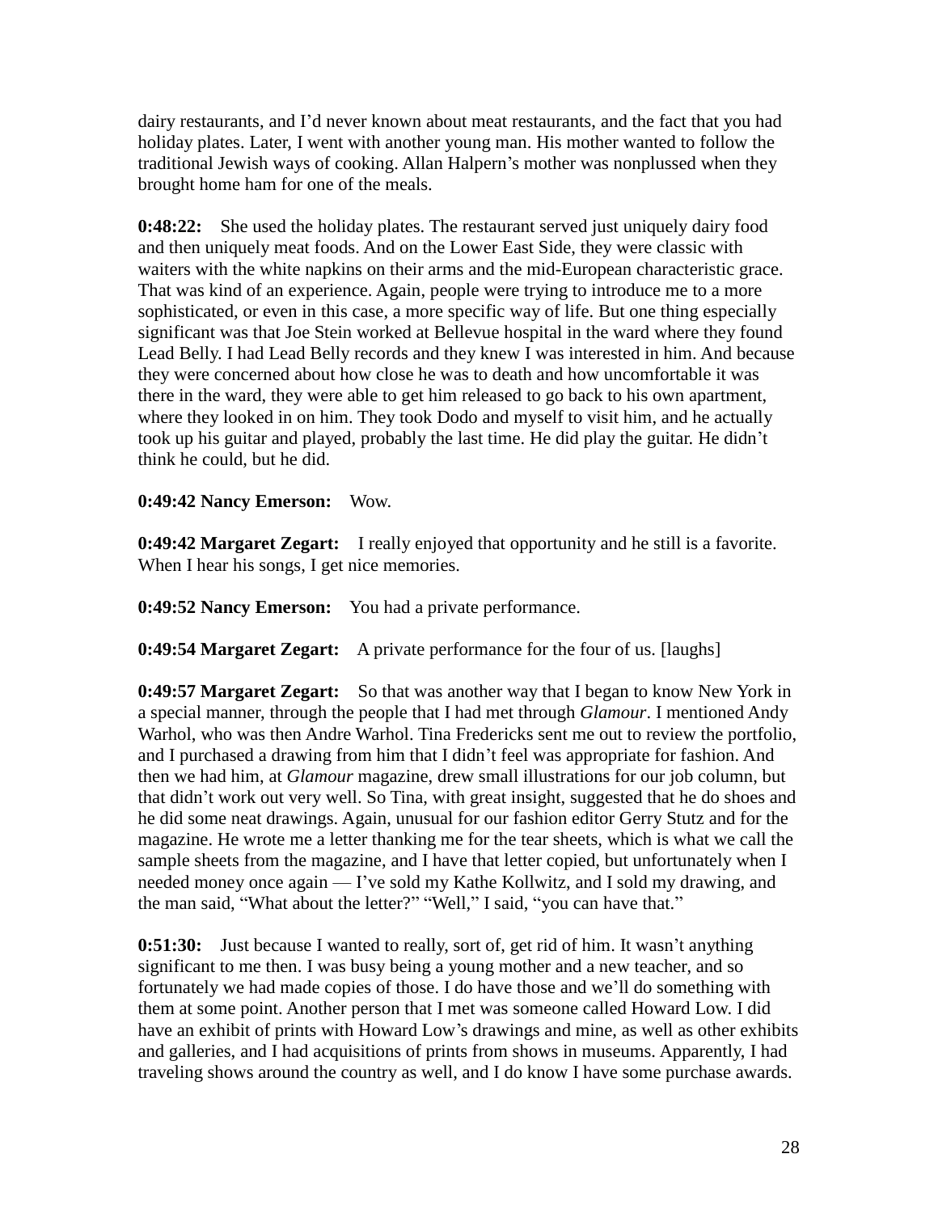dairy restaurants, and I'd never known about meat restaurants, and the fact that you had holiday plates. Later, I went with another young man. His mother wanted to follow the traditional Jewish ways of cooking. Allan Halpern's mother was nonplussed when they brought home ham for one of the meals.

**0:48:22:** She used the holiday plates. The restaurant served just uniquely dairy food and then uniquely meat foods. And on the Lower East Side, they were classic with waiters with the white napkins on their arms and the mid-European characteristic grace. That was kind of an experience. Again, people were trying to introduce me to a more sophisticated, or even in this case, a more specific way of life. But one thing especially significant was that Joe Stein worked at Bellevue hospital in the ward where they found Lead Belly. I had Lead Belly records and they knew I was interested in him. And because they were concerned about how close he was to death and how uncomfortable it was there in the ward, they were able to get him released to go back to his own apartment, where they looked in on him. They took Dodo and myself to visit him, and he actually took up his guitar and played, probably the last time. He did play the guitar. He didn't think he could, but he did.

**0:49:42 Nancy Emerson:** Wow.

**0:49:42 Margaret Zegart:** I really enjoyed that opportunity and he still is a favorite. When I hear his songs, I get nice memories.

**0:49:52 Nancy Emerson:** You had a private performance.

**0:49:54 Margaret Zegart:** A private performance for the four of us. [laughs]

**0:49:57 Margaret Zegart:** So that was another way that I began to know New York in a special manner, through the people that I had met through *Glamour*. I mentioned Andy Warhol, who was then Andre Warhol. Tina Fredericks sent me out to review the portfolio, and I purchased a drawing from him that I didn't feel was appropriate for fashion. And then we had him, at *Glamour* magazine, drew small illustrations for our job column, but that didn't work out very well. So Tina, with great insight, suggested that he do shoes and he did some neat drawings. Again, unusual for our fashion editor Gerry Stutz and for the magazine. He wrote me a letter thanking me for the tear sheets, which is what we call the sample sheets from the magazine, and I have that letter copied, but unfortunately when I needed money once again — I've sold my Kathe Kollwitz, and I sold my drawing, and the man said, "What about the letter?" "Well," I said, "you can have that."

**0:51:30:** Just because I wanted to really, sort of, get rid of him. It wasn't anything significant to me then. I was busy being a young mother and a new teacher, and so fortunately we had made copies of those. I do have those and we'll do something with them at some point. Another person that I met was someone called Howard Low. I did have an exhibit of prints with Howard Low's drawings and mine, as well as other exhibits and galleries, and I had acquisitions of prints from shows in museums. Apparently, I had traveling shows around the country as well, and I do know I have some purchase awards.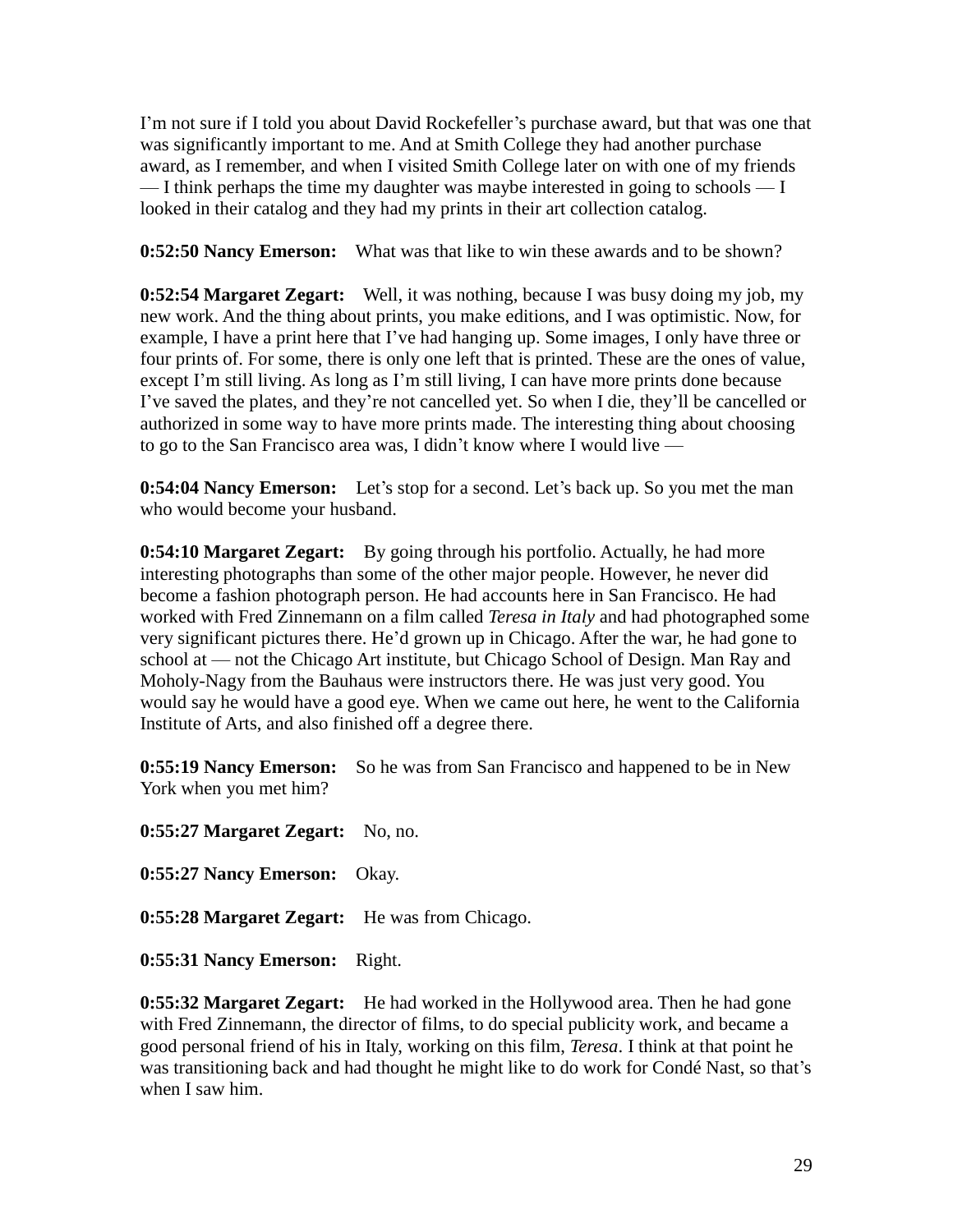I'm not sure if I told you about David Rockefeller's purchase award, but that was one that was significantly important to me. And at Smith College they had another purchase award, as I remember, and when I visited Smith College later on with one of my friends — I think perhaps the time my daughter was maybe interested in going to schools — I looked in their catalog and they had my prints in their art collection catalog.

**0:52:50 Nancy Emerson:** What was that like to win these awards and to be shown?

**0:52:54 Margaret Zegart:** Well, it was nothing, because I was busy doing my job, my new work. And the thing about prints, you make editions, and I was optimistic. Now, for example, I have a print here that I've had hanging up. Some images, I only have three or four prints of. For some, there is only one left that is printed. These are the ones of value, except I'm still living. As long as I'm still living, I can have more prints done because I've saved the plates, and they're not cancelled yet. So when I die, they'll be cancelled or authorized in some way to have more prints made. The interesting thing about choosing to go to the San Francisco area was, I didn't know where I would live —

**0:54:04 Nancy Emerson:** Let's stop for a second. Let's back up. So you met the man who would become your husband.

**0:54:10 Margaret Zegart:** By going through his portfolio. Actually, he had more interesting photographs than some of the other major people. However, he never did become a fashion photograph person. He had accounts here in San Francisco. He had worked with Fred Zinnemann on a film called *Teresa in Italy* and had photographed some very significant pictures there. He'd grown up in Chicago. After the war, he had gone to school at — not the Chicago Art institute, but Chicago School of Design. Man Ray and Moholy-Nagy from the Bauhaus were instructors there. He was just very good. You would say he would have a good eye. When we came out here, he went to the California Institute of Arts, and also finished off a degree there.

**0:55:19 Nancy Emerson:** So he was from San Francisco and happened to be in New York when you met him?

**0:55:27 Margaret Zegart:** No, no.

**0:55:27 Nancy Emerson:** Okay.

**0:55:28 Margaret Zegart:** He was from Chicago.

**0:55:31 Nancy Emerson:** Right.

**0:55:32 Margaret Zegart:** He had worked in the Hollywood area. Then he had gone with Fred Zinnemann, the director of films, to do special publicity work, and became a good personal friend of his in Italy, working on this film, *Teresa*. I think at that point he was transitioning back and had thought he might like to do work for Condé Nast, so that's when I saw him.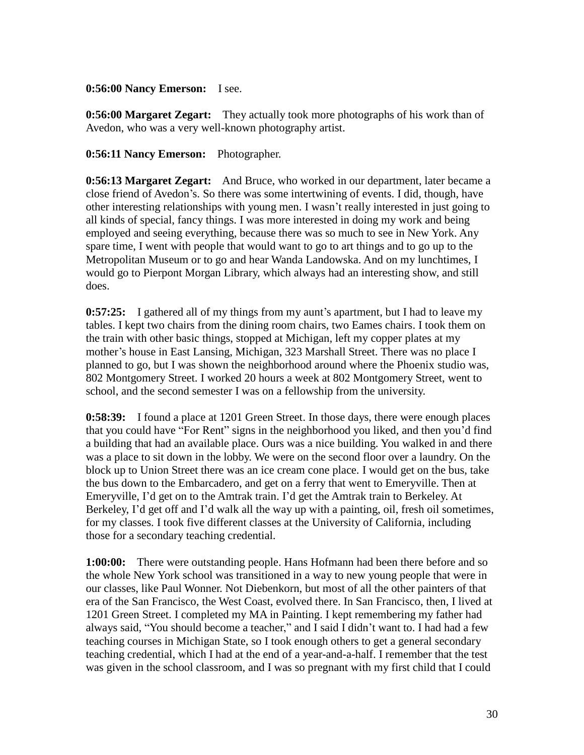**0:56:00 Nancy Emerson:** I see.

**0:56:00 Margaret Zegart:** They actually took more photographs of his work than of Avedon, who was a very well-known photography artist.

**0:56:11 Nancy Emerson:** Photographer.

**0:56:13 Margaret Zegart:** And Bruce, who worked in our department, later became a close friend of Avedon's. So there was some intertwining of events. I did, though, have other interesting relationships with young men. I wasn't really interested in just going to all kinds of special, fancy things. I was more interested in doing my work and being employed and seeing everything, because there was so much to see in New York. Any spare time, I went with people that would want to go to art things and to go up to the Metropolitan Museum or to go and hear Wanda Landowska. And on my lunchtimes, I would go to Pierpont Morgan Library, which always had an interesting show, and still does.

**0:57:25:** I gathered all of my things from my aunt's apartment, but I had to leave my tables. I kept two chairs from the dining room chairs, two Eames chairs. I took them on the train with other basic things, stopped at Michigan, left my copper plates at my mother's house in East Lansing, Michigan, 323 Marshall Street. There was no place I planned to go, but I was shown the neighborhood around where the Phoenix studio was, 802 Montgomery Street. I worked 20 hours a week at 802 Montgomery Street, went to school, and the second semester I was on a fellowship from the university.

**0:58:39:** I found a place at 1201 Green Street. In those days, there were enough places that you could have "For Rent" signs in the neighborhood you liked, and then you'd find a building that had an available place. Ours was a nice building. You walked in and there was a place to sit down in the lobby. We were on the second floor over a laundry. On the block up to Union Street there was an ice cream cone place. I would get on the bus, take the bus down to the Embarcadero, and get on a ferry that went to Emeryville. Then at Emeryville, I'd get on to the Amtrak train. I'd get the Amtrak train to Berkeley. At Berkeley, I'd get off and I'd walk all the way up with a painting, oil, fresh oil sometimes, for my classes. I took five different classes at the University of California, including those for a secondary teaching credential.

**1:00:00:** There were outstanding people. Hans Hofmann had been there before and so the whole New York school was transitioned in a way to new young people that were in our classes, like Paul Wonner. Not Diebenkorn, but most of all the other painters of that era of the San Francisco, the West Coast, evolved there. In San Francisco, then, I lived at 1201 Green Street. I completed my MA in Painting. I kept remembering my father had always said, "You should become a teacher," and I said I didn't want to. I had had a few teaching courses in Michigan State, so I took enough others to get a general secondary teaching credential, which I had at the end of a year-and-a-half. I remember that the test was given in the school classroom, and I was so pregnant with my first child that I could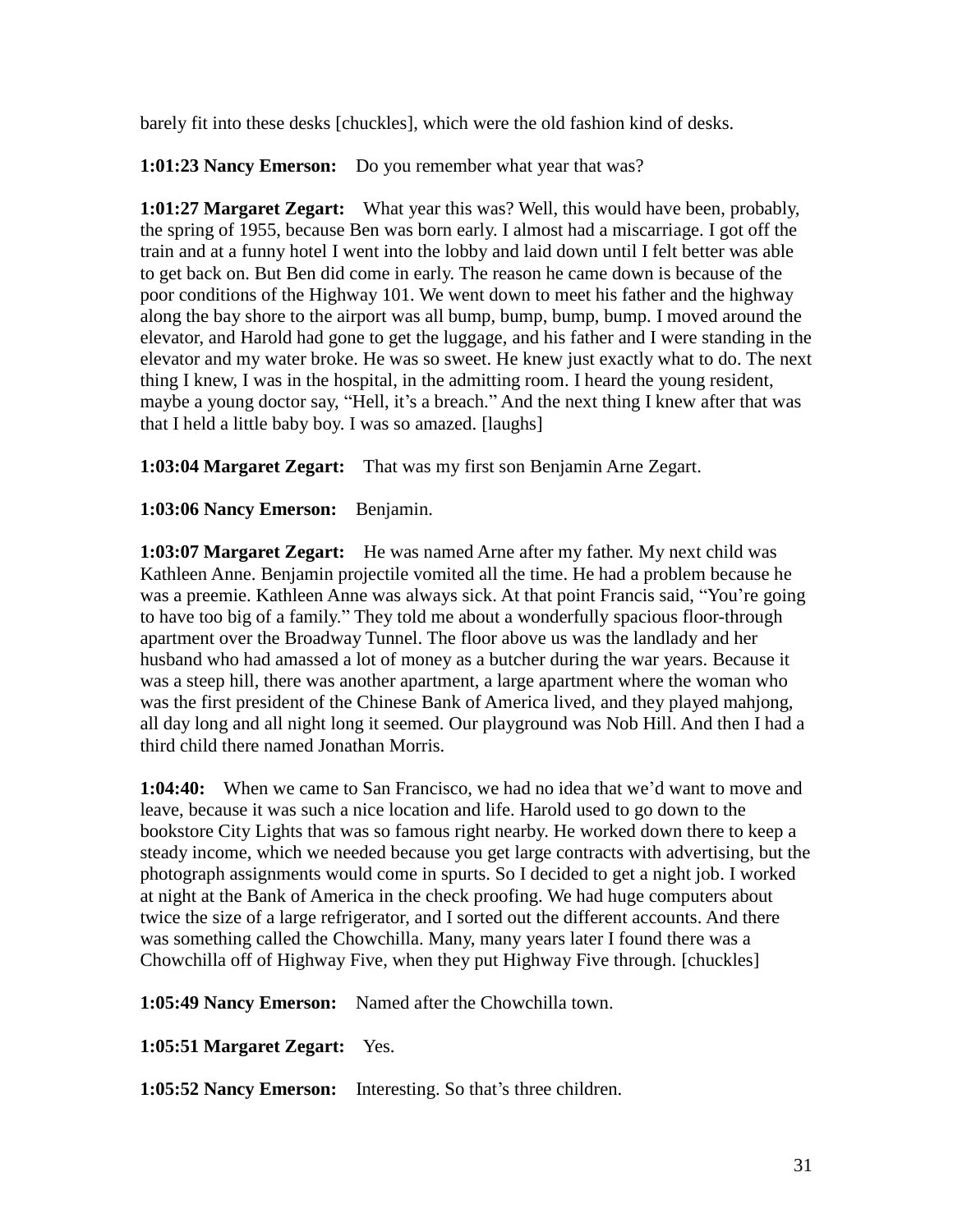barely fit into these desks [chuckles], which were the old fashion kind of desks.

**1:01:23 Nancy Emerson:** Do you remember what year that was?

**1:01:27 Margaret Zegart:** What year this was? Well, this would have been, probably, the spring of 1955, because Ben was born early. I almost had a miscarriage. I got off the train and at a funny hotel I went into the lobby and laid down until I felt better was able to get back on. But Ben did come in early. The reason he came down is because of the poor conditions of the Highway 101. We went down to meet his father and the highway along the bay shore to the airport was all bump, bump, bump, bump. I moved around the elevator, and Harold had gone to get the luggage, and his father and I were standing in the elevator and my water broke. He was so sweet. He knew just exactly what to do. The next thing I knew, I was in the hospital, in the admitting room. I heard the young resident, maybe a young doctor say, "Hell, it's a breach." And the next thing I knew after that was that I held a little baby boy. I was so amazed. [laughs]

**1:03:04 Margaret Zegart:** That was my first son Benjamin Arne Zegart.

**1:03:06 Nancy Emerson:** Benjamin.

**1:03:07 Margaret Zegart:** He was named Arne after my father. My next child was Kathleen Anne. Benjamin projectile vomited all the time. He had a problem because he was a preemie. Kathleen Anne was always sick. At that point Francis said, "You're going to have too big of a family." They told me about a wonderfully spacious floor-through apartment over the Broadway Tunnel. The floor above us was the landlady and her husband who had amassed a lot of money as a butcher during the war years. Because it was a steep hill, there was another apartment, a large apartment where the woman who was the first president of the Chinese Bank of America lived, and they played mahjong, all day long and all night long it seemed. Our playground was Nob Hill. And then I had a third child there named Jonathan Morris.

**1:04:40:** When we came to San Francisco, we had no idea that we'd want to move and leave, because it was such a nice location and life. Harold used to go down to the bookstore City Lights that was so famous right nearby. He worked down there to keep a steady income, which we needed because you get large contracts with advertising, but the photograph assignments would come in spurts. So I decided to get a night job. I worked at night at the Bank of America in the check proofing. We had huge computers about twice the size of a large refrigerator, and I sorted out the different accounts. And there was something called the Chowchilla. Many, many years later I found there was a Chowchilla off of Highway Five, when they put Highway Five through. [chuckles]

**1:05:49 Nancy Emerson:** Named after the Chowchilla town.

**1:05:51 Margaret Zegart:** Yes.

**1:05:52 Nancy Emerson:** Interesting. So that's three children.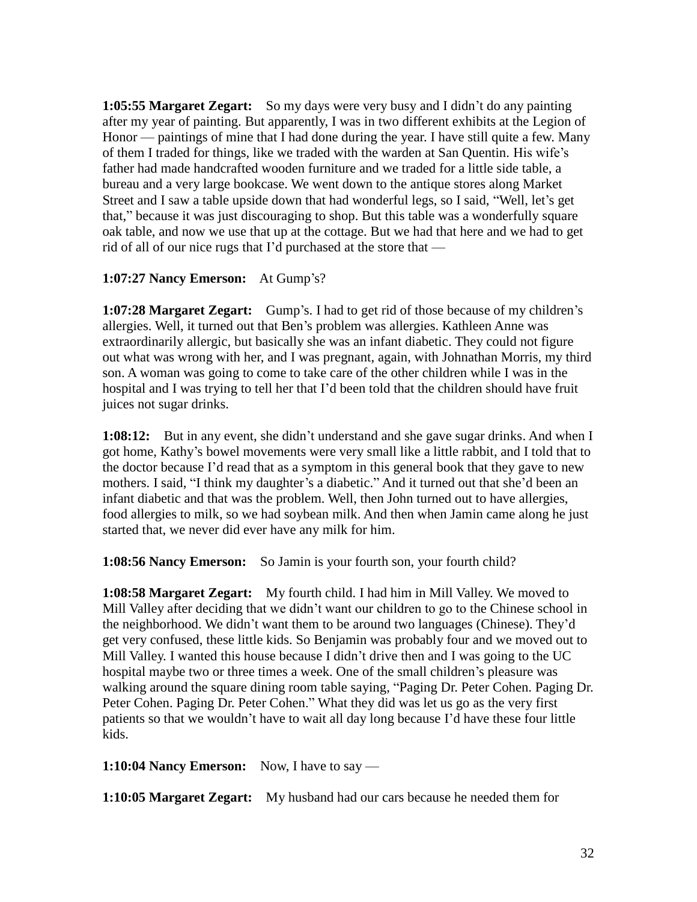**1:05:55 Margaret Zegart:** So my days were very busy and I didn't do any painting after my year of painting. But apparently, I was in two different exhibits at the Legion of Honor — paintings of mine that I had done during the year. I have still quite a few. Many of them I traded for things, like we traded with the warden at San Quentin. His wife's father had made handcrafted wooden furniture and we traded for a little side table, a bureau and a very large bookcase. We went down to the antique stores along Market Street and I saw a table upside down that had wonderful legs, so I said, "Well, let's get that," because it was just discouraging to shop. But this table was a wonderfully square oak table, and now we use that up at the cottage. But we had that here and we had to get rid of all of our nice rugs that I'd purchased at the store that —

**1:07:27 Nancy Emerson:** At Gump's?

**1:07:28 Margaret Zegart:** Gump's. I had to get rid of those because of my children's allergies. Well, it turned out that Ben's problem was allergies. Kathleen Anne was extraordinarily allergic, but basically she was an infant diabetic. They could not figure out what was wrong with her, and I was pregnant, again, with Johnathan Morris, my third son. A woman was going to come to take care of the other children while I was in the hospital and I was trying to tell her that I'd been told that the children should have fruit juices not sugar drinks.

**1:08:12:** But in any event, she didn't understand and she gave sugar drinks. And when I got home, Kathy's bowel movements were very small like a little rabbit, and I told that to the doctor because I'd read that as a symptom in this general book that they gave to new mothers. I said, "I think my daughter's a diabetic." And it turned out that she'd been an infant diabetic and that was the problem. Well, then John turned out to have allergies, food allergies to milk, so we had soybean milk. And then when Jamin came along he just started that, we never did ever have any milk for him.

**1:08:56 Nancy Emerson:** So Jamin is your fourth son, your fourth child?

**1:08:58 Margaret Zegart:** My fourth child. I had him in Mill Valley. We moved to Mill Valley after deciding that we didn't want our children to go to the Chinese school in the neighborhood. We didn't want them to be around two languages (Chinese). They'd get very confused, these little kids. So Benjamin was probably four and we moved out to Mill Valley. I wanted this house because I didn't drive then and I was going to the UC hospital maybe two or three times a week. One of the small children's pleasure was walking around the square dining room table saying, "Paging Dr. Peter Cohen. Paging Dr. Peter Cohen. Paging Dr. Peter Cohen." What they did was let us go as the very first patients so that we wouldn't have to wait all day long because I'd have these four little kids.

**1:10:04 Nancy Emerson:** Now, I have to say —

**1:10:05 Margaret Zegart:** My husband had our cars because he needed them for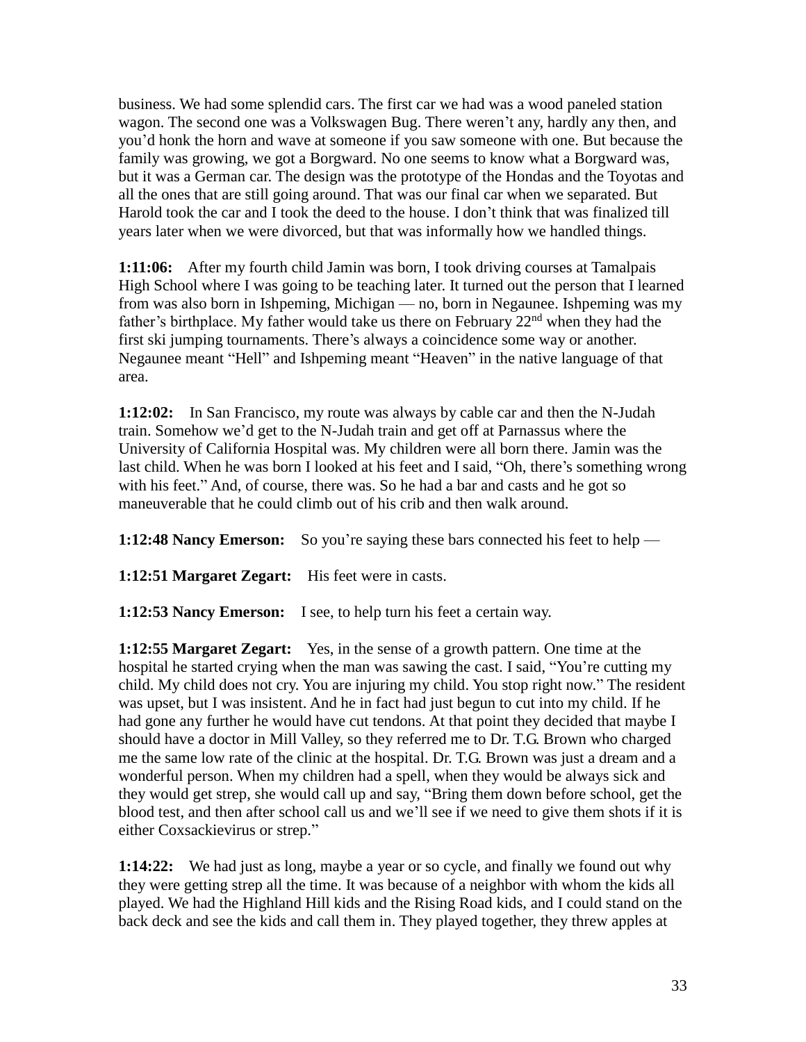business. We had some splendid cars. The first car we had was a wood paneled station wagon. The second one was a Volkswagen Bug. There weren't any, hardly any then, and you'd honk the horn and wave at someone if you saw someone with one. But because the family was growing, we got a Borgward. No one seems to know what a Borgward was, but it was a German car. The design was the prototype of the Hondas and the Toyotas and all the ones that are still going around. That was our final car when we separated. But Harold took the car and I took the deed to the house. I don't think that was finalized till years later when we were divorced, but that was informally how we handled things.

**1:11:06:** After my fourth child Jamin was born, I took driving courses at Tamalpais High School where I was going to be teaching later. It turned out the person that I learned from was also born in Ishpeming, Michigan — no, born in Negaunee. Ishpeming was my father's birthplace. My father would take us there on February 22nd when they had the first ski jumping tournaments. There's always a coincidence some way or another. Negaunee meant "Hell" and Ishpeming meant "Heaven" in the native language of that area.

**1:12:02:** In San Francisco, my route was always by cable car and then the N-Judah train. Somehow we'd get to the N-Judah train and get off at Parnassus where the University of California Hospital was. My children were all born there. Jamin was the last child. When he was born I looked at his feet and I said, "Oh, there's something wrong with his feet." And, of course, there was. So he had a bar and casts and he got so maneuverable that he could climb out of his crib and then walk around.

**1:12:48 Nancy Emerson:** So you're saying these bars connected his feet to help —

**1:12:51 Margaret Zegart:** His feet were in casts.

**1:12:53 Nancy Emerson:** I see, to help turn his feet a certain way.

**1:12:55 Margaret Zegart:** Yes, in the sense of a growth pattern. One time at the hospital he started crying when the man was sawing the cast. I said, "You're cutting my child. My child does not cry. You are injuring my child. You stop right now." The resident was upset, but I was insistent. And he in fact had just begun to cut into my child. If he had gone any further he would have cut tendons. At that point they decided that maybe I should have a doctor in Mill Valley, so they referred me to Dr. T.G. Brown who charged me the same low rate of the clinic at the hospital. Dr. T.G. Brown was just a dream and a wonderful person. When my children had a spell, when they would be always sick and they would get strep, she would call up and say, "Bring them down before school, get the blood test, and then after school call us and we'll see if we need to give them shots if it is either Coxsackievirus or strep."

**1:14:22:** We had just as long, maybe a year or so cycle, and finally we found out why they were getting strep all the time. It was because of a neighbor with whom the kids all played. We had the Highland Hill kids and the Rising Road kids, and I could stand on the back deck and see the kids and call them in. They played together, they threw apples at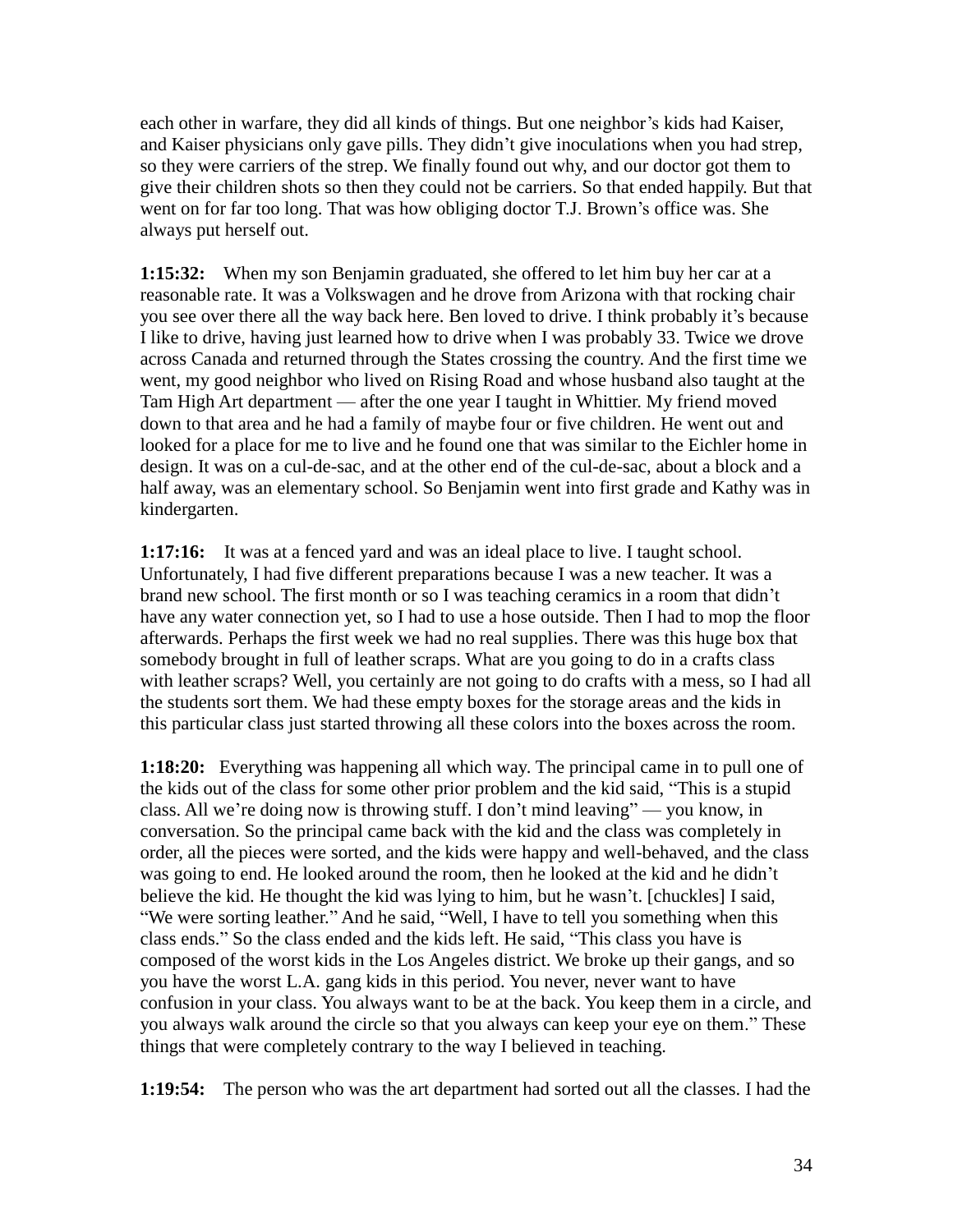each other in warfare, they did all kinds of things. But one neighbor's kids had Kaiser, and Kaiser physicians only gave pills. They didn't give inoculations when you had strep, so they were carriers of the strep. We finally found out why, and our doctor got them to give their children shots so then they could not be carriers. So that ended happily. But that went on for far too long. That was how obliging doctor T.J. Brown's office was. She always put herself out.

**1:15:32:** When my son Benjamin graduated, she offered to let him buy her car at a reasonable rate. It was a Volkswagen and he drove from Arizona with that rocking chair you see over there all the way back here. Ben loved to drive. I think probably it's because I like to drive, having just learned how to drive when I was probably 33. Twice we drove across Canada and returned through the States crossing the country. And the first time we went, my good neighbor who lived on Rising Road and whose husband also taught at the Tam High Art department — after the one year I taught in Whittier. My friend moved down to that area and he had a family of maybe four or five children. He went out and looked for a place for me to live and he found one that was similar to the Eichler home in design. It was on a cul-de-sac, and at the other end of the cul-de-sac, about a block and a half away, was an elementary school. So Benjamin went into first grade and Kathy was in kindergarten.

**1:17:16:** It was at a fenced yard and was an ideal place to live. I taught school. Unfortunately, I had five different preparations because I was a new teacher. It was a brand new school. The first month or so I was teaching ceramics in a room that didn't have any water connection yet, so I had to use a hose outside. Then I had to mop the floor afterwards. Perhaps the first week we had no real supplies. There was this huge box that somebody brought in full of leather scraps. What are you going to do in a crafts class with leather scraps? Well, you certainly are not going to do crafts with a mess, so I had all the students sort them. We had these empty boxes for the storage areas and the kids in this particular class just started throwing all these colors into the boxes across the room.

**1:18:20:** Everything was happening all which way. The principal came in to pull one of the kids out of the class for some other prior problem and the kid said, "This is a stupid class. All we're doing now is throwing stuff. I don't mind leaving" — you know, in conversation. So the principal came back with the kid and the class was completely in order, all the pieces were sorted, and the kids were happy and well-behaved, and the class was going to end. He looked around the room, then he looked at the kid and he didn't believe the kid. He thought the kid was lying to him, but he wasn't. [chuckles] I said, "We were sorting leather." And he said, "Well, I have to tell you something when this class ends." So the class ended and the kids left. He said, "This class you have is composed of the worst kids in the Los Angeles district. We broke up their gangs, and so you have the worst L.A. gang kids in this period. You never, never want to have confusion in your class. You always want to be at the back. You keep them in a circle, and you always walk around the circle so that you always can keep your eye on them." These things that were completely contrary to the way I believed in teaching.

**1:19:54:** The person who was the art department had sorted out all the classes. I had the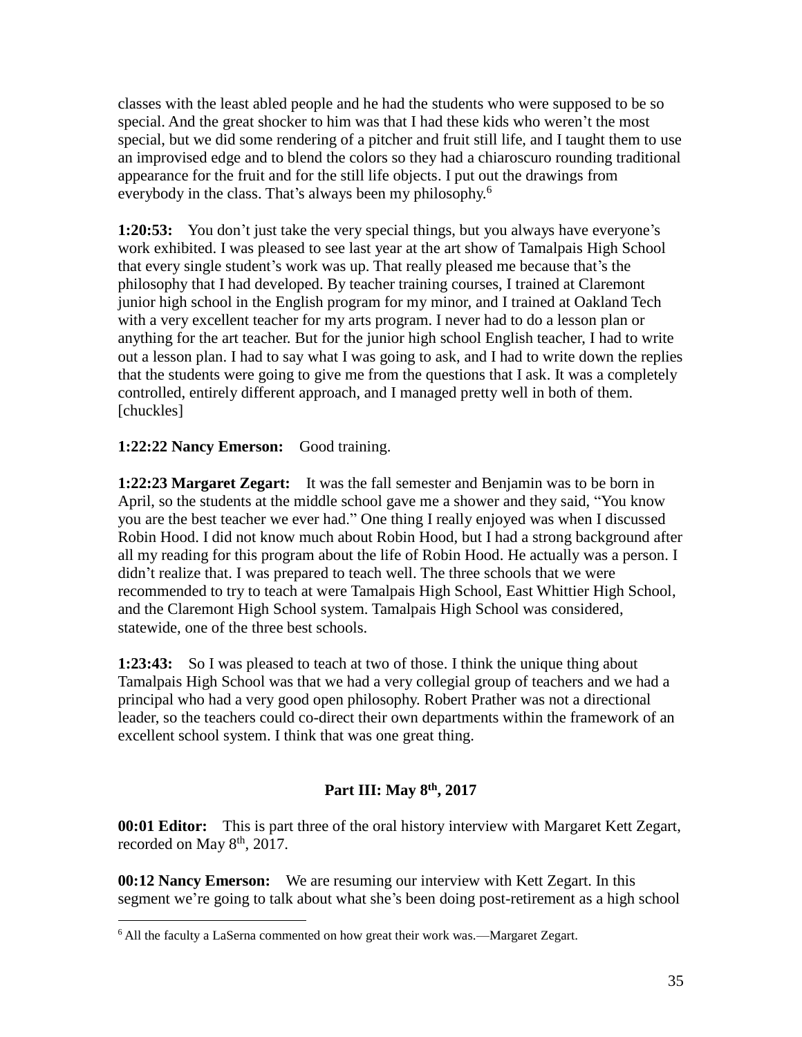classes with the least abled people and he had the students who were supposed to be so special. And the great shocker to him was that I had these kids who weren't the most special, but we did some rendering of a pitcher and fruit still life, and I taught them to use an improvised edge and to blend the colors so they had a chiaroscuro rounding traditional appearance for the fruit and for the still life objects. I put out the drawings from everybody in the class. That's always been my philosophy.[6]

**1:20:53:** You don't just take the very special things, but you always have everyone's work exhibited. I was pleased to see last year at the art show of Tamalpais High School that every single student's work was up. That really pleased me because that's the philosophy that I had developed. By teacher training courses, I trained at Claremont junior high school in the English program for my minor, and I trained at Oakland Tech with a very excellent teacher for my arts program. I never had to do a lesson plan or anything for the art teacher. But for the junior high school English teacher, I had to write out a lesson plan. I had to say what I was going to ask, and I had to write down the replies that the students were going to give me from the questions that I ask. It was a completely controlled, entirely different approach, and I managed pretty well in both of them. [chuckles]

**1:22:22 Nancy Emerson:** Good training.

**1:22:23 Margaret Zegart:** It was the fall semester and Benjamin was to be born in April, so the students at the middle school gave me a shower and they said, "You know you are the best teacher we ever had." One thing I really enjoyed was when I discussed Robin Hood. I did not know much about Robin Hood, but I had a strong background after all my reading for this program about the life of Robin Hood. He actually was a person. I didn't realize that. I was prepared to teach well. The three schools that we were recommended to try to teach at were Tamalpais High School, East Whittier High School, and the Claremont High School system. Tamalpais High School was considered, statewide, one of the three best schools.

**1:23:43:** So I was pleased to teach at two of those. I think the unique thing about Tamalpais High School was that we had a very collegial group of teachers and we had a principal who had a very good open philosophy. Robert Prather was not a directional leader, so the teachers could co-direct their own departments within the framework of an excellent school system. I think that was one great thing.

## Part III: May 8th, 2017

**00:01 Editor:** This is part three of the oral history interview with Margaret Kett Zegart, recorded on May 8th, 2017.

**00:12 Nancy Emerson:** We are resuming our interview with Kett Zegart. In this segment we're going to talk about what she's been doing post-retirement as a high school

---

[6] All the faculty a LaSerna commented on how great their work was.—Margaret Zegart.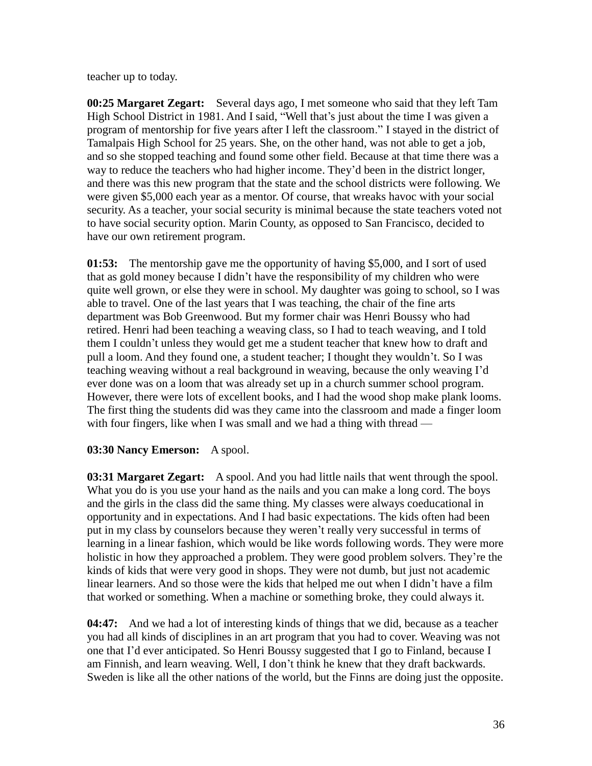teacher up to today.

**00:25 Margaret Zegart:** Several days ago, I met someone who said that they left Tam High School District in 1981. And I said, "Well that's just about the time I was given a program of mentorship for five years after I left the classroom." I stayed in the district of Tamalpais High School for 25 years. She, on the other hand, was not able to get a job, and so she stopped teaching and found some other field. Because at that time there was a way to reduce the teachers who had higher income. They'd been in the district longer, and there was this new program that the state and the school districts were following. We were given $5,000 each year as a mentor. Of course, that wreaks havoc with your social security. As a teacher, your social security is minimal because the state teachers voted not to have social security option. Marin County, as opposed to San Francisco, decided to have our own retirement program.

**01:53:** The mentorship gave me the opportunity of having $5,000, and I sort of used that as gold money because I didn't have the responsibility of my children who were quite well grown, or else they were in school. My daughter was going to school, so I was able to travel. One of the last years that I was teaching, the chair of the fine arts department was Bob Greenwood. But my former chair was Henri Boussy who had retired. Henri had been teaching a weaving class, so I had to teach weaving, and I told them I couldn't unless they would get me a student teacher that knew how to draft and pull a loom. And they found one, a student teacher; I thought they wouldn't. So I was teaching weaving without a real background in weaving, because the only weaving I'd ever done was on a loom that was already set up in a church summer school program. However, there were lots of excellent books, and I had the wood shop make plank looms. The first thing the students did was they came into the classroom and made a finger loom with four fingers, like when I was small and we had a thing with thread —

**03:30 Nancy Emerson:** A spool.

**03:31 Margaret Zegart:** A spool. And you had little nails that went through the spool. What you do is you use your hand as the nails and you can make a long cord. The boys and the girls in the class did the same thing. My classes were always coeducational in opportunity and in expectations. And I had basic expectations. The kids often had been put in my class by counselors because they weren't really very successful in terms of learning in a linear fashion, which would be like words following words. They were more holistic in how they approached a problem. They were good problem solvers. They're the kinds of kids that were very good in shops. They were not dumb, but just not academic linear learners. And so those were the kids that helped me out when I didn't have a film that worked or something. When a machine or something broke, they could always it.

**04:47:** And we had a lot of interesting kinds of things that we did, because as a teacher you had all kinds of disciplines in an art program that you had to cover. Weaving was not one that I'd ever anticipated. So Henri Boussy suggested that I go to Finland, because I am Finnish, and learn weaving. Well, I don't think he knew that they draft backwards. Sweden is like all the other nations of the world, but the Finns are doing just the opposite.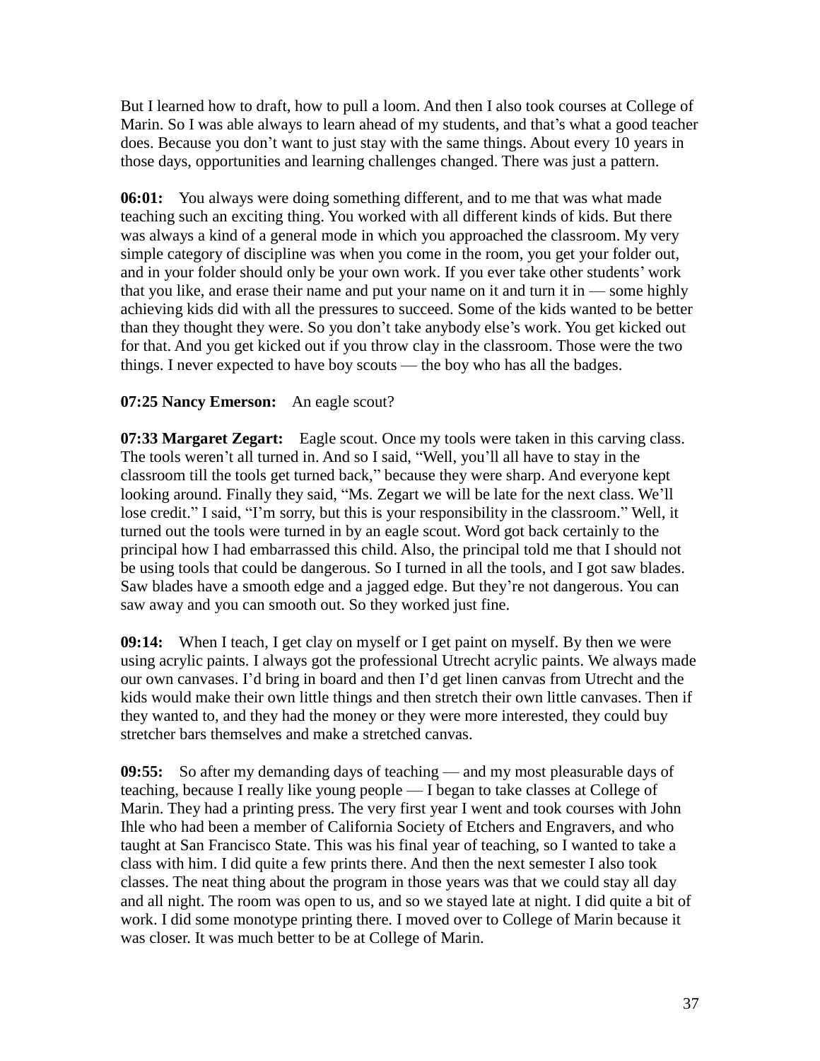But I learned how to draft, how to pull a loom. And then I also took courses at College of Marin. So I was able always to learn ahead of my students, and that's what a good teacher does. Because you don't want to just stay with the same things. About every 10 years in those days, opportunities and learning challenges changed. There was just a pattern.

**06:01:** You always were doing something different, and to me that was what made teaching such an exciting thing. You worked with all different kinds of kids. But there was always a kind of a general mode in which you approached the classroom. My very simple category of discipline was when you come in the room, you get your folder out, and in your folder should only be your own work. If you ever take other students' work that you like, and erase their name and put your name on it and turn it in — some highly achieving kids did with all the pressures to succeed. Some of the kids wanted to be better than they thought they were. So you don't take anybody else's work. You get kicked out for that. And you get kicked out if you throw clay in the classroom. Those were the two things. I never expected to have boy scouts — the boy who has all the badges.

**07:25 Nancy Emerson:** An eagle scout?

**07:33 Margaret Zegart:** Eagle scout. Once my tools were taken in this carving class. The tools weren't all turned in. And so I said, "Well, you'll all have to stay in the classroom till the tools get turned back," because they were sharp. And everyone kept looking around. Finally they said, "Ms. Zegart we will be late for the next class. We'll lose credit." I said, "I'm sorry, but this is your responsibility in the classroom." Well, it turned out the tools were turned in by an eagle scout. Word got back certainly to the principal how I had embarrassed this child. Also, the principal told me that I should not be using tools that could be dangerous. So I turned in all the tools, and I got saw blades. Saw blades have a smooth edge and a jagged edge. But they're not dangerous. You can saw away and you can smooth out. So they worked just fine.

**09:14:** When I teach, I get clay on myself or I get paint on myself. By then we were using acrylic paints. I always got the professional Utrecht acrylic paints. We always made our own canvases. I'd bring in board and then I'd get linen canvas from Utrecht and the kids would make their own little things and then stretch their own little canvases. Then if they wanted to, and they had the money or they were more interested, they could buy stretcher bars themselves and make a stretched canvas.

**09:55:** So after my demanding days of teaching — and my most pleasurable days of teaching, because I really like young people — I began to take classes at College of Marin. They had a printing press. The very first year I went and took courses with John Ihle who had been a member of California Society of Etchers and Engravers, and who taught at San Francisco State. This was his final year of teaching, so I wanted to take a class with him. I did quite a few prints there. And then the next semester I also took classes. The neat thing about the program in those years was that we could stay all day and all night. The room was open to us, and so we stayed late at night. I did quite a bit of work. I did some monotype printing there. I moved over to College of Marin because it was closer. It was much better to be at College of Marin.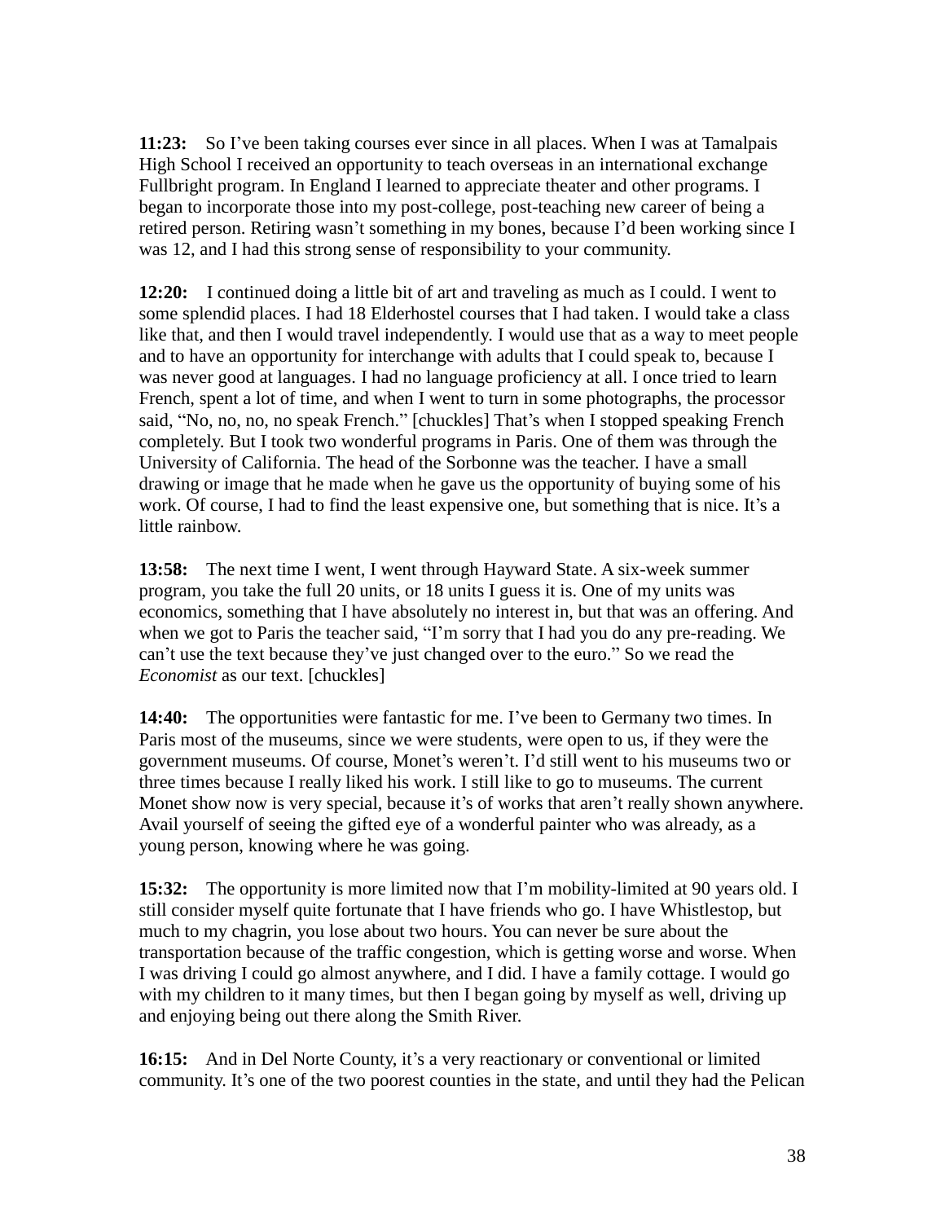**11:23:** So I've been taking courses ever since in all places. When I was at Tamalpais High School I received an opportunity to teach overseas in an international exchange Fullbright program. In England I learned to appreciate theater and other programs. I began to incorporate those into my post-college, post-teaching new career of being a retired person. Retiring wasn't something in my bones, because I'd been working since I was 12, and I had this strong sense of responsibility to your community.

**12:20:** I continued doing a little bit of art and traveling as much as I could. I went to some splendid places. I had 18 Elderhostel courses that I had taken. I would take a class like that, and then I would travel independently. I would use that as a way to meet people and to have an opportunity for interchange with adults that I could speak to, because I was never good at languages. I had no language proficiency at all. I once tried to learn French, spent a lot of time, and when I went to turn in some photographs, the processor said, "No, no, no, no speak French." [chuckles] That's when I stopped speaking French completely. But I took two wonderful programs in Paris. One of them was through the University of California. The head of the Sorbonne was the teacher. I have a small drawing or image that he made when he gave us the opportunity of buying some of his work. Of course, I had to find the least expensive one, but something that is nice. It's a little rainbow.

**13:58:** The next time I went, I went through Hayward State. A six-week summer program, you take the full 20 units, or 18 units I guess it is. One of my units was economics, something that I have absolutely no interest in, but that was an offering. And when we got to Paris the teacher said, "I'm sorry that I had you do any pre-reading. We can't use the text because they've just changed over to the euro." So we read the *Economist* as our text. [chuckles]

**14:40:** The opportunities were fantastic for me. I've been to Germany two times. In Paris most of the museums, since we were students, were open to us, if they were the government museums. Of course, Monet's weren't. I'd still went to his museums two or three times because I really liked his work. I still like to go to museums. The current Monet show now is very special, because it's of works that aren't really shown anywhere. Avail yourself of seeing the gifted eye of a wonderful painter who was already, as a young person, knowing where he was going.

**15:32:** The opportunity is more limited now that I'm mobility-limited at 90 years old. I still consider myself quite fortunate that I have friends who go. I have Whistlestop, but much to my chagrin, you lose about two hours. You can never be sure about the transportation because of the traffic congestion, which is getting worse and worse. When I was driving I could go almost anywhere, and I did. I have a family cottage. I would go with my children to it many times, but then I began going by myself as well, driving up and enjoying being out there along the Smith River.

**16:15:** And in Del Norte County, it's a very reactionary or conventional or limited community. It's one of the two poorest counties in the state, and until they had the Pelican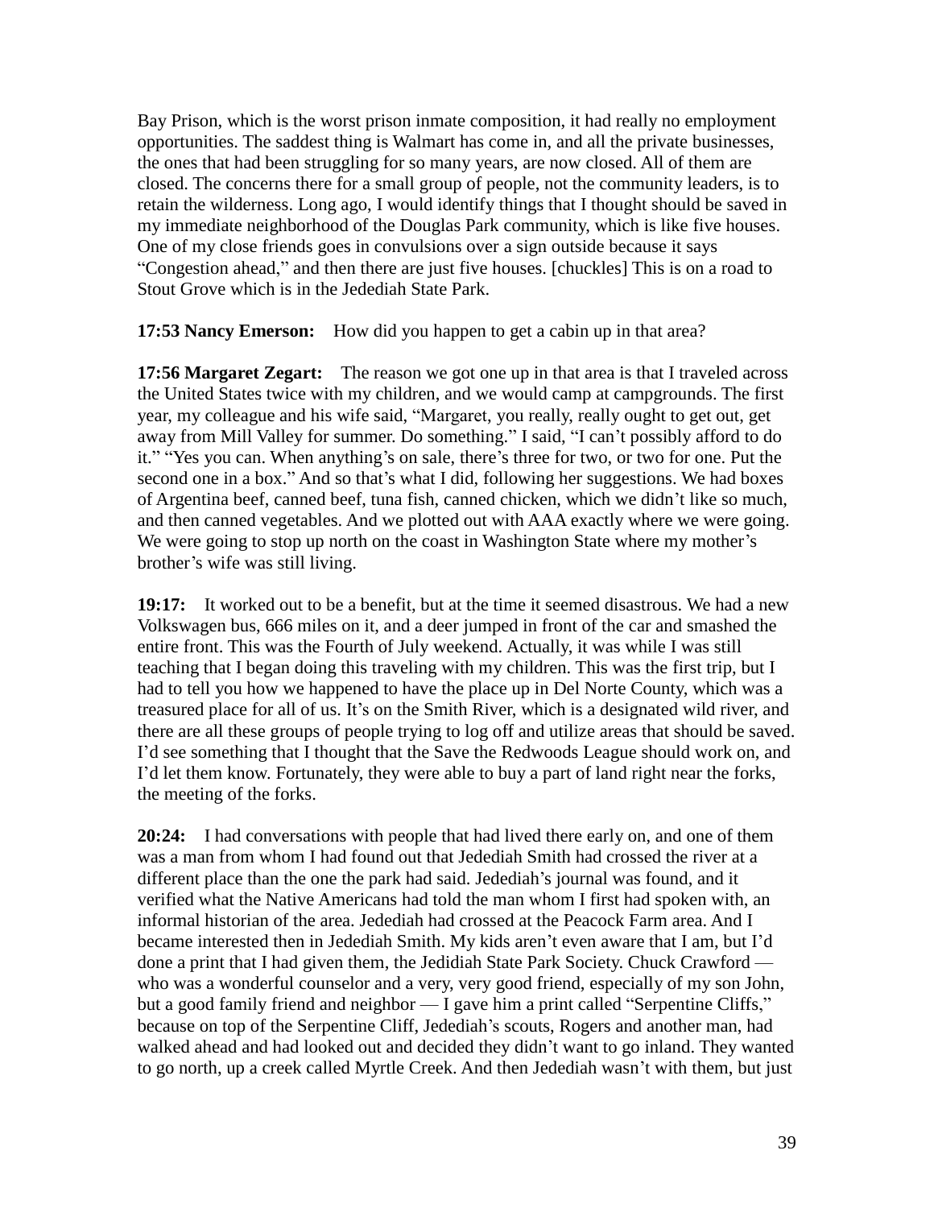Bay Prison, which is the worst prison inmate composition, it had really no employment opportunities. The saddest thing is Walmart has come in, and all the private businesses, the ones that had been struggling for so many years, are now closed. All of them are closed. The concerns there for a small group of people, not the community leaders, is to retain the wilderness. Long ago, I would identify things that I thought should be saved in my immediate neighborhood of the Douglas Park community, which is like five houses. One of my close friends goes in convulsions over a sign outside because it says "Congestion ahead," and then there are just five houses. [chuckles] This is on a road to Stout Grove which is in the Jedediah State Park.

**17:53 Nancy Emerson:** How did you happen to get a cabin up in that area?

**17:56 Margaret Zegart:** The reason we got one up in that area is that I traveled across the United States twice with my children, and we would camp at campgrounds. The first year, my colleague and his wife said, "Margaret, you really, really ought to get out, get away from Mill Valley for summer. Do something." I said, "I can't possibly afford to do it." "Yes you can. When anything's on sale, there's three for two, or two for one. Put the second one in a box." And so that's what I did, following her suggestions. We had boxes of Argentina beef, canned beef, tuna fish, canned chicken, which we didn't like so much, and then canned vegetables. And we plotted out with AAA exactly where we were going. We were going to stop up north on the coast in Washington State where my mother's brother's wife was still living.

**19:17:** It worked out to be a benefit, but at the time it seemed disastrous. We had a new Volkswagen bus, 666 miles on it, and a deer jumped in front of the car and smashed the entire front. This was the Fourth of July weekend. Actually, it was while I was still teaching that I began doing this traveling with my children. This was the first trip, but I had to tell you how we happened to have the place up in Del Norte County, which was a treasured place for all of us. It's on the Smith River, which is a designated wild river, and there are all these groups of people trying to log off and utilize areas that should be saved. I'd see something that I thought that the Save the Redwoods League should work on, and I'd let them know. Fortunately, they were able to buy a part of land right near the forks, the meeting of the forks.

**20:24:** I had conversations with people that had lived there early on, and one of them was a man from whom I had found out that Jedediah Smith had crossed the river at a different place than the one the park had said. Jedediah's journal was found, and it verified what the Native Americans had told the man whom I first had spoken with, an informal historian of the area. Jedediah had crossed at the Peacock Farm area. And I became interested then in Jedediah Smith. My kids aren't even aware that I am, but I'd done a print that I had given them, the Jididiah State Park Society. Chuck Crawford — who was a wonderful counselor and a very, very good friend, especially of my son John, but a good family friend and neighbor — I gave him a print called "Serpentine Cliffs," because on top of the Serpentine Cliff, Jedediah's scouts, Rogers and another man, had walked ahead and had looked out and decided they didn't want to go inland. They wanted to go north, up a creek called Myrtle Creek. And then Jedediah wasn't with them, but just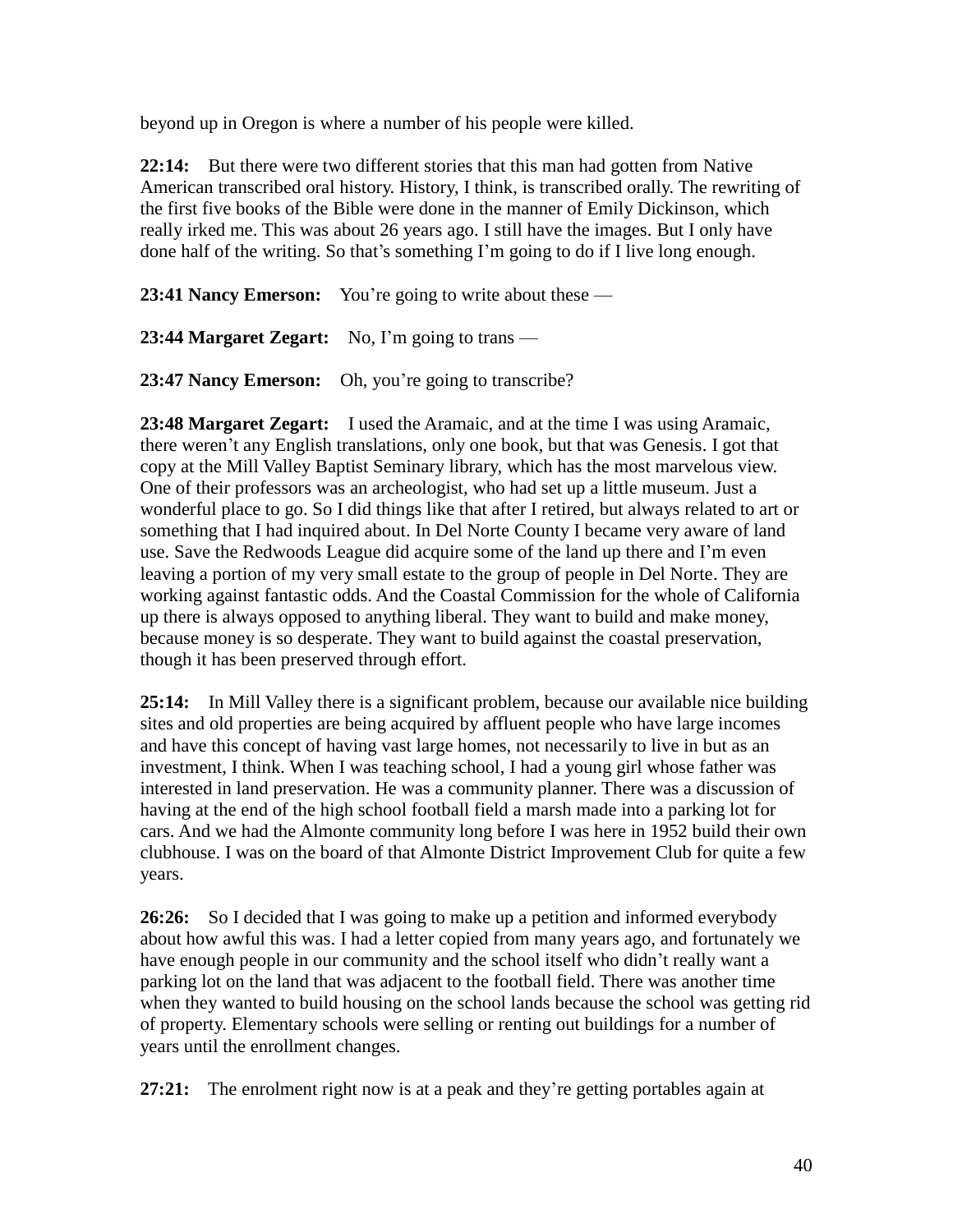beyond up in Oregon is where a number of his people were killed.

**22:14:** But there were two different stories that this man had gotten from Native American transcribed oral history. History, I think, is transcribed orally. The rewriting of the first five books of the Bible were done in the manner of Emily Dickinson, which really irked me. This was about 26 years ago. I still have the images. But I only have done half of the writing. So that's something I'm going to do if I live long enough.

**23:41 Nancy Emerson:** You're going to write about these —

**23:44 Margaret Zegart:** No, I'm going to trans —

**23:47 Nancy Emerson:** Oh, you're going to transcribe?

**23:48 Margaret Zegart:** I used the Aramaic, and at the time I was using Aramaic, there weren't any English translations, only one book, but that was Genesis. I got that copy at the Mill Valley Baptist Seminary library, which has the most marvelous view. One of their professors was an archeologist, who had set up a little museum. Just a wonderful place to go. So I did things like that after I retired, but always related to art or something that I had inquired about. In Del Norte County I became very aware of land use. Save the Redwoods League did acquire some of the land up there and I'm even leaving a portion of my very small estate to the group of people in Del Norte. They are working against fantastic odds. And the Coastal Commission for the whole of California up there is always opposed to anything liberal. They want to build and make money, because money is so desperate. They want to build against the coastal preservation, though it has been preserved through effort.

**25:14:** In Mill Valley there is a significant problem, because our available nice building sites and old properties are being acquired by affluent people who have large incomes and have this concept of having vast large homes, not necessarily to live in but as an investment, I think. When I was teaching school, I had a young girl whose father was interested in land preservation. He was a community planner. There was a discussion of having at the end of the high school football field a marsh made into a parking lot for cars. And we had the Almonte community long before I was here in 1952 build their own clubhouse. I was on the board of that Almonte District Improvement Club for quite a few years.

**26:26:** So I decided that I was going to make up a petition and informed everybody about how awful this was. I had a letter copied from many years ago, and fortunately we have enough people in our community and the school itself who didn't really want a parking lot on the land that was adjacent to the football field. There was another time when they wanted to build housing on the school lands because the school was getting rid of property. Elementary schools were selling or renting out buildings for a number of years until the enrollment changes.

**27:21:** The enrolment right now is at a peak and they're getting portables again at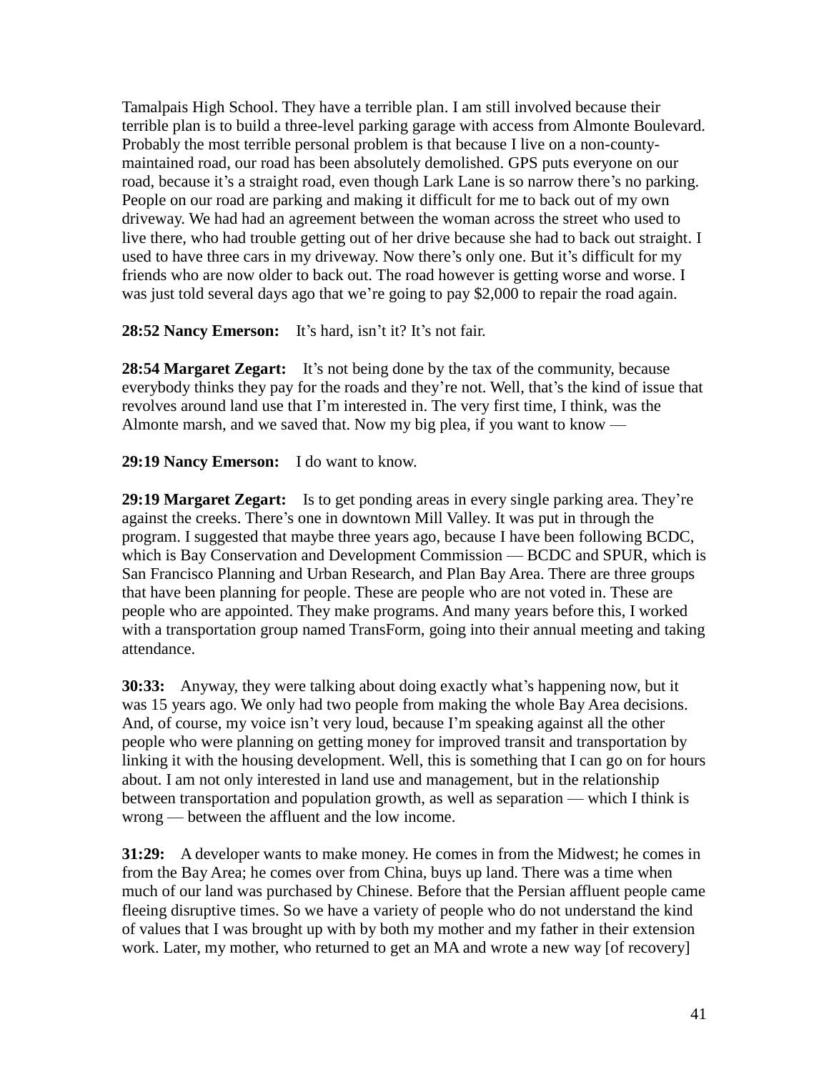Tamalpais High School. They have a terrible plan. I am still involved because their terrible plan is to build a three-level parking garage with access from Almonte Boulevard. Probably the most terrible personal problem is that because I live on a non-county-maintained road, our road has been absolutely demolished. GPS puts everyone on our road, because it's a straight road, even though Lark Lane is so narrow there's no parking. People on our road are parking and making it difficult for me to back out of my own driveway. We had had an agreement between the woman across the street who used to live there, who had trouble getting out of her drive because she had to back out straight. I used to have three cars in my driveway. Now there's only one. But it's difficult for my friends who are now older to back out. The road however is getting worse and worse. I was just told several days ago that we're going to pay $2,000 to repair the road again.

**28:52 Nancy Emerson:** It's hard, isn't it? It's not fair.

**28:54 Margaret Zegart:** It's not being done by the tax of the community, because everybody thinks they pay for the roads and they're not. Well, that's the kind of issue that revolves around land use that I'm interested in. The very first time, I think, was the Almonte marsh, and we saved that. Now my big plea, if you want to know —

**29:19 Nancy Emerson:** I do want to know.

**29:19 Margaret Zegart:** Is to get ponding areas in every single parking area. They're against the creeks. There's one in downtown Mill Valley. It was put in through the program. I suggested that maybe three years ago, because I have been following BCDC, which is Bay Conservation and Development Commission — BCDC and SPUR, which is San Francisco Planning and Urban Research, and Plan Bay Area. There are three groups that have been planning for people. These are people who are not voted in. These are people who are appointed. They make programs. And many years before this, I worked with a transportation group named TransForm, going into their annual meeting and taking attendance.

**30:33:** Anyway, they were talking about doing exactly what's happening now, but it was 15 years ago. We only had two people from making the whole Bay Area decisions. And, of course, my voice isn't very loud, because I'm speaking against all the other people who were planning on getting money for improved transit and transportation by linking it with the housing development. Well, this is something that I can go on for hours about. I am not only interested in land use and management, but in the relationship between transportation and population growth, as well as separation — which I think is wrong — between the affluent and the low income.

**31:29:** A developer wants to make money. He comes in from the Midwest; he comes in from the Bay Area; he comes over from China, buys up land. There was a time when much of our land was purchased by Chinese. Before that the Persian affluent people came fleeing disruptive times. So we have a variety of people who do not understand the kind of values that I was brought up with by both my mother and my father in their extension work. Later, my mother, who returned to get an MA and wrote a new way [of recovery]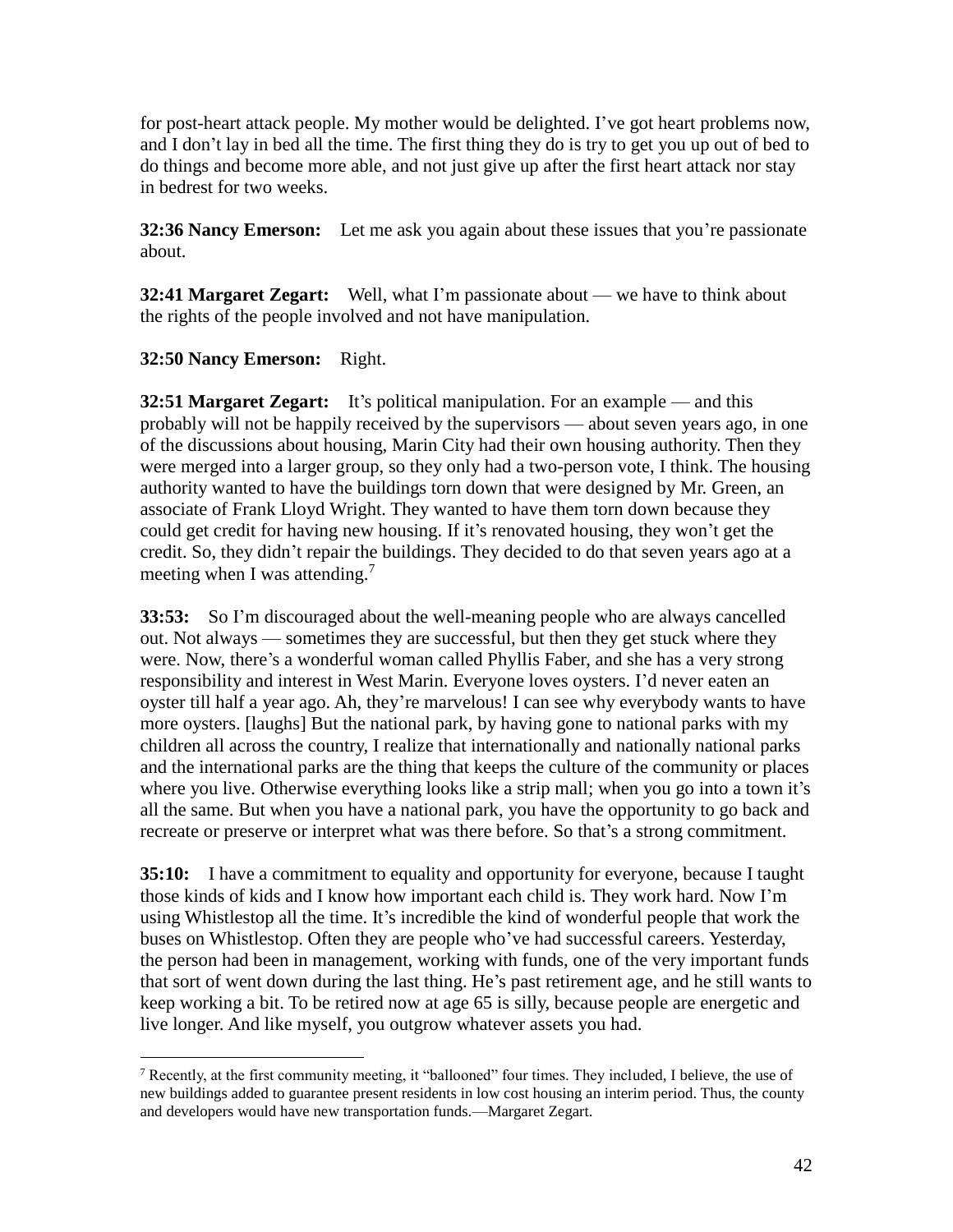for post-heart attack people. My mother would be delighted. I've got heart problems now, and I don't lay in bed all the time. The first thing they do is try to get you up out of bed to do things and become more able, and not just give up after the first heart attack nor stay in bedrest for two weeks.

**32:36 Nancy Emerson:** Let me ask you again about these issues that you're passionate about.

**32:41 Margaret Zegart:** Well, what I'm passionate about — we have to think about the rights of the people involved and not have manipulation.

**32:50 Nancy Emerson:** Right.

**32:51 Margaret Zegart:** It's political manipulation. For an example — and this probably will not be happily received by the supervisors — about seven years ago, in one of the discussions about housing, Marin City had their own housing authority. Then they were merged into a larger group, so they only had a two-person vote, I think. The housing authority wanted to have the buildings torn down that were designed by Mr. Green, an associate of Frank Lloyd Wright. They wanted to have them torn down because they could get credit for having new housing. If it's renovated housing, they won't get the credit. So, they didn't repair the buildings. They decided to do that seven years ago at a meeting when I was attending.[7]

**33:53:** So I'm discouraged about the well-meaning people who are always cancelled out. Not always — sometimes they are successful, but then they get stuck where they were. Now, there's a wonderful woman called Phyllis Faber, and she has a very strong responsibility and interest in West Marin. Everyone loves oysters. I'd never eaten an oyster till half a year ago. Ah, they're marvelous! I can see why everybody wants to have more oysters. [laughs] But the national park, by having gone to national parks with my children all across the country, I realize that internationally and nationally national parks and the international parks are the thing that keeps the culture of the community or places where you live. Otherwise everything looks like a strip mall; when you go into a town it's all the same. But when you have a national park, you have the opportunity to go back and recreate or preserve or interpret what was there before. So that's a strong commitment.

**35:10:** I have a commitment to equality and opportunity for everyone, because I taught those kinds of kids and I know how important each child is. They work hard. Now I'm using Whistlestop all the time. It's incredible the kind of wonderful people that work the buses on Whistlestop. Often they are people who've had successful careers. Yesterday, the person had been in management, working with funds, one of the very important funds that sort of went down during the last thing. He's past retirement age, and he still wants to keep working a bit. To be retired now at age 65 is silly, because people are energetic and live longer. And like myself, you outgrow whatever assets you had.

---

[7] Recently, at the first community meeting, it "ballooned" four times. They included, I believe, the use of new buildings added to guarantee present residents in low cost housing an interim period. Thus, the county and developers would have new transportation funds.—Margaret Zegart.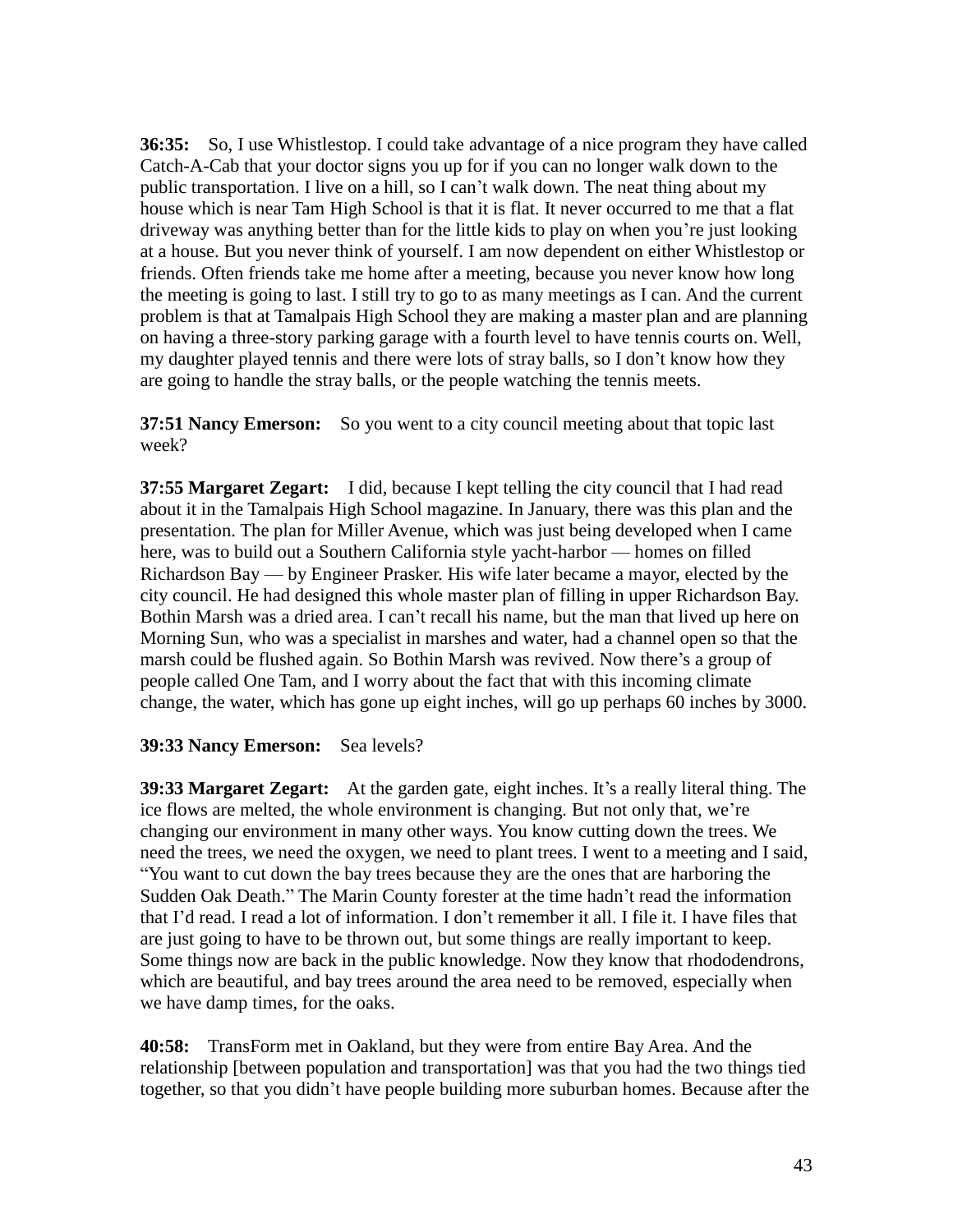**36:35:** So, I use Whistlestop. I could take advantage of a nice program they have called Catch-A-Cab that your doctor signs you up for if you can no longer walk down to the public transportation. I live on a hill, so I can't walk down. The neat thing about my house which is near Tam High School is that it is flat. It never occurred to me that a flat driveway was anything better than for the little kids to play on when you're just looking at a house. But you never think of yourself. I am now dependent on either Whistlestop or friends. Often friends take me home after a meeting, because you never know how long the meeting is going to last. I still try to go to as many meetings as I can. And the current problem is that at Tamalpais High School they are making a master plan and are planning on having a three-story parking garage with a fourth level to have tennis courts on. Well, my daughter played tennis and there were lots of stray balls, so I don't know how they are going to handle the stray balls, or the people watching the tennis meets.

**37:51 Nancy Emerson:** So you went to a city council meeting about that topic last week?

**37:55 Margaret Zegart:** I did, because I kept telling the city council that I had read about it in the Tamalpais High School magazine. In January, there was this plan and the presentation. The plan for Miller Avenue, which was just being developed when I came here, was to build out a Southern California style yacht-harbor — homes on filled Richardson Bay — by Engineer Prasker. His wife later became a mayor, elected by the city council. He had designed this whole master plan of filling in upper Richardson Bay. Bothin Marsh was a dried area. I can't recall his name, but the man that lived up here on Morning Sun, who was a specialist in marshes and water, had a channel open so that the marsh could be flushed again. So Bothin Marsh was revived. Now there's a group of people called One Tam, and I worry about the fact that with this incoming climate change, the water, which has gone up eight inches, will go up perhaps 60 inches by 3000.

**39:33 Nancy Emerson:** Sea levels?

**39:33 Margaret Zegart:** At the garden gate, eight inches. It's a really literal thing. The ice flows are melted, the whole environment is changing. But not only that, we're changing our environment in many other ways. You know cutting down the trees. We need the trees, we need the oxygen, we need to plant trees. I went to a meeting and I said, "You want to cut down the bay trees because they are the ones that are harboring the Sudden Oak Death." The Marin County forester at the time hadn't read the information that I'd read. I read a lot of information. I don't remember it all. I file it. I have files that are just going to have to be thrown out, but some things are really important to keep. Some things now are back in the public knowledge. Now they know that rhododendrons, which are beautiful, and bay trees around the area need to be removed, especially when we have damp times, for the oaks.

**40:58:** TransForm met in Oakland, but they were from entire Bay Area. And the relationship [between population and transportation] was that you had the two things tied together, so that you didn't have people building more suburban homes. Because after the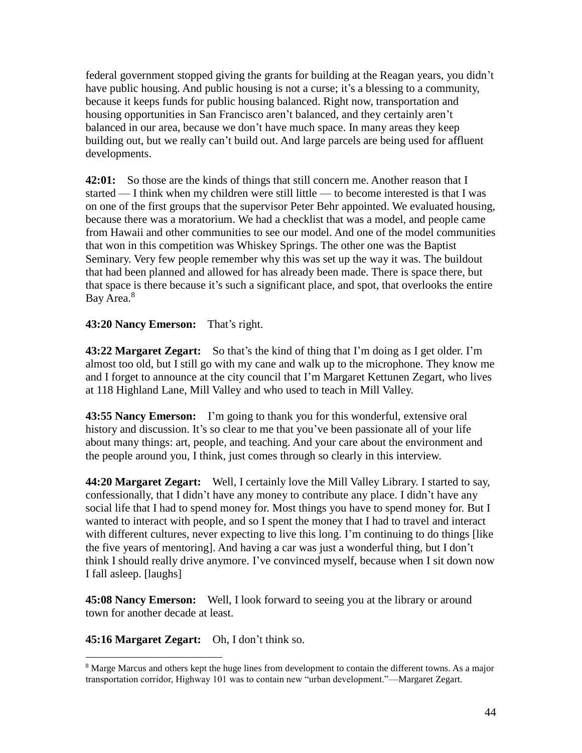federal government stopped giving the grants for building at the Reagan years, you didn't have public housing. And public housing is not a curse; it's a blessing to a community, because it keeps funds for public housing balanced. Right now, transportation and housing opportunities in San Francisco aren't balanced, and they certainly aren't balanced in our area, because we don't have much space. In many areas they keep building out, but we really can't build out. And large parcels are being used for affluent developments.

**42:01:** So those are the kinds of things that still concern me. Another reason that I started — I think when my children were still little — to become interested is that I was on one of the first groups that the supervisor Peter Behr appointed. We evaluated housing, because there was a moratorium. We had a checklist that was a model, and people came from Hawaii and other communities to see our model. And one of the model communities that won in this competition was Whiskey Springs. The other one was the Baptist Seminary. Very few people remember why this was set up the way it was. The buildout that had been planned and allowed for has already been made. There is space there, but that space is there because it's such a significant place, and spot, that overlooks the entire Bay Area.[8]

**43:20 Nancy Emerson:** That's right.

**43:22 Margaret Zegart:** So that's the kind of thing that I'm doing as I get older. I'm almost too old, but I still go with my cane and walk up to the microphone. They know me and I forget to announce at the city council that I'm Margaret Kettunen Zegart, who lives at 118 Highland Lane, Mill Valley and who used to teach in Mill Valley.

**43:55 Nancy Emerson:** I'm going to thank you for this wonderful, extensive oral history and discussion. It's so clear to me that you've been passionate all of your life about many things: art, people, and teaching. And your care about the environment and the people around you, I think, just comes through so clearly in this interview.

**44:20 Margaret Zegart:** Well, I certainly love the Mill Valley Library. I started to say, confessionally, that I didn't have any money to contribute any place. I didn't have any social life that I had to spend money for. Most things you have to spend money for. But I wanted to interact with people, and so I spent the money that I had to travel and interact with different cultures, never expecting to live this long. I'm continuing to do things [like the five years of mentoring]. And having a car was just a wonderful thing, but I don't think I should really drive anymore. I've convinced myself, because when I sit down now I fall asleep. [laughs]

**45:08 Nancy Emerson:** Well, I look forward to seeing you at the library or around town for another decade at least.

**45:16 Margaret Zegart:** Oh, I don't think so.

---

[8] Marge Marcus and others kept the huge lines from development to contain the different towns. As a major transportation corridor, Highway 101 was to contain new "urban development."—Margaret Zegart.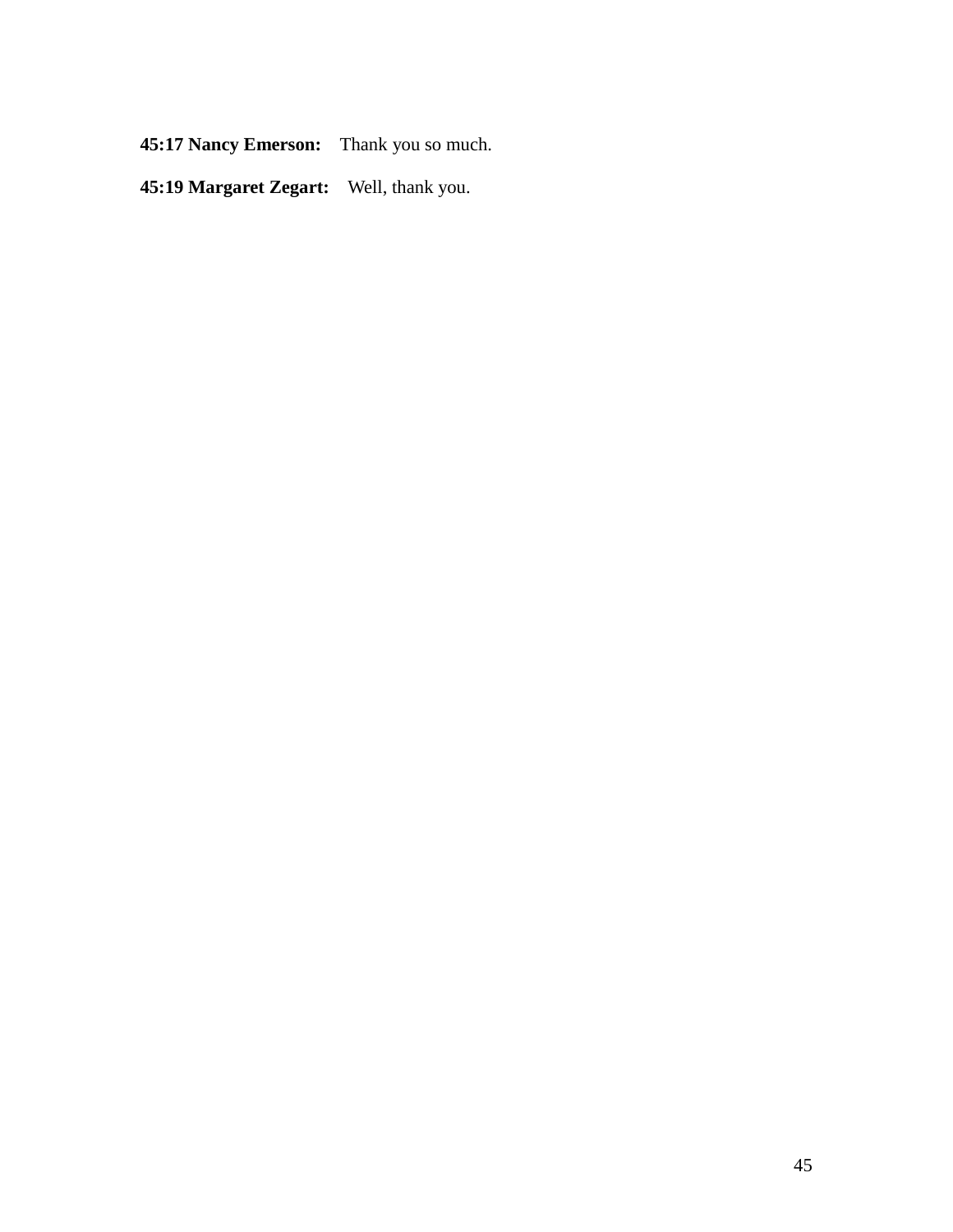**45:17 Nancy Emerson:** Thank you so much.

**45:19 Margaret Zegart:** Well, thank you.